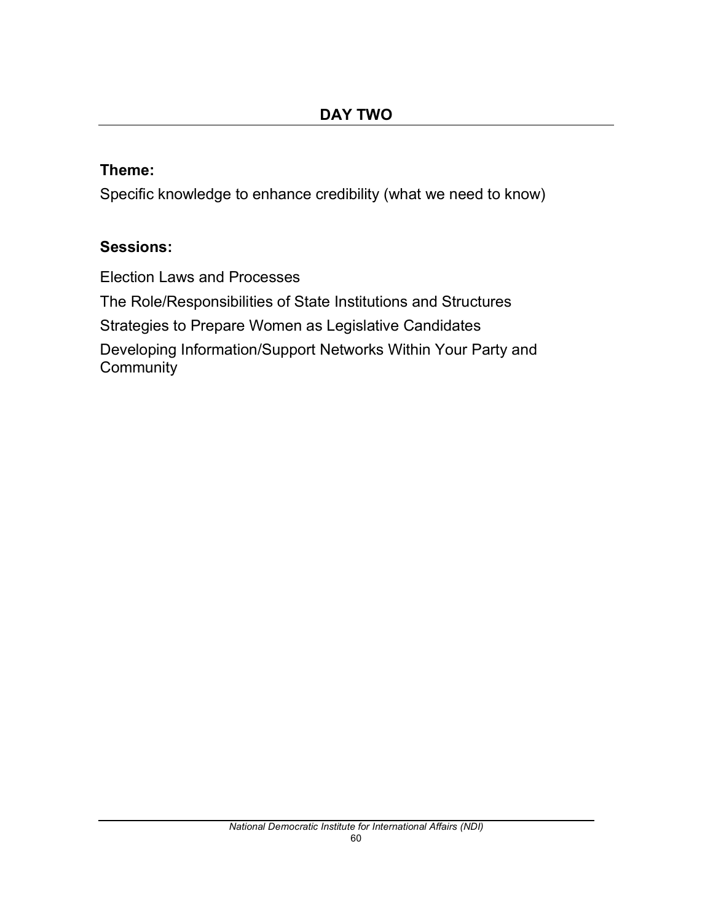## DAY TWO

### Theme:

Specific knowledge to enhance credibility (what we need to know)

### Sessions:

Election Laws and Processes

The Role/Responsibilities of State Institutions and Structures

Strategies to Prepare Women as Legislative Candidates

Developing Information/Support Networks Within Your Party and Community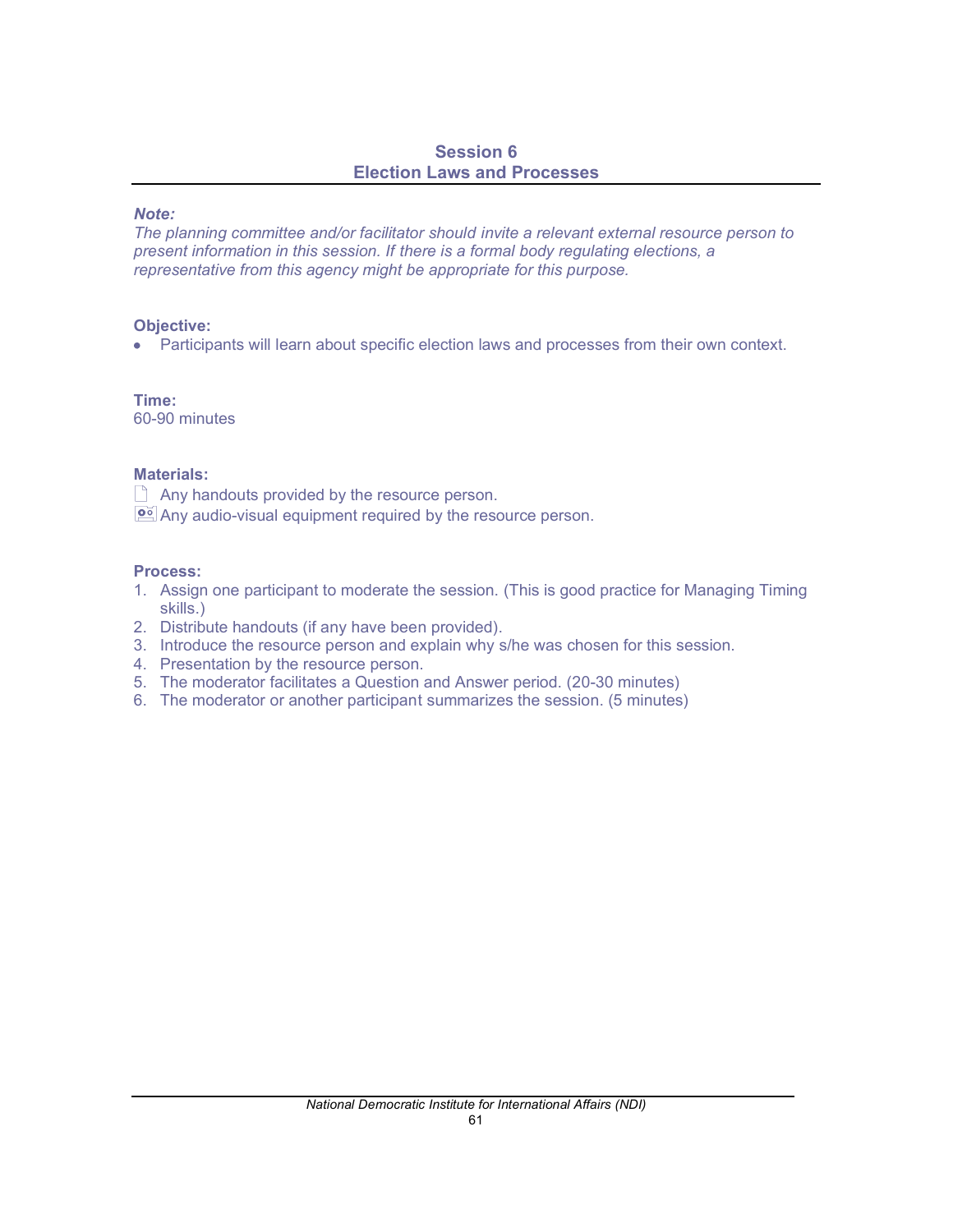## Session 6
## Election Laws and Processes

***Note:***
*The planning committee and/or facilitator should invite a relevant external resource person to present information in this session. If there is a formal body regulating elections, a representative from this agency might be appropriate for this purpose.*

**Objective:**

- Participants will learn about specific election laws and processes from their own context.

**Time:**
60-90 minutes

**Materials:**

- Any handouts provided by the resource person.
- Any audio-visual equipment required by the resource person.

**Process:**

1. Assign one participant to moderate the session. (This is good practice for Managing Timing skills.)
2. Distribute handouts (if any have been provided).
3. Introduce the resource person and explain why s/he was chosen for this session.
4. Presentation by the resource person.
5. The moderator facilitates a Question and Answer period. (20-30 minutes)
6. The moderator or another participant summarizes the session. (5 minutes)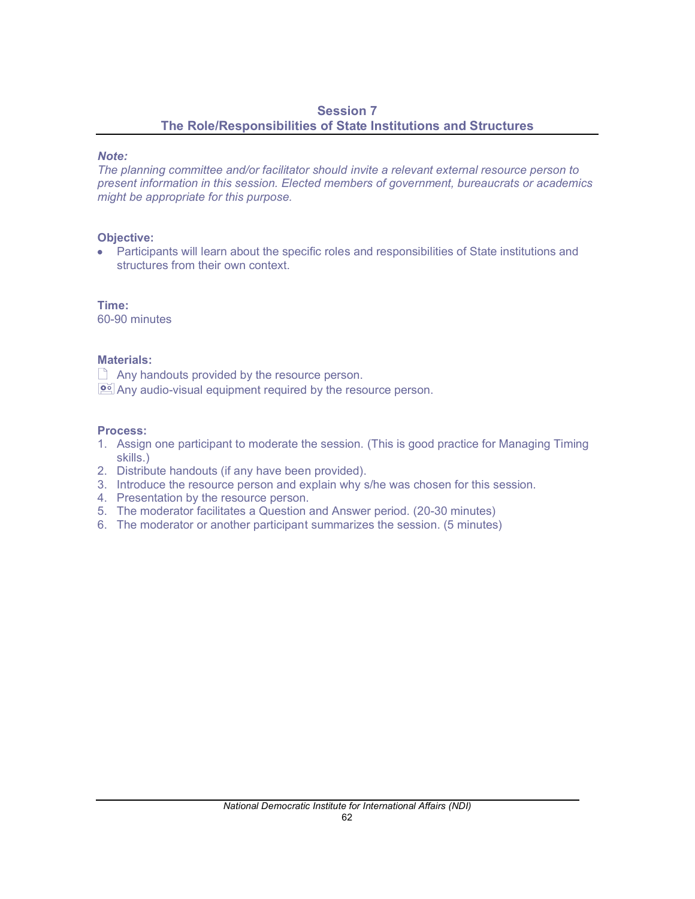## Session 7
## The Role/Responsibilities of State Institutions and Structures

***Note:***
*The planning committee and/or facilitator should invite a relevant external resource person to present information in this session. Elected members of government, bureaucrats or academics might be appropriate for this purpose.*

**Objective:**

- Participants will learn about the specific roles and responsibilities of State institutions and structures from their own context.

**Time:**
60-90 minutes

**Materials:**

- Any handouts provided by the resource person.
- Any audio-visual equipment required by the resource person.

**Process:**

1. Assign one participant to moderate the session. (This is good practice for Managing Timing skills.)
2. Distribute handouts (if any have been provided).
3. Introduce the resource person and explain why s/he was chosen for this session.
4. Presentation by the resource person.
5. The moderator facilitates a Question and Answer period. (20-30 minutes)
6. The moderator or another participant summarizes the session. (5 minutes)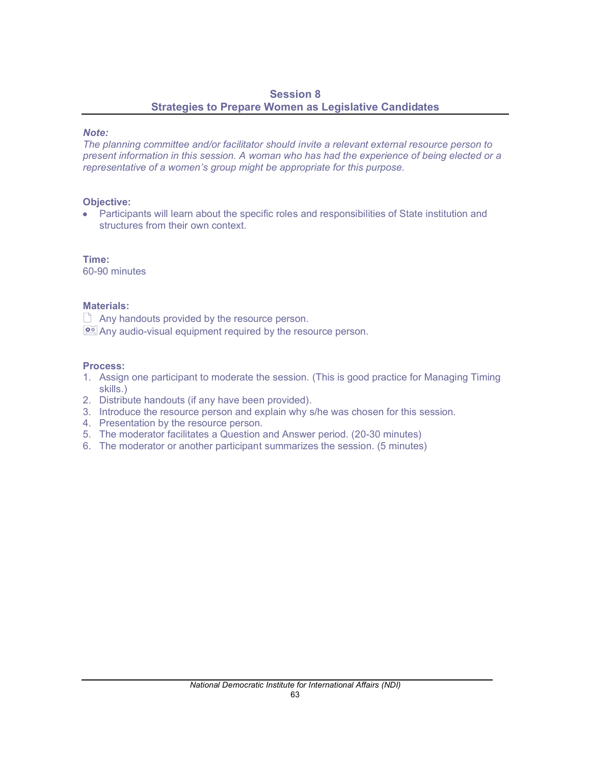## Session 8
## Strategies to Prepare Women as Legislative Candidates

***Note:***
*The planning committee and/or facilitator should invite a relevant external resource person to present information in this session. A woman who has had the experience of being elected or a representative of a women's group might be appropriate for this purpose.*

**Objective:**

- Participants will learn about the specific roles and responsibilities of State institution and structures from their own context.

**Time:**
60-90 minutes

**Materials:**

- Any handouts provided by the resource person.
- Any audio-visual equipment required by the resource person.

**Process:**

1. Assign one participant to moderate the session. (This is good practice for Managing Timing skills.)
2. Distribute handouts (if any have been provided).
3. Introduce the resource person and explain why s/he was chosen for this session.
4. Presentation by the resource person.
5. The moderator facilitates a Question and Answer period. (20-30 minutes)
6. The moderator or another participant summarizes the session. (5 minutes)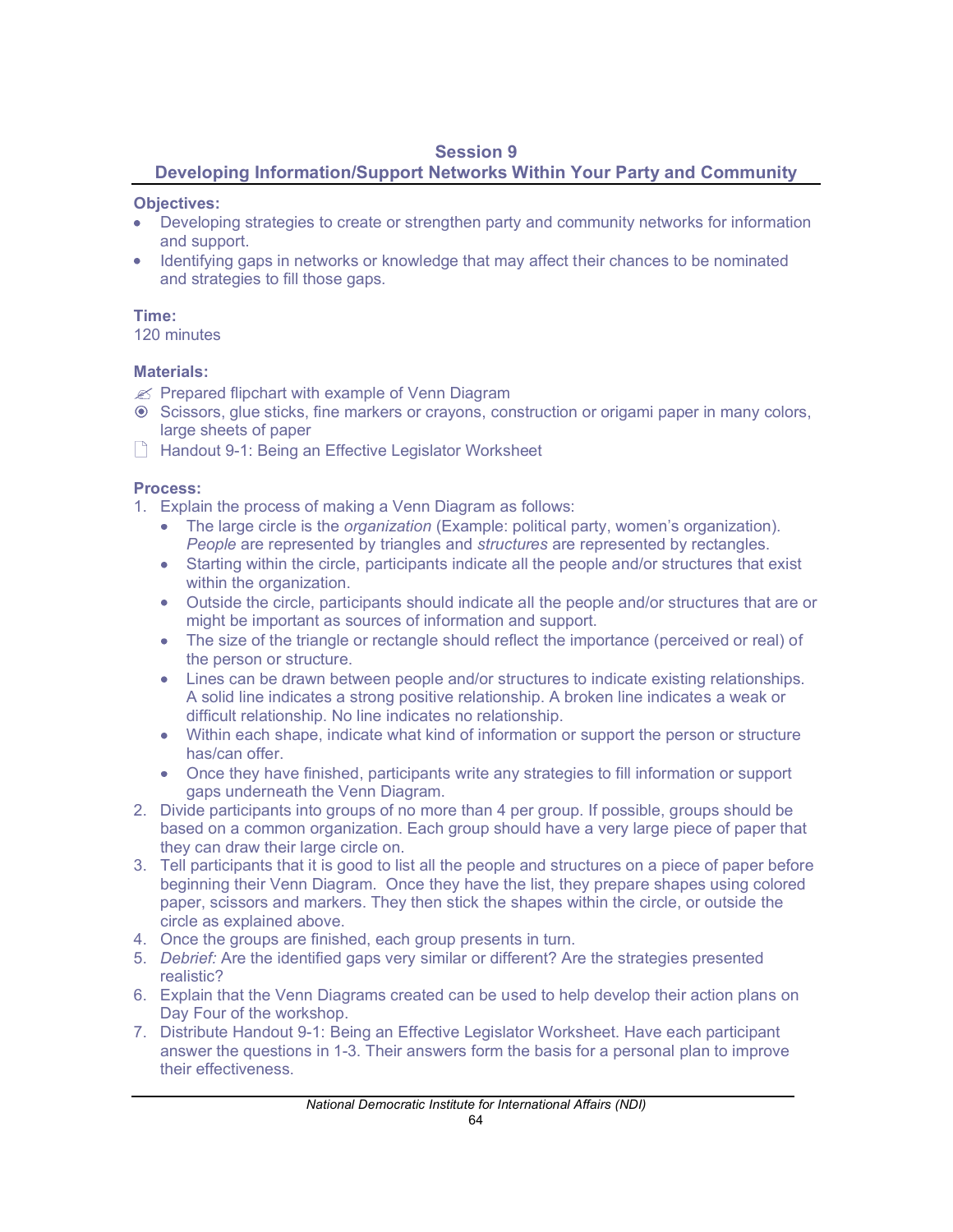# Session 9
## Developing Information/Support Networks Within Your Party and Community

**Objectives:**

- Developing strategies to create or strengthen party and community networks for information and support.
- Identifying gaps in networks or knowledge that may affect their chances to be nominated and strategies to fill those gaps.

**Time:**
120 minutes

**Materials:**

- ✍ Prepared flipchart with example of Venn Diagram
- ⦿ Scissors, glue sticks, fine markers or crayons, construction or origami paper in many colors, large sheets of paper
- 🗋 Handout 9-1: Being an Effective Legislator Worksheet

**Process:**

1. Explain the process of making a Venn Diagram as follows:
   - The large circle is the *organization* (Example: political party, women's organization). *People* are represented by triangles and *structures* are represented by rectangles.
   - Starting within the circle, participants indicate all the people and/or structures that exist within the organization.
   - Outside the circle, participants should indicate all the people and/or structures that are or might be important as sources of information and support.
   - The size of the triangle or rectangle should reflect the importance (perceived or real) of the person or structure.
   - Lines can be drawn between people and/or structures to indicate existing relationships. A solid line indicates a strong positive relationship. A broken line indicates a weak or difficult relationship. No line indicates no relationship.
   - Within each shape, indicate what kind of information or support the person or structure has/can offer.
   - Once they have finished, participants write any strategies to fill information or support gaps underneath the Venn Diagram.
2. Divide participants into groups of no more than 4 per group. If possible, groups should be based on a common organization. Each group should have a very large piece of paper that they can draw their large circle on.
3. Tell participants that it is good to list all the people and structures on a piece of paper before beginning their Venn Diagram. Once they have the list, they prepare shapes using colored paper, scissors and markers. They then stick the shapes within the circle, or outside the circle as explained above.
4. Once the groups are finished, each group presents in turn.
5. *Debrief:* Are the identified gaps very similar or different? Are the strategies presented realistic?
6. Explain that the Venn Diagrams created can be used to help develop their action plans on Day Four of the workshop.
7. Distribute Handout 9-1: Being an Effective Legislator Worksheet. Have each participant answer the questions in 1-3. Their answers form the basis for a personal plan to improve their effectiveness.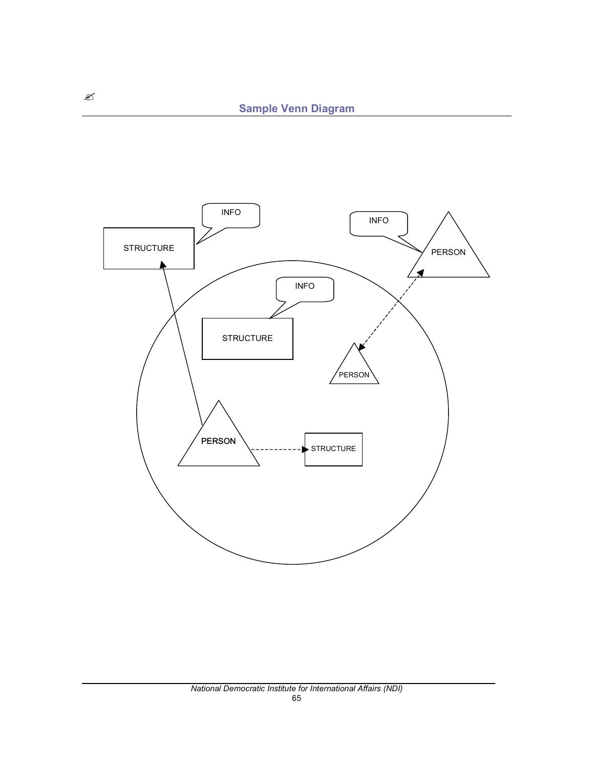## Sample Venn Diagram

INFO

STRUCTURE

INFO

PERSON

INFO

STRUCTURE

PERSON

PERSON

STRUCTURE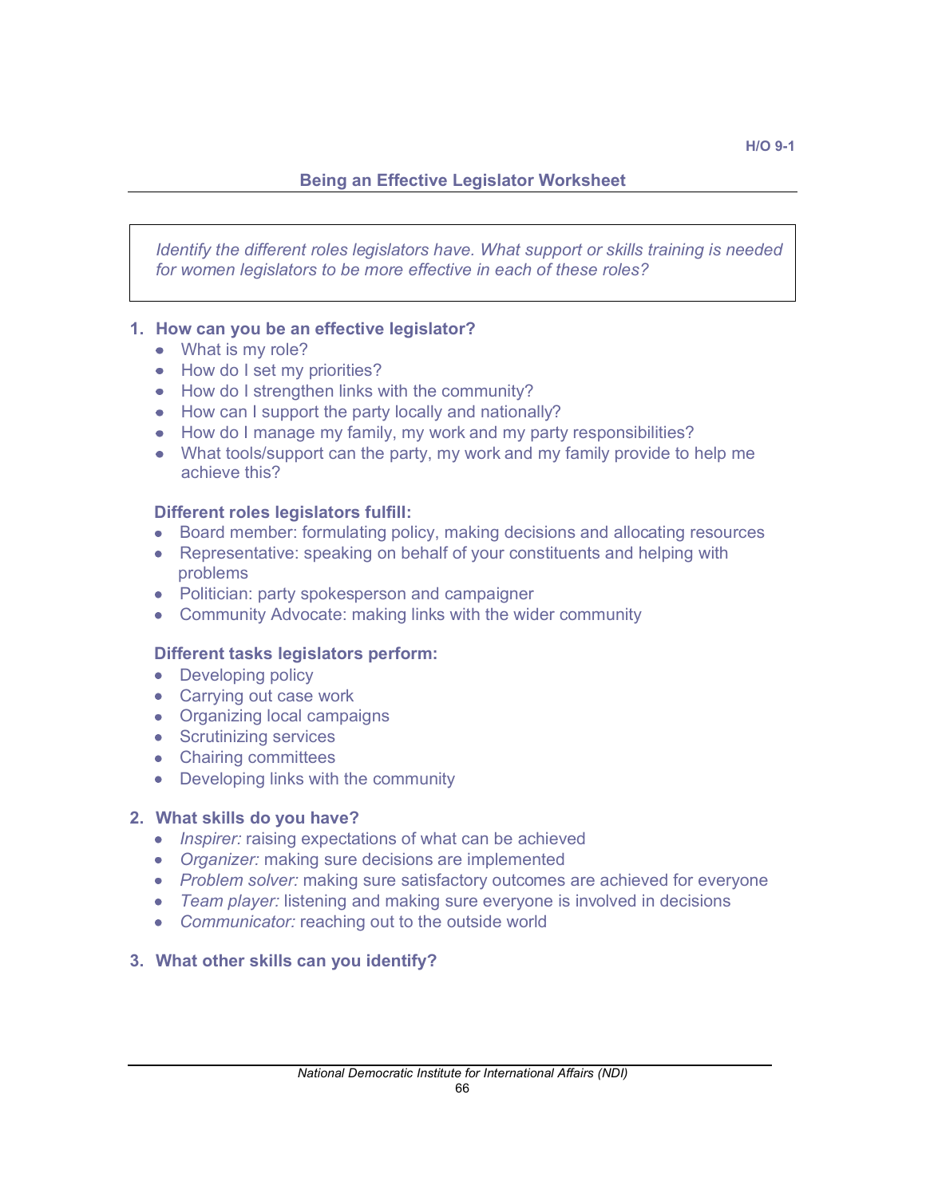H/O 9-1

## Being an Effective Legislator Worksheet

*Identify the different roles legislators have. What support or skills training is needed for women legislators to be more effective in each of these roles?*

### 1. How can you be an effective legislator?

- What is my role?
- How do I set my priorities?
- How do I strengthen links with the community?
- How can I support the party locally and nationally?
- How do I manage my family, my work and my party responsibilities?
- What tools/support can the party, my work and my family provide to help me achieve this?

**Different roles legislators fulfill:**

- Board member: formulating policy, making decisions and allocating resources
- Representative: speaking on behalf of your constituents and helping with problems
- Politician: party spokesperson and campaigner
- Community Advocate: making links with the wider community

**Different tasks legislators perform:**

- Developing policy
- Carrying out case work
- Organizing local campaigns
- Scrutinizing services
- Chairing committees
- Developing links with the community

### 2. What skills do you have?

- *Inspirer:* raising expectations of what can be achieved
- *Organizer:* making sure decisions are implemented
- *Problem solver:* making sure satisfactory outcomes are achieved for everyone
- *Team player:* listening and making sure everyone is involved in decisions
- *Communicator:* reaching out to the outside world

### 3. What other skills can you identify?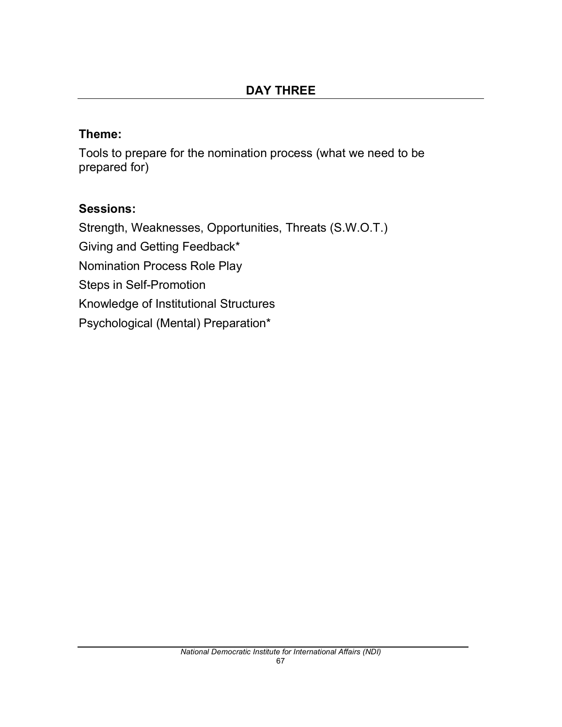## DAY THREE

### Theme:

Tools to prepare for the nomination process (what we need to be prepared for)

### Sessions:

Strength, Weaknesses, Opportunities, Threats (S.W.O.T.)

Giving and Getting Feedback*

Nomination Process Role Play

Steps in Self-Promotion

Knowledge of Institutional Structures

Psychological (Mental) Preparation*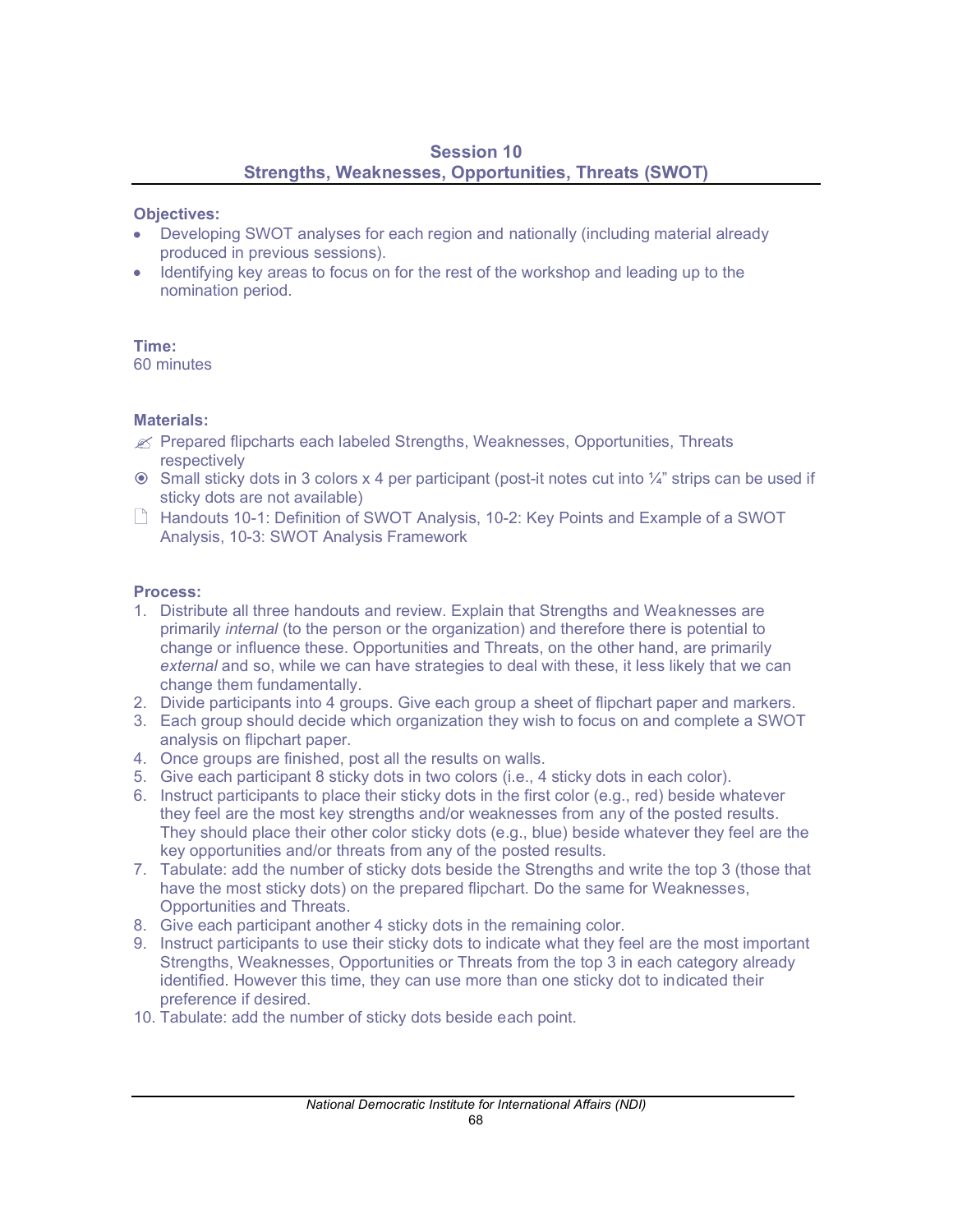## Session 10
## Strengths, Weaknesses, Opportunities, Threats (SWOT)

**Objectives:**

- Developing SWOT analyses for each region and nationally (including material already produced in previous sessions).
- Identifying key areas to focus on for the rest of the workshop and leading up to the nomination period.

**Time:**
60 minutes

**Materials:**

- ✍ Prepared flipcharts each labeled Strengths, Weaknesses, Opportunities, Threats respectively
- ⦿ Small sticky dots in 3 colors x 4 per participant (post-it notes cut into ¼" strips can be used if sticky dots are not available)
- 🗋 Handouts 10-1: Definition of SWOT Analysis, 10-2: Key Points and Example of a SWOT Analysis, 10-3: SWOT Analysis Framework

**Process:**

1. Distribute all three handouts and review. Explain that Strengths and Weaknesses are primarily *internal* (to the person or the organization) and therefore there is potential to change or influence these. Opportunities and Threats, on the other hand, are primarily *external* and so, while we can have strategies to deal with these, it less likely that we can change them fundamentally.
2. Divide participants into 4 groups. Give each group a sheet of flipchart paper and markers.
3. Each group should decide which organization they wish to focus on and complete a SWOT analysis on flipchart paper.
4. Once groups are finished, post all the results on walls.
5. Give each participant 8 sticky dots in two colors (i.e., 4 sticky dots in each color).
6. Instruct participants to place their sticky dots in the first color (e.g., red) beside whatever they feel are the most key strengths and/or weaknesses from any of the posted results. They should place their other color sticky dots (e.g., blue) beside whatever they feel are the key opportunities and/or threats from any of the posted results.
7. Tabulate: add the number of sticky dots beside the Strengths and write the top 3 (those that have the most sticky dots) on the prepared flipchart. Do the same for Weaknesses, Opportunities and Threats.
8. Give each participant another 4 sticky dots in the remaining color.
9. Instruct participants to use their sticky dots to indicate what they feel are the most important Strengths, Weaknesses, Opportunities or Threats from the top 3 in each category already identified. However this time, they can use more than one sticky dot to indicated their preference if desired.
10. Tabulate: add the number of sticky dots beside each point.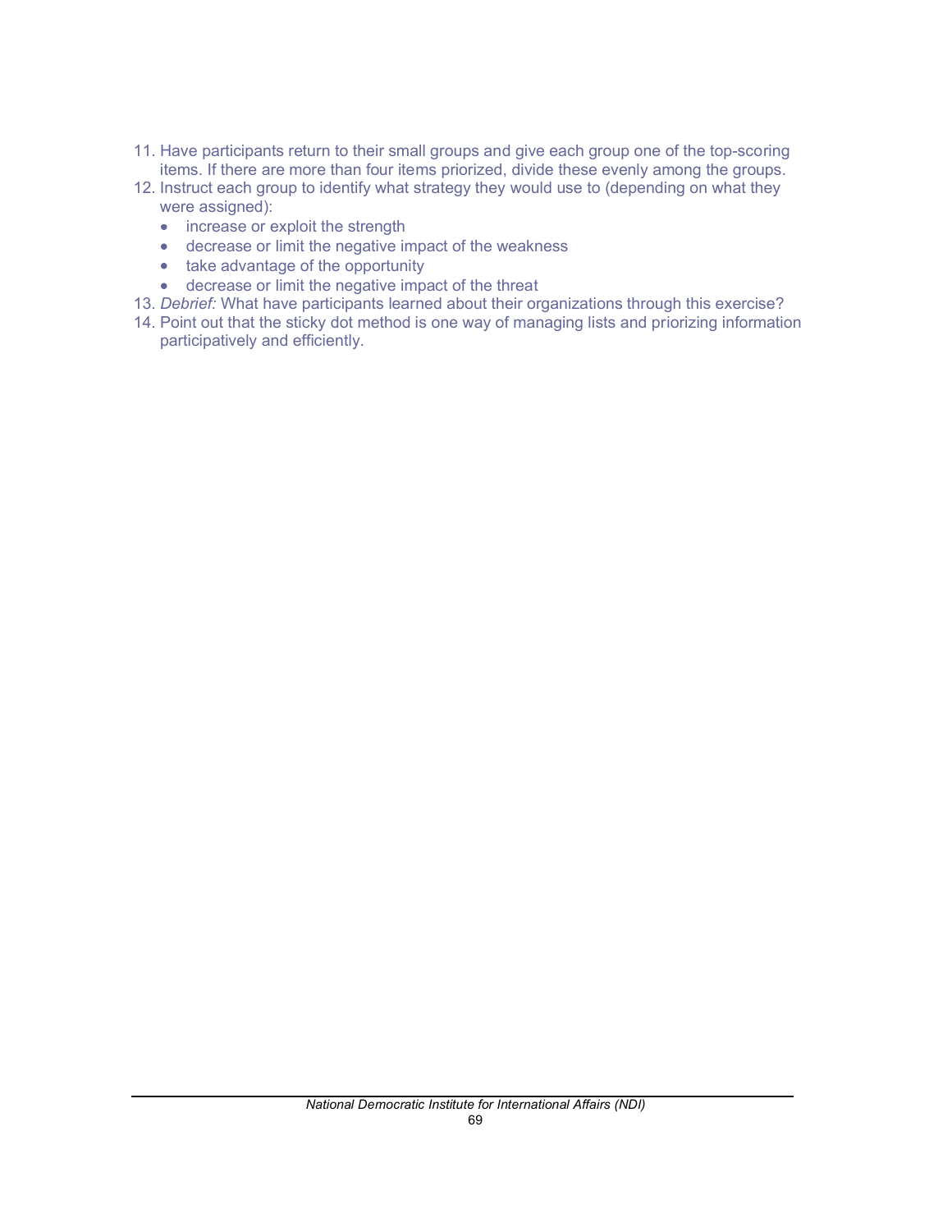11. Have participants return to their small groups and give each group one of the top-scoring items. If there are more than four items priorized, divide these evenly among the groups.
12. Instruct each group to identify what strategy they would use to (depending on what they were assigned):
    - increase or exploit the strength
    - decrease or limit the negative impact of the weakness
    - take advantage of the opportunity
    - decrease or limit the negative impact of the threat
13. *Debrief:* What have participants learned about their organizations through this exercise?
14. Point out that the sticky dot method is one way of managing lists and priorizing information participatively and efficiently.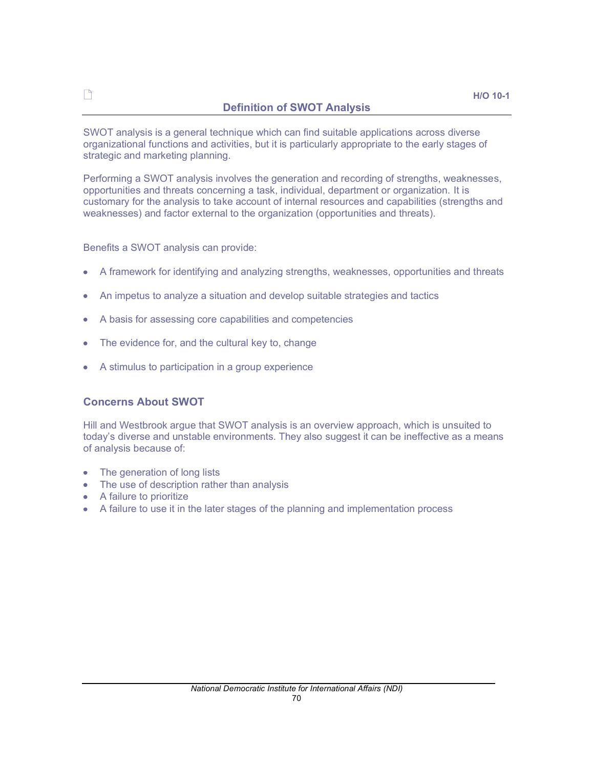H/O 10-1

## Definition of SWOT Analysis

SWOT analysis is a general technique which can find suitable applications across diverse organizational functions and activities, but it is particularly appropriate to the early stages of strategic and marketing planning.

Performing a SWOT analysis involves the generation and recording of strengths, weaknesses, opportunities and threats concerning a task, individual, department or organization. It is customary for the analysis to take account of internal resources and capabilities (strengths and weaknesses) and factor external to the organization (opportunities and threats).

Benefits a SWOT analysis can provide:

- A framework for identifying and analyzing strengths, weaknesses, opportunities and threats
- An impetus to analyze a situation and develop suitable strategies and tactics
- A basis for assessing core capabilities and competencies
- The evidence for, and the cultural key to, change
- A stimulus to participation in a group experience

### Concerns About SWOT

Hill and Westbrook argue that SWOT analysis is an overview approach, which is unsuited to today's diverse and unstable environments. They also suggest it can be ineffective as a means of analysis because of:

- The generation of long lists
- The use of description rather than analysis
- A failure to prioritize
- A failure to use it in the later stages of the planning and implementation process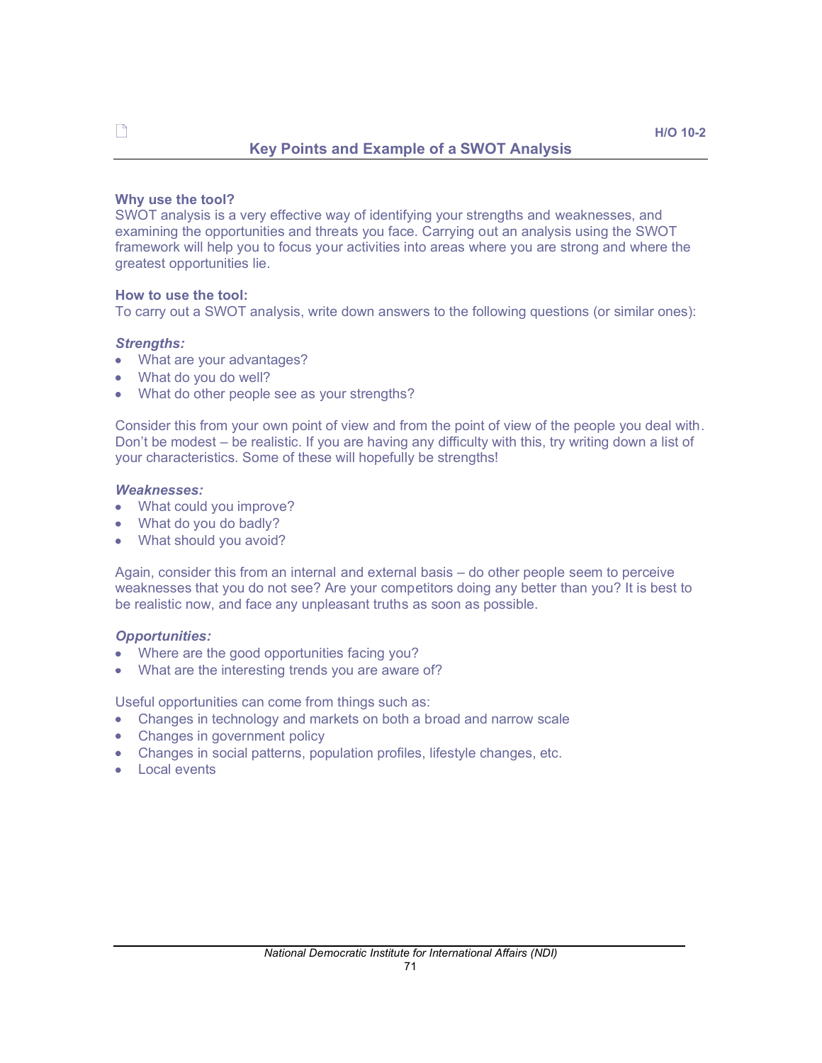H/O 10-2

## Key Points and Example of a SWOT Analysis

**Why use the tool?**
SWOT analysis is a very effective way of identifying your strengths and weaknesses, and examining the opportunities and threats you face. Carrying out an analysis using the SWOT framework will help you to focus your activities into areas where you are strong and where the greatest opportunities lie.

**How to use the tool:**
To carry out a SWOT analysis, write down answers to the following questions (or similar ones):

***Strengths:***

- What are your advantages?
- What do you do well?
- What do other people see as your strengths?

Consider this from your own point of view and from the point of view of the people you deal with. Don't be modest – be realistic. If you are having any difficulty with this, try writing down a list of your characteristics. Some of these will hopefully be strengths!

***Weaknesses:***

- What could you improve?
- What do you do badly?
- What should you avoid?

Again, consider this from an internal and external basis – do other people seem to perceive weaknesses that you do not see? Are your competitors doing any better than you? It is best to be realistic now, and face any unpleasant truths as soon as possible.

***Opportunities:***

- Where are the good opportunities facing you?
- What are the interesting trends you are aware of?

Useful opportunities can come from things such as:

- Changes in technology and markets on both a broad and narrow scale
- Changes in government policy
- Changes in social patterns, population profiles, lifestyle changes, etc.
- Local events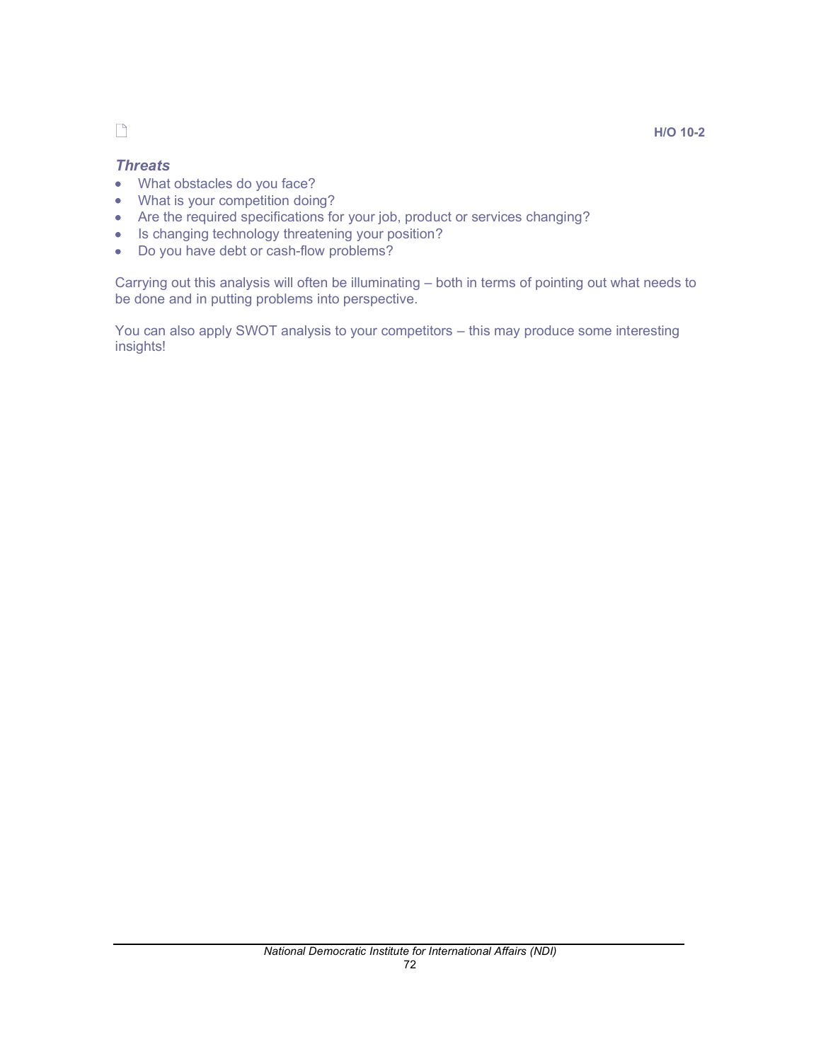H/O 10-2

### *Threats*

- What obstacles do you face?
- What is your competition doing?
- Are the required specifications for your job, product or services changing?
- Is changing technology threatening your position?
- Do you have debt or cash-flow problems?

Carrying out this analysis will often be illuminating – both in terms of pointing out what needs to be done and in putting problems into perspective.

You can also apply SWOT analysis to your competitors – this may produce some interesting insights!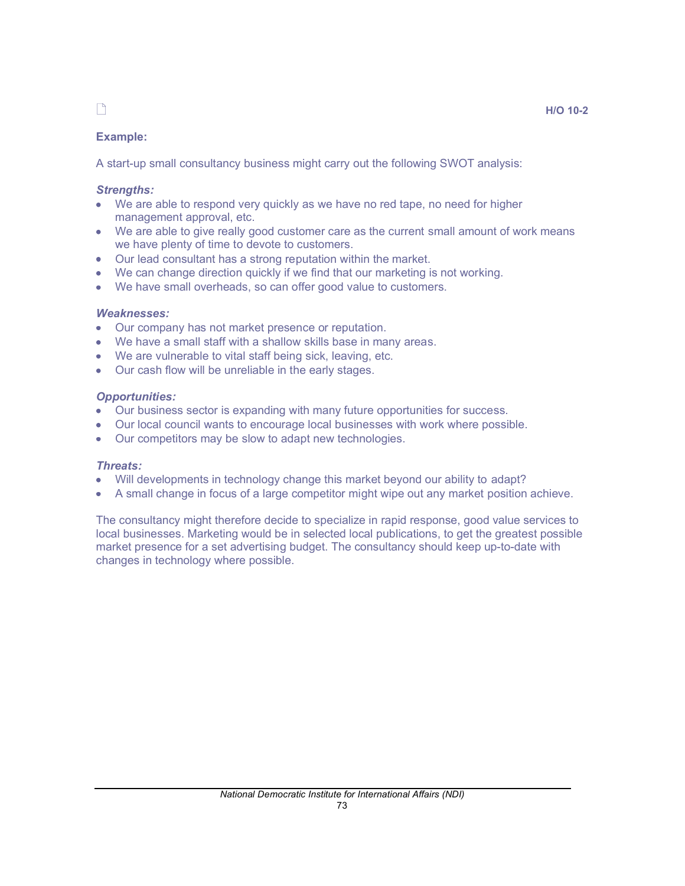H/O 10-2

**Example:**

A start-up small consultancy business might carry out the following SWOT analysis:

***Strengths:***

- We are able to respond very quickly as we have no red tape, no need for higher management approval, etc.
- We are able to give really good customer care as the current small amount of work means we have plenty of time to devote to customers.
- Our lead consultant has a strong reputation within the market.
- We can change direction quickly if we find that our marketing is not working.
- We have small overheads, so can offer good value to customers.

***Weaknesses:***

- Our company has not market presence or reputation.
- We have a small staff with a shallow skills base in many areas.
- We are vulnerable to vital staff being sick, leaving, etc.
- Our cash flow will be unreliable in the early stages.

***Opportunities:***

- Our business sector is expanding with many future opportunities for success.
- Our local council wants to encourage local businesses with work where possible.
- Our competitors may be slow to adapt new technologies.

***Threats:***

- Will developments in technology change this market beyond our ability to adapt?
- A small change in focus of a large competitor might wipe out any market position achieve.

The consultancy might therefore decide to specialize in rapid response, good value services to local businesses. Marketing would be in selected local publications, to get the greatest possible market presence for a set advertising budget. The consultancy should keep up-to-date with changes in technology where possible.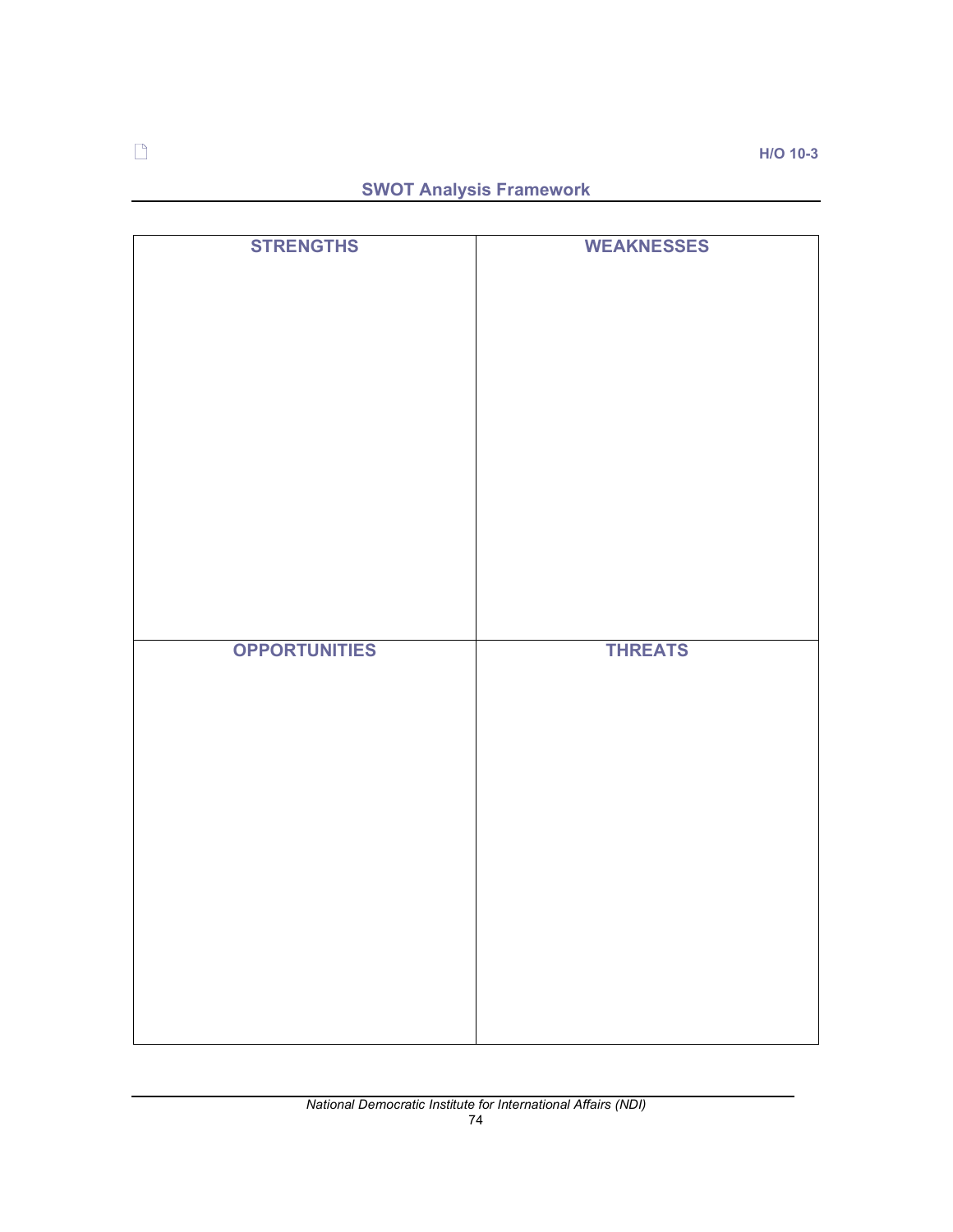H/O 10-3

## SWOT Analysis Framework

| STRENGTHS | WEAKNESSES |
|---|---|
| | |
| **OPPORTUNITIES** | **THREATS** |
| | |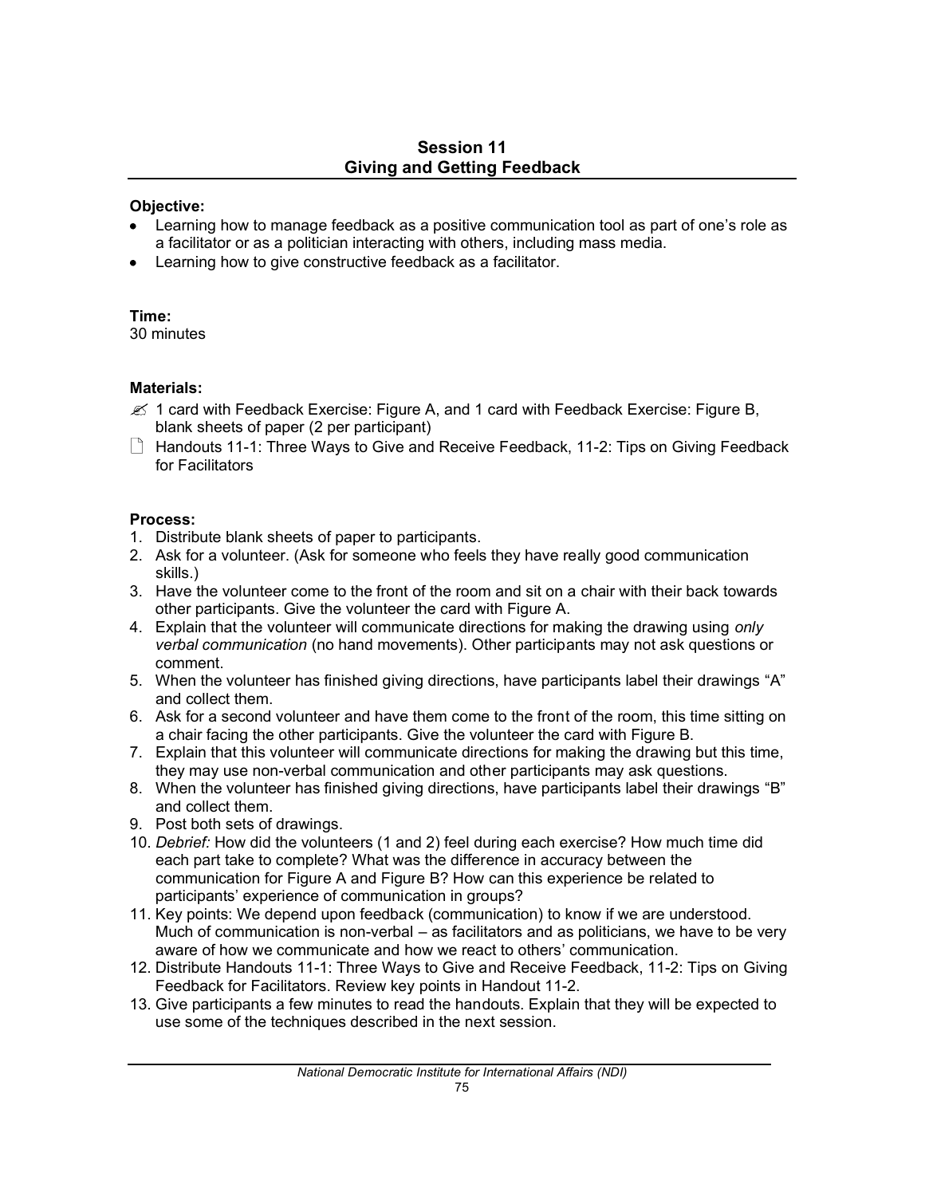## Session 11
## Giving and Getting Feedback

**Objective:**

- Learning how to manage feedback as a positive communication tool as part of one's role as a facilitator or as a politician interacting with others, including mass media.
- Learning how to give constructive feedback as a facilitator.

**Time:**
30 minutes

**Materials:**

- ✍ 1 card with Feedback Exercise: Figure A, and 1 card with Feedback Exercise: Figure B, blank sheets of paper (2 per participant)
- 🗋 Handouts 11-1: Three Ways to Give and Receive Feedback, 11-2: Tips on Giving Feedback for Facilitators

**Process:**

1. Distribute blank sheets of paper to participants.
2. Ask for a volunteer. (Ask for someone who feels they have really good communication skills.)
3. Have the volunteer come to the front of the room and sit on a chair with their back towards other participants. Give the volunteer the card with Figure A.
4. Explain that the volunteer will communicate directions for making the drawing using *only verbal communication* (no hand movements). Other participants may not ask questions or comment.
5. When the volunteer has finished giving directions, have participants label their drawings "A" and collect them.
6. Ask for a second volunteer and have them come to the front of the room, this time sitting on a chair facing the other participants. Give the volunteer the card with Figure B.
7. Explain that this volunteer will communicate directions for making the drawing but this time, they may use non-verbal communication and other participants may ask questions.
8. When the volunteer has finished giving directions, have participants label their drawings "B" and collect them.
9. Post both sets of drawings.
10. *Debrief:* How did the volunteers (1 and 2) feel during each exercise? How much time did each part take to complete? What was the difference in accuracy between the communication for Figure A and Figure B? How can this experience be related to participants' experience of communication in groups?
11. Key points: We depend upon feedback (communication) to know if we are understood. Much of communication is non-verbal – as facilitators and as politicians, we have to be very aware of how we communicate and how we react to others' communication.
12. Distribute Handouts 11-1: Three Ways to Give and Receive Feedback, 11-2: Tips on Giving Feedback for Facilitators. Review key points in Handout 11-2.
13. Give participants a few minutes to read the handouts. Explain that they will be expected to use some of the techniques described in the next session.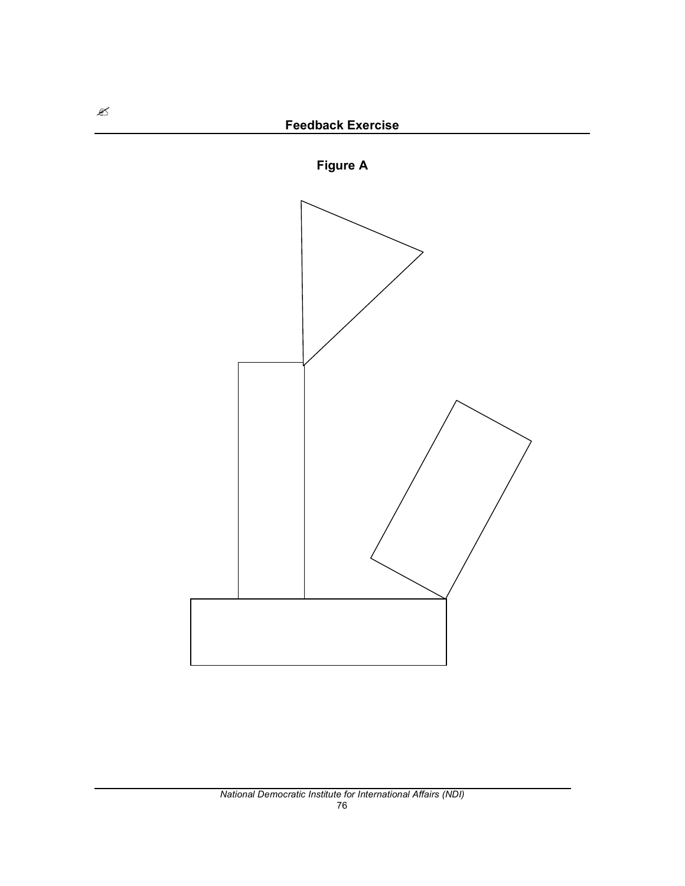## Feedback Exercise

### Figure A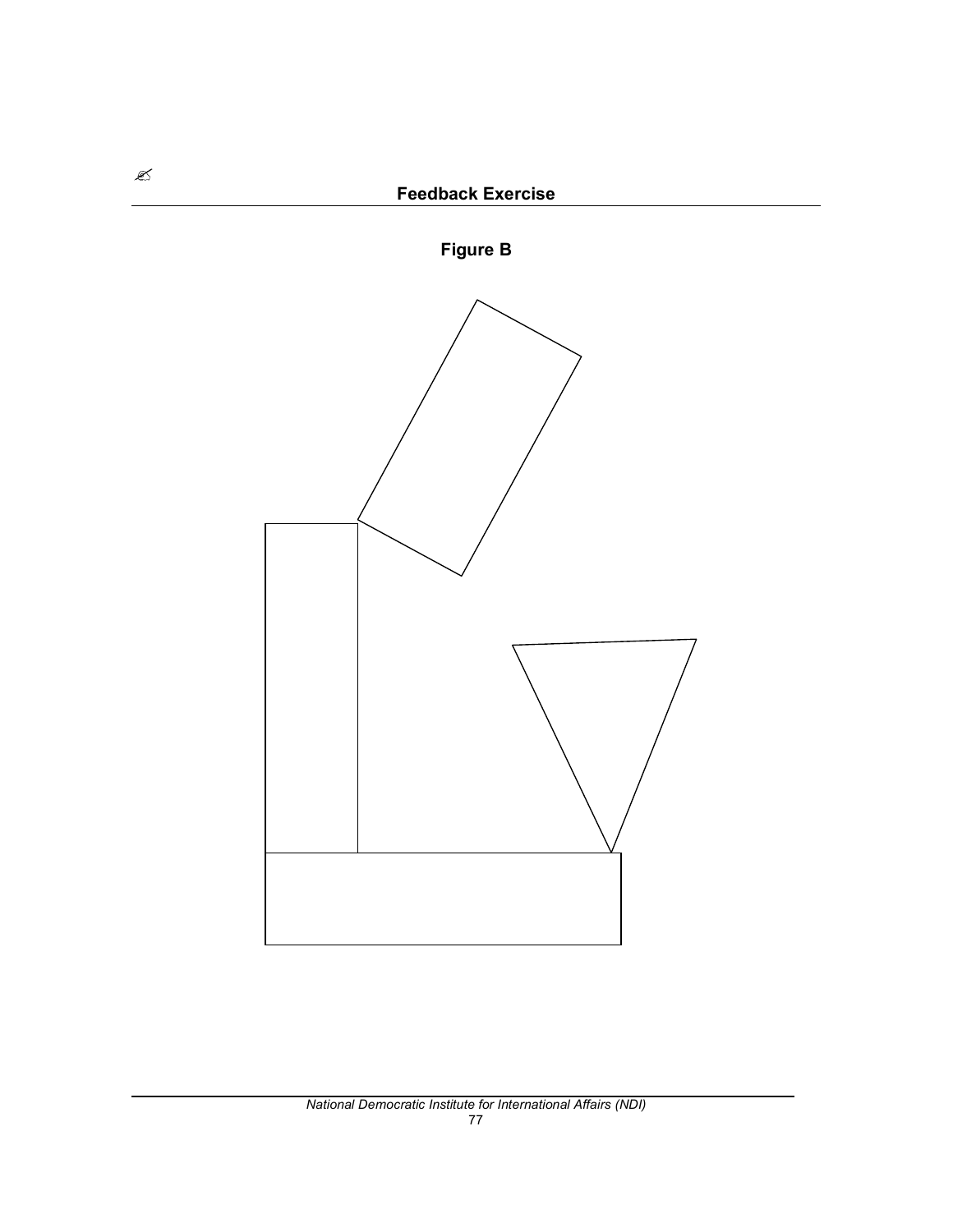## Feedback Exercise

**Figure B**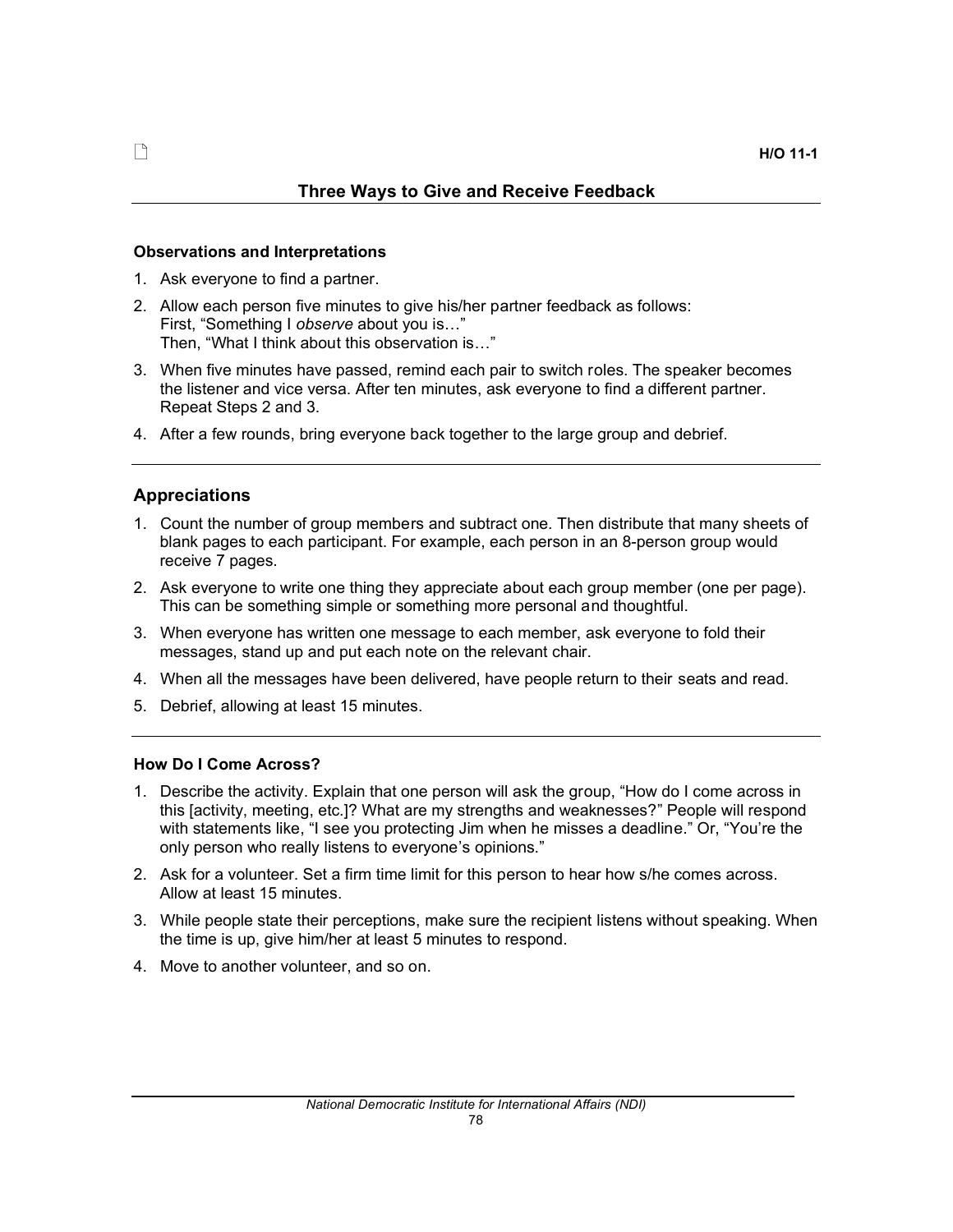H/O 11-1

## Three Ways to Give and Receive Feedback

### Observations and Interpretations

1. Ask everyone to find a partner.
2. Allow each person five minutes to give his/her partner feedback as follows:
   First, "Something I *observe* about you is…"
   Then, "What I think about this observation is…"
3. When five minutes have passed, remind each pair to switch roles. The speaker becomes the listener and vice versa. After ten minutes, ask everyone to find a different partner. Repeat Steps 2 and 3.
4. After a few rounds, bring everyone back together to the large group and debrief.

---

### Appreciations

1. Count the number of group members and subtract one. Then distribute that many sheets of blank pages to each participant. For example, each person in an 8-person group would receive 7 pages.
2. Ask everyone to write one thing they appreciate about each group member (one per page). This can be something simple or something more personal and thoughtful.
3. When everyone has written one message to each member, ask everyone to fold their messages, stand up and put each note on the relevant chair.
4. When all the messages have been delivered, have people return to their seats and read.
5. Debrief, allowing at least 15 minutes.

---

### How Do I Come Across?

1. Describe the activity. Explain that one person will ask the group, "How do I come across in this [activity, meeting, etc.]? What are my strengths and weaknesses?" People will respond with statements like, "I see you protecting Jim when he misses a deadline." Or, "You're the only person who really listens to everyone's opinions."
2. Ask for a volunteer. Set a firm time limit for this person to hear how s/he comes across. Allow at least 15 minutes.
3. While people state their perceptions, make sure the recipient listens without speaking. When the time is up, give him/her at least 5 minutes to respond.
4. Move to another volunteer, and so on.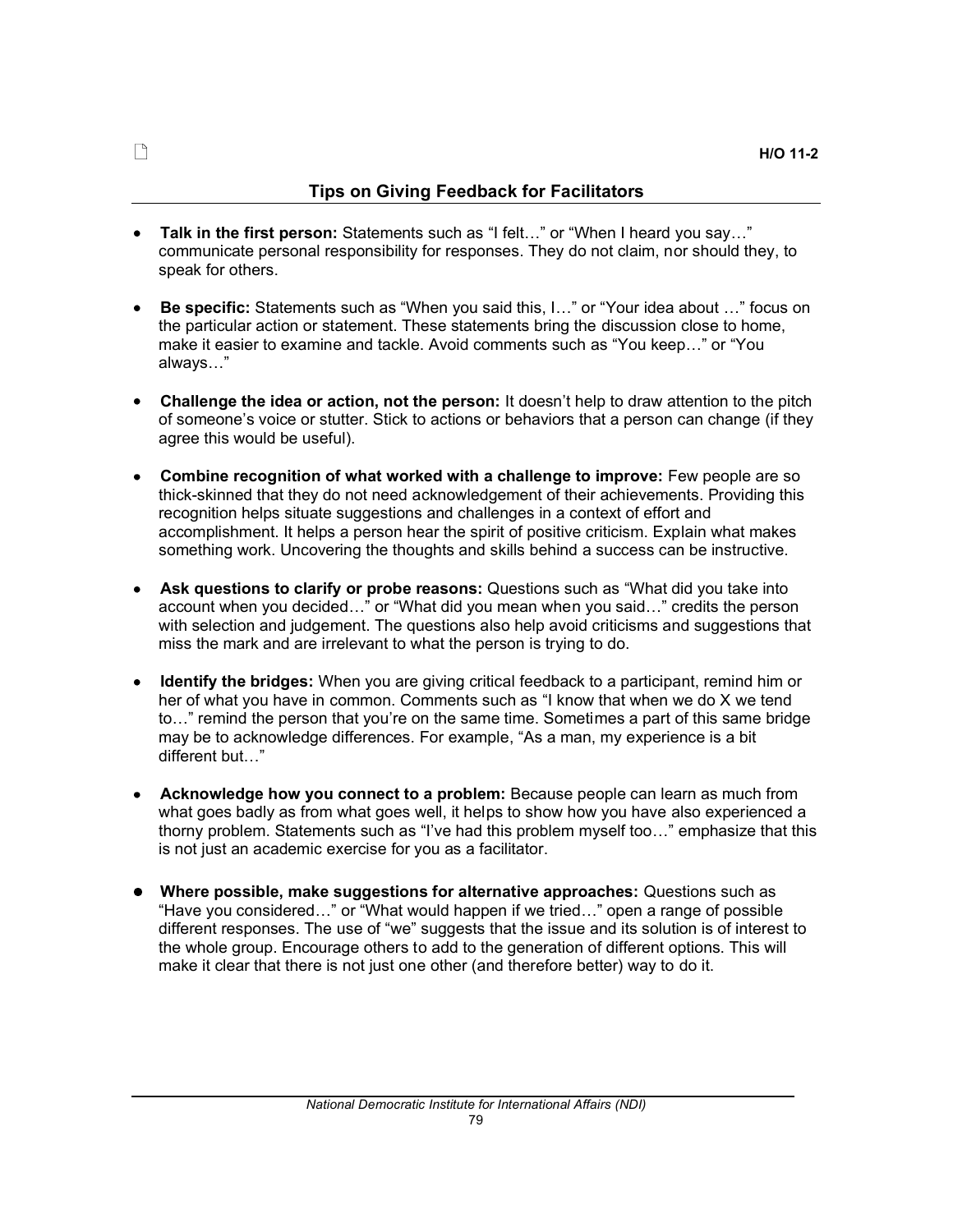H/O 11-2

## Tips on Giving Feedback for Facilitators

- **Talk in the first person:** Statements such as "I felt…" or "When I heard you say…" communicate personal responsibility for responses. They do not claim, nor should they, to speak for others.

- **Be specific:** Statements such as "When you said this, I…" or "Your idea about …" focus on the particular action or statement. These statements bring the discussion close to home, make it easier to examine and tackle. Avoid comments such as "You keep…" or "You always…"

- **Challenge the idea or action, not the person:** It doesn't help to draw attention to the pitch of someone's voice or stutter. Stick to actions or behaviors that a person can change (if they agree this would be useful).

- **Combine recognition of what worked with a challenge to improve:** Few people are so thick-skinned that they do not need acknowledgement of their achievements. Providing this recognition helps situate suggestions and challenges in a context of effort and accomplishment. It helps a person hear the spirit of positive criticism. Explain what makes something work. Uncovering the thoughts and skills behind a success can be instructive.

- **Ask questions to clarify or probe reasons:** Questions such as "What did you take into account when you decided…" or "What did you mean when you said…" credits the person with selection and judgement. The questions also help avoid criticisms and suggestions that miss the mark and are irrelevant to what the person is trying to do.

- **Identify the bridges:** When you are giving critical feedback to a participant, remind him or her of what you have in common. Comments such as "I know that when we do X we tend to…" remind the person that you're on the same time. Sometimes a part of this same bridge may be to acknowledge differences. For example, "As a man, my experience is a bit different but…"

- **Acknowledge how you connect to a problem:** Because people can learn as much from what goes badly as from what goes well, it helps to show how you have also experienced a thorny problem. Statements such as "I've had this problem myself too…" emphasize that this is not just an academic exercise for you as a facilitator.

- **Where possible, make suggestions for alternative approaches:** Questions such as "Have you considered…" or "What would happen if we tried…" open a range of possible different responses. The use of "we" suggests that the issue and its solution is of interest to the whole group. Encourage others to add to the generation of different options. This will make it clear that there is not just one other (and therefore better) way to do it.

*National Democratic Institute for International Affairs (NDI)*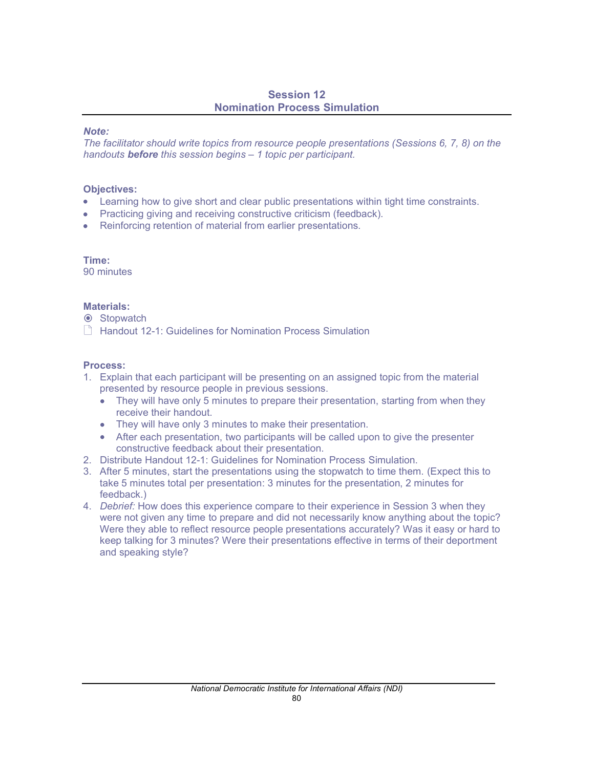## Session 12
## Nomination Process Simulation

***Note:***
*The facilitator should write topics from resource people presentations (Sessions 6, 7, 8) on the handouts* ***before*** *this session begins – 1 topic per participant.*

**Objectives:**

- Learning how to give short and clear public presentations within tight time constraints.
- Practicing giving and receiving constructive criticism (feedback).
- Reinforcing retention of material from earlier presentations.

**Time:**
90 minutes

**Materials:**

- Stopwatch
- Handout 12-1: Guidelines for Nomination Process Simulation

**Process:**

1. Explain that each participant will be presenting on an assigned topic from the material presented by resource people in previous sessions.
   - They will have only 5 minutes to prepare their presentation, starting from when they receive their handout.
   - They will have only 3 minutes to make their presentation.
   - After each presentation, two participants will be called upon to give the presenter constructive feedback about their presentation.
2. Distribute Handout 12-1: Guidelines for Nomination Process Simulation.
3. After 5 minutes, start the presentations using the stopwatch to time them. (Expect this to take 5 minutes total per presentation: 3 minutes for the presentation, 2 minutes for feedback.)
4. *Debrief:* How does this experience compare to their experience in Session 3 when they were not given any time to prepare and did not necessarily know anything about the topic? Were they able to reflect resource people presentations accurately? Was it easy or hard to keep talking for 3 minutes? Were their presentations effective in terms of their deportment and speaking style?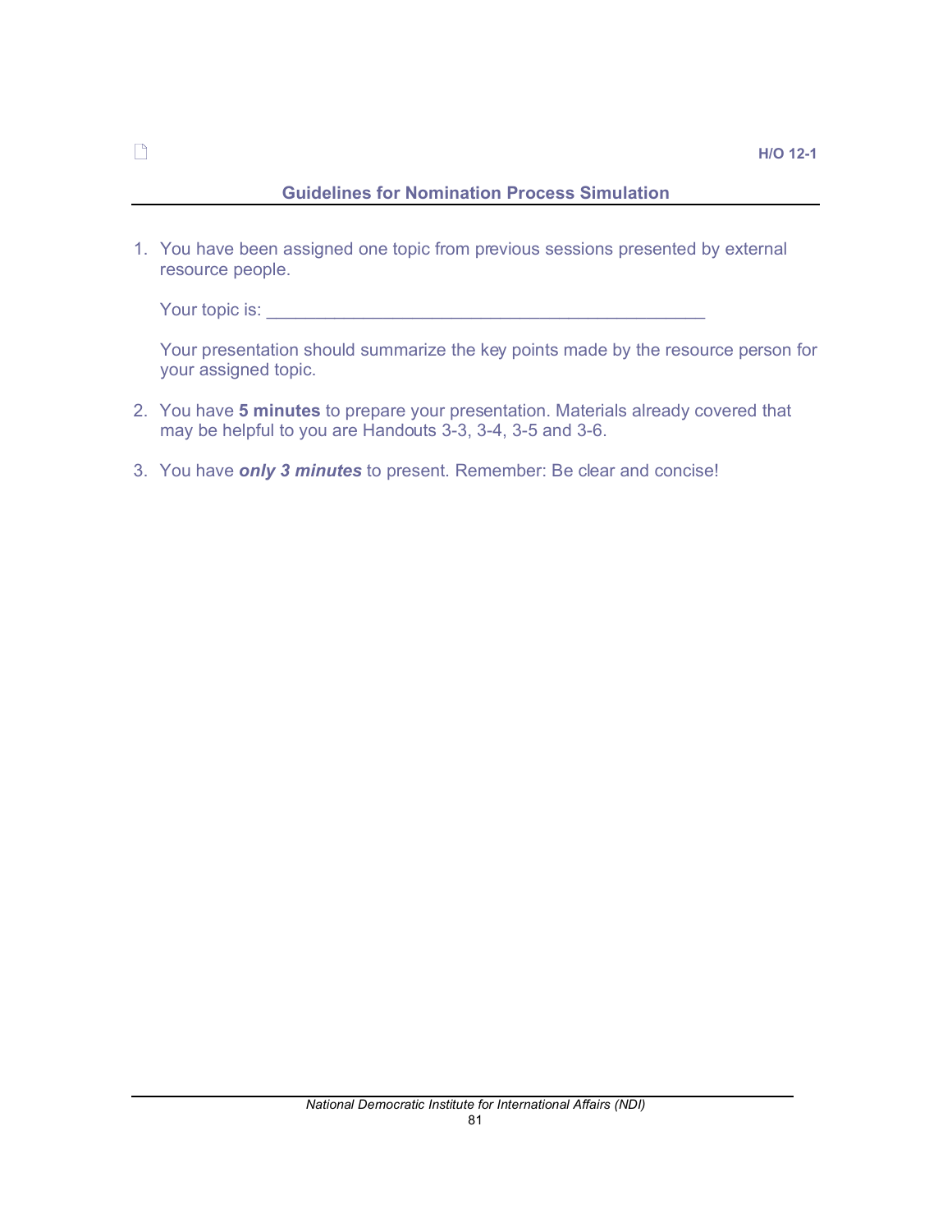H/O 12-1

## Guidelines for Nomination Process Simulation

1. You have been assigned one topic from previous sessions presented by external resource people.

   Your topic is: _____________________________________________

   Your presentation should summarize the key points made by the resource person for your assigned topic.

2. You have **5 minutes** to prepare your presentation. Materials already covered that may be helpful to you are Handouts 3-3, 3-4, 3-5 and 3-6.

3. You have ***only 3 minutes*** to present. Remember: Be clear and concise!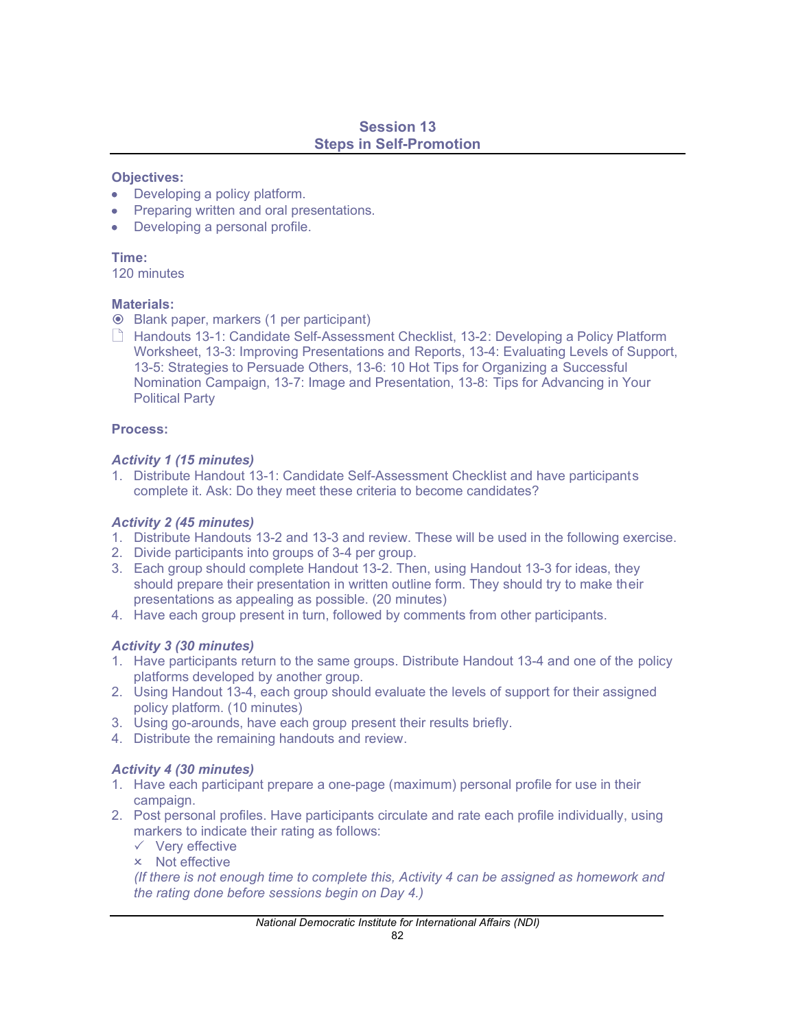## Session 13
## Steps in Self-Promotion

**Objectives:**

- Developing a policy platform.
- Preparing written and oral presentations.
- Developing a personal profile.

**Time:**
120 minutes

**Materials:**

- Blank paper, markers (1 per participant)
- Handouts 13-1: Candidate Self-Assessment Checklist, 13-2: Developing a Policy Platform Worksheet, 13-3: Improving Presentations and Reports, 13-4: Evaluating Levels of Support, 13-5: Strategies to Persuade Others, 13-6: 10 Hot Tips for Organizing a Successful Nomination Campaign, 13-7: Image and Presentation, 13-8: Tips for Advancing in Your Political Party

**Process:**

***Activity 1 (15 minutes)***

1. Distribute Handout 13-1: Candidate Self-Assessment Checklist and have participants complete it. Ask: Do they meet these criteria to become candidates?

***Activity 2 (45 minutes)***

1. Distribute Handouts 13-2 and 13-3 and review. These will be used in the following exercise.
2. Divide participants into groups of 3-4 per group.
3. Each group should complete Handout 13-2. Then, using Handout 13-3 for ideas, they should prepare their presentation in written outline form. They should try to make their presentations as appealing as possible. (20 minutes)
4. Have each group present in turn, followed by comments from other participants.

***Activity 3 (30 minutes)***

1. Have participants return to the same groups. Distribute Handout 13-4 and one of the policy platforms developed by another group.
2. Using Handout 13-4, each group should evaluate the levels of support for their assigned policy platform. (10 minutes)
3. Using go-arounds, have each group present their results briefly.
4. Distribute the remaining handouts and review.

***Activity 4 (30 minutes)***

1. Have each participant prepare a one-page (maximum) personal profile for use in their campaign.
2. Post personal profiles. Have participants circulate and rate each profile individually, using markers to indicate their rating as follows:
   - ✓ Very effective
   - × Not effective

   *(If there is not enough time to complete this, Activity 4 can be assigned as homework and the rating done before sessions begin on Day 4.)*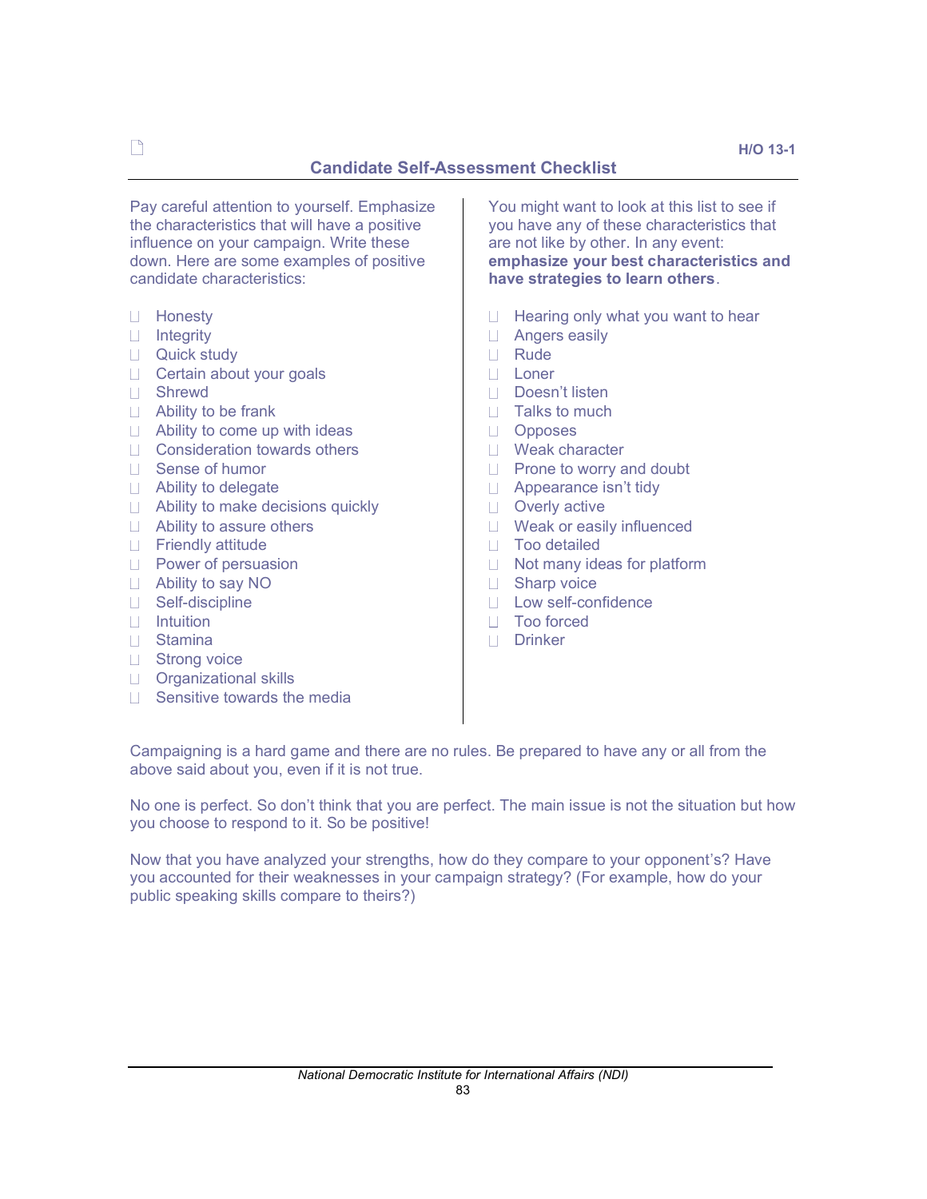H/O 13-1

## Candidate Self-Assessment Checklist

Pay careful attention to yourself. Emphasize the characteristics that will have a positive influence on your campaign. Write these down. Here are some examples of positive candidate characteristics:

- ☐ Honesty
- ☐ Integrity
- ☐ Quick study
- ☐ Certain about your goals
- ☐ Shrewd
- ☐ Ability to be frank
- ☐ Ability to come up with ideas
- ☐ Consideration towards others
- ☐ Sense of humor
- ☐ Ability to delegate
- ☐ Ability to make decisions quickly
- ☐ Ability to assure others
- ☐ Friendly attitude
- ☐ Power of persuasion
- ☐ Ability to say NO
- ☐ Self-discipline
- ☐ Intuition
- ☐ Stamina
- ☐ Strong voice
- ☐ Organizational skills
- ☐ Sensitive towards the media

You might want to look at this list to see if you have any of these characteristics that are not like by other. In any event: **emphasize your best characteristics and have strategies to learn others**.

- ☐ Hearing only what you want to hear
- ☐ Angers easily
- ☐ Rude
- ☐ Loner
- ☐ Doesn't listen
- ☐ Talks to much
- ☐ Opposes
- ☐ Weak character
- ☐ Prone to worry and doubt
- ☐ Appearance isn't tidy
- ☐ Overly active
- ☐ Weak or easily influenced
- ☐ Too detailed
- ☐ Not many ideas for platform
- ☐ Sharp voice
- ☐ Low self-confidence
- ☐ Too forced
- ☐ Drinker

Campaigning is a hard game and there are no rules. Be prepared to have any or all from the above said about you, even if it is not true.

No one is perfect. So don't think that you are perfect. The main issue is not the situation but how you choose to respond to it. So be positive!

Now that you have analyzed your strengths, how do they compare to your opponent's? Have you accounted for their weaknesses in your campaign strategy? (For example, how do your public speaking skills compare to theirs?)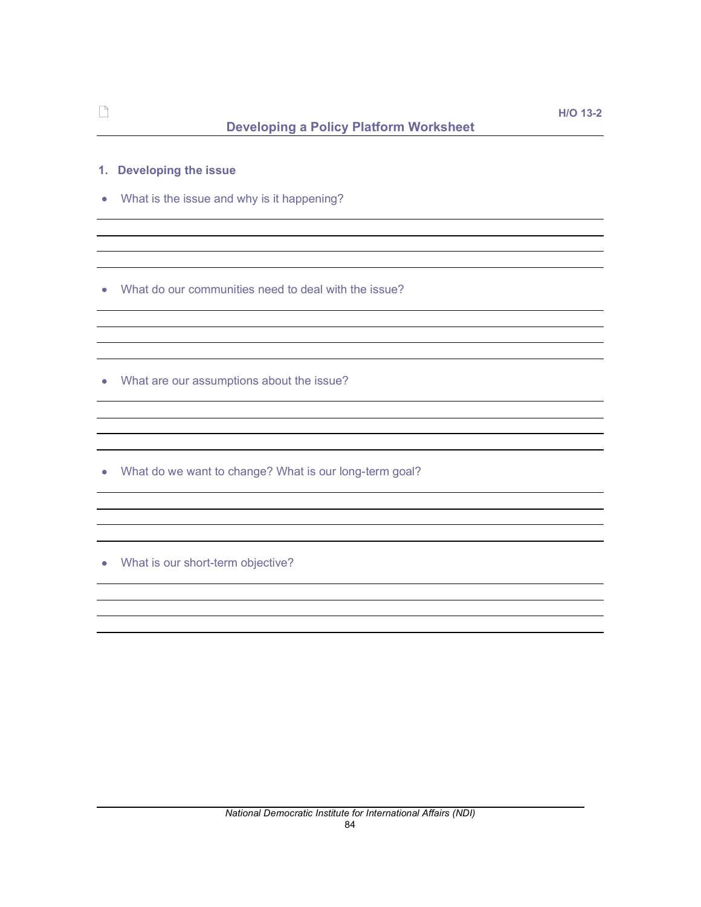H/O 13-2

## Developing a Policy Platform Worksheet

### 1. Developing the issue

- What is the issue and why is it happening?

- What do our communities need to deal with the issue?

- What are our assumptions about the issue?

- What do we want to change? What is our long-term goal?

- What is our short-term objective?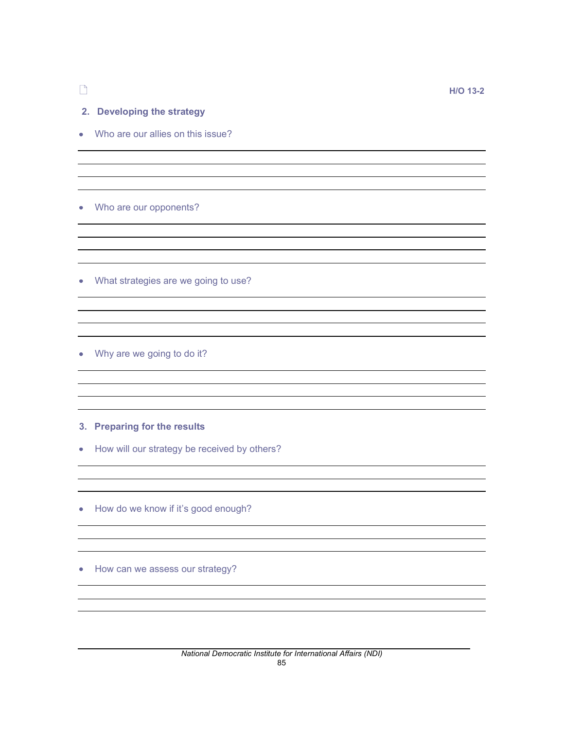H/O 13-2

## 2. Developing the strategy

- Who are our allies on this issue?

- Who are our opponents?

- What strategies are we going to use?

- Why are we going to do it?

## 3. Preparing for the results

- How will our strategy be received by others?

- How do we know if it's good enough?

- How can we assess our strategy?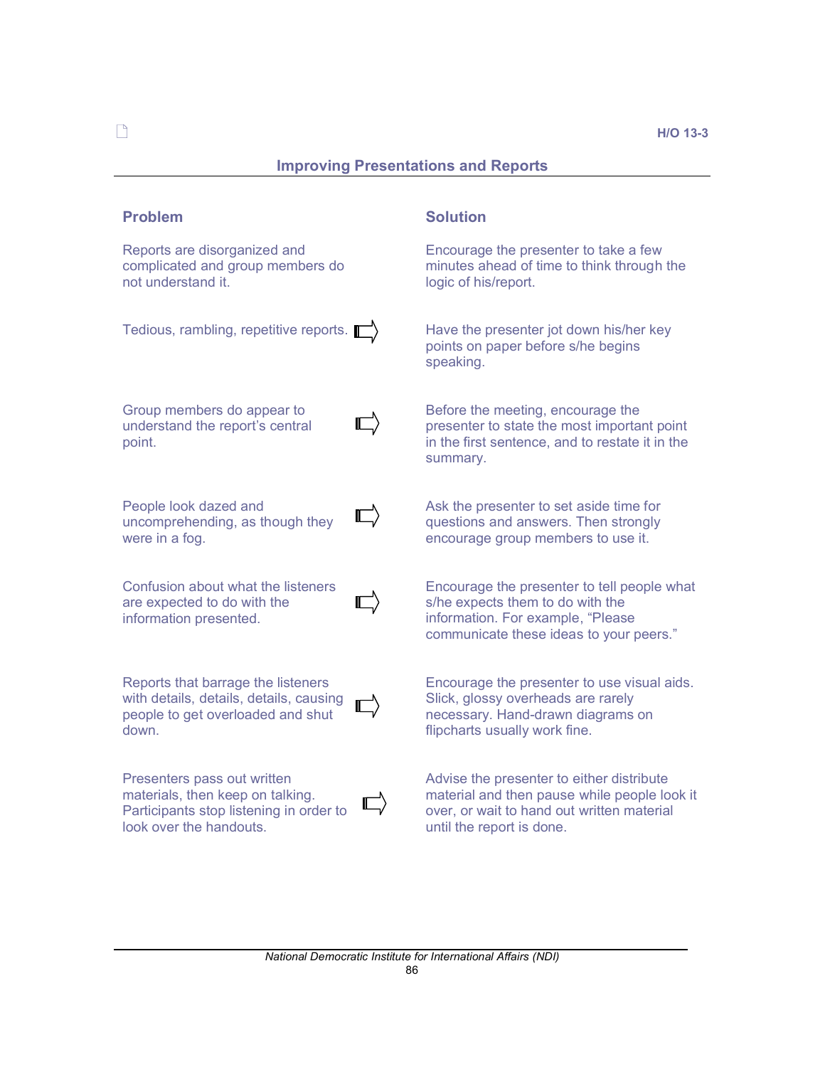H/O 13-3

## Improving Presentations and Reports

| Problem | Solution |
| --- | --- |
| Reports are disorganized and complicated and group members do not understand it. | Encourage the presenter to take a few minutes ahead of time to think through the logic of his/report. |
| Tedious, rambling, repetitive reports. | Have the presenter jot down his/her key points on paper before s/he begins speaking. |
| Group members do appear to understand the report's central point. | Before the meeting, encourage the presenter to state the most important point in the first sentence, and to restate it in the summary. |
| People look dazed and uncomprehending, as though they were in a fog. | Ask the presenter to set aside time for questions and answers. Then strongly encourage group members to use it. |
| Confusion about what the listeners are expected to do with the information presented. | Encourage the presenter to tell people what s/he expects them to do with the information. For example, "Please communicate these ideas to your peers." |
| Reports that barrage the listeners with details, details, details, causing people to get overloaded and shut down. | Encourage the presenter to use visual aids. Slick, glossy overheads are rarely necessary. Hand-drawn diagrams on flipcharts usually work fine. |
| Presenters pass out written materials, then keep on talking. Participants stop listening in order to look over the handouts. | Advise the presenter to either distribute material and then pause while people look it over, or wait to hand out written material until the report is done. |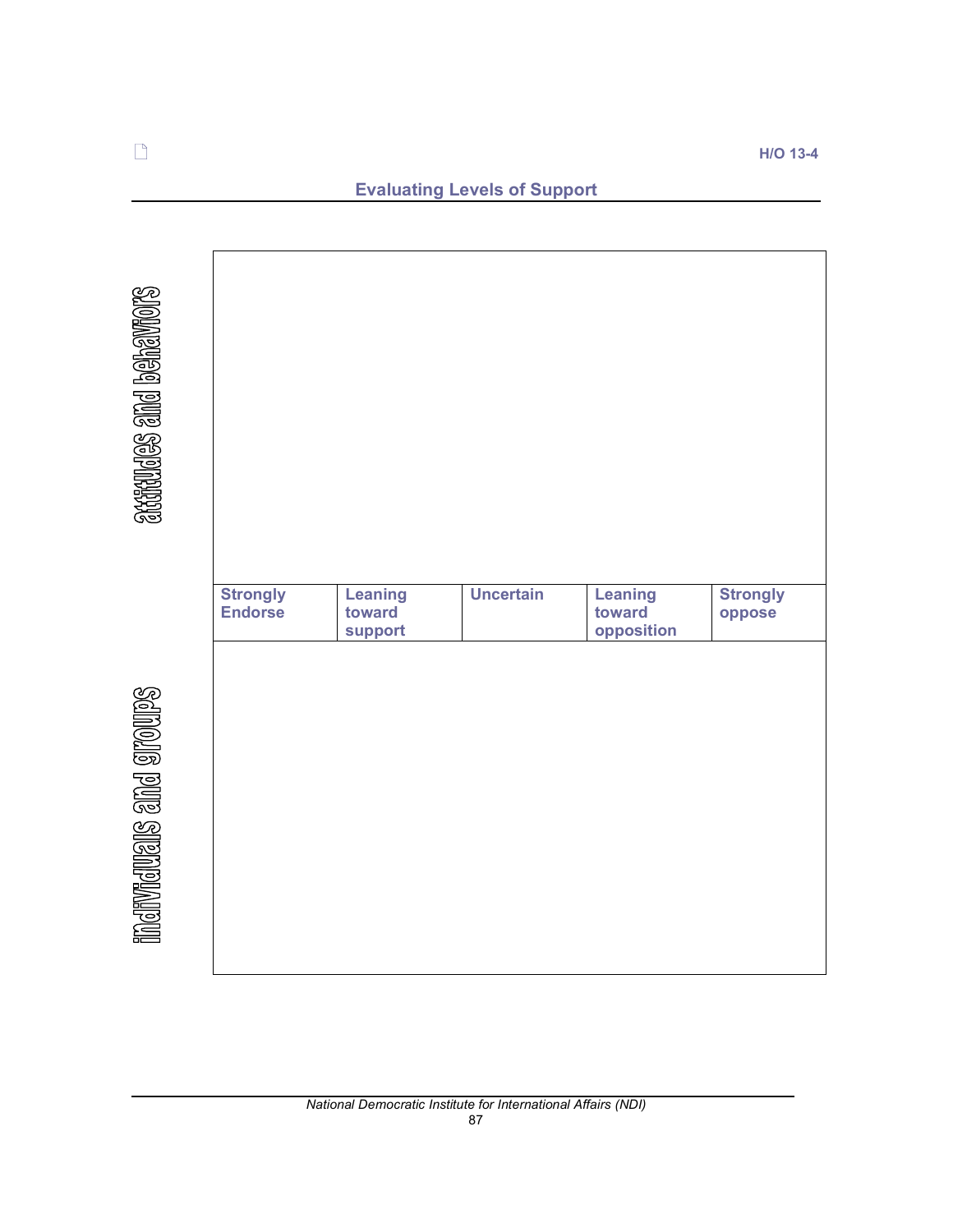H/O 13-4

## Evaluating Levels of Support

attitudes and behaviors

| Strongly Endorse | Leaning toward support | Uncertain | Leaning toward opposition | Strongly oppose |
|---|---|---|---|---|
| | | | | |

individuals and groups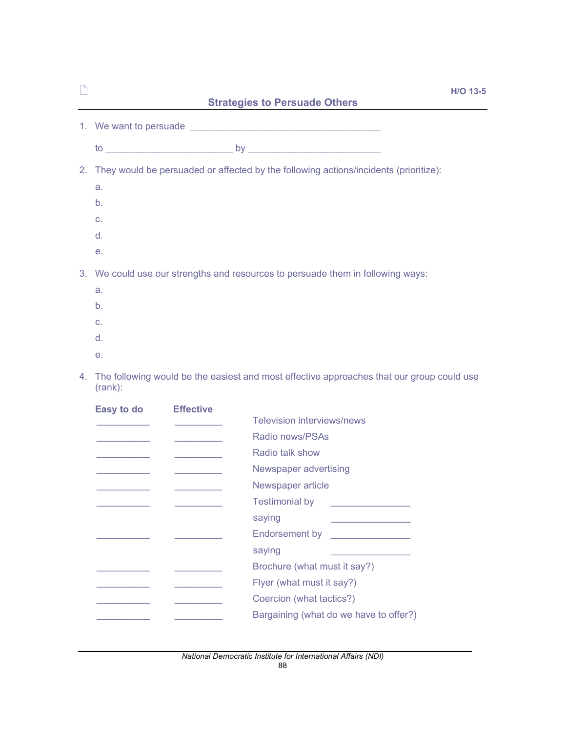H/O 13-5

## Strategies to Persuade Others

1. We want to persuade ____________________________________

   to ________________________ by _________________________

2. They would be persuaded or affected by the following actions/incidents (prioritize):

   a.

   b.

   c.

   d.

   e.

3. We could use our strengths and resources to persuade them in following ways:

   a.

   b.

   c.

   d.

   e.

4. The following would be the easiest and most effective approaches that our group could use (rank):

| Easy to do | Effective | |
|---|---|---|
| __________ | _________ | Television interviews/news |
| __________ | _________ | Radio news/PSAs |
| __________ | _________ | Radio talk show |
| __________ | _________ | Newspaper advertising |
| __________ | _________ | Newspaper article |
| __________ | _________ | Testimonial by _______________ |
| | | saying _______________ |
| __________ | _________ | Endorsement by _______________ |
| | | saying _______________ |
| __________ | _________ | Brochure (what must it say?) |
| __________ | _________ | Flyer (what must it say?) |
| __________ | _________ | Coercion (what tactics?) |
| __________ | _________ | Bargaining (what do we have to offer?) |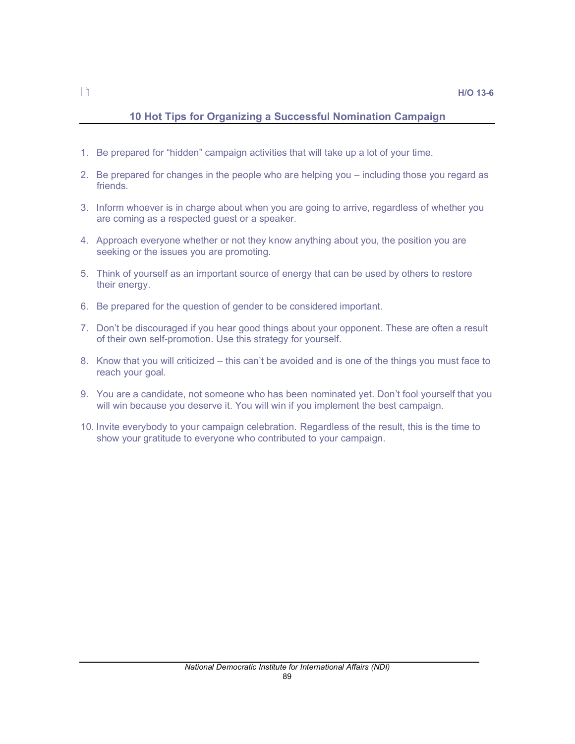H/O 13-6

## 10 Hot Tips for Organizing a Successful Nomination Campaign

1. Be prepared for “hidden” campaign activities that will take up a lot of your time.
2. Be prepared for changes in the people who are helping you – including those you regard as friends.
3. Inform whoever is in charge about when you are going to arrive, regardless of whether you are coming as a respected guest or a speaker.
4. Approach everyone whether or not they know anything about you, the position you are seeking or the issues you are promoting.
5. Think of yourself as an important source of energy that can be used by others to restore their energy.
6. Be prepared for the question of gender to be considered important.
7. Don’t be discouraged if you hear good things about your opponent. These are often a result of their own self-promotion. Use this strategy for yourself.
8. Know that you will criticized – this can’t be avoided and is one of the things you must face to reach your goal.
9. You are a candidate, not someone who has been nominated yet. Don’t fool yourself that you will win because you deserve it. You will win if you implement the best campaign.
10. Invite everybody to your campaign celebration. Regardless of the result, this is the time to show your gratitude to everyone who contributed to your campaign.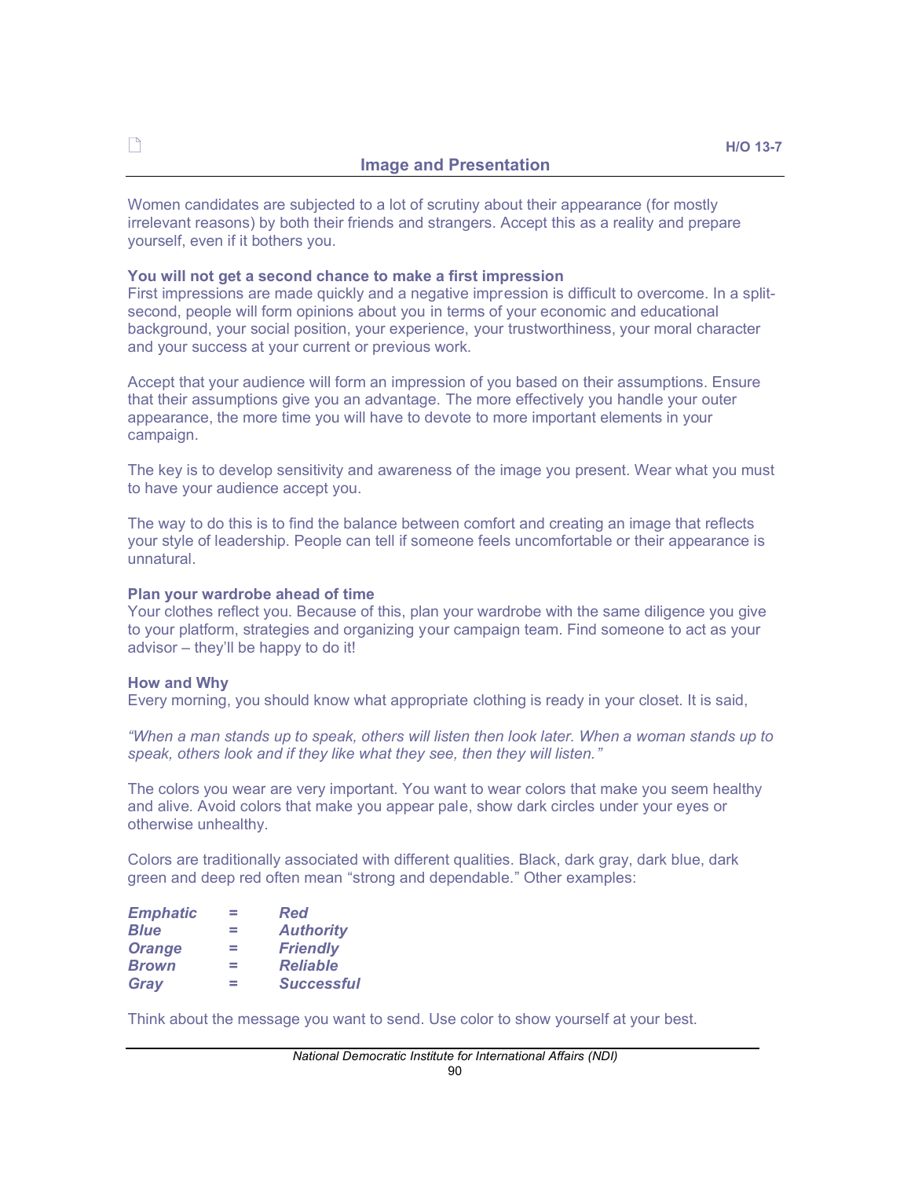H/O 13-7

## Image and Presentation

Women candidates are subjected to a lot of scrutiny about their appearance (for mostly irrelevant reasons) by both their friends and strangers. Accept this as a reality and prepare yourself, even if it bothers you.

**You will not get a second chance to make a first impression**
First impressions are made quickly and a negative impression is difficult to overcome. In a split-second, people will form opinions about you in terms of your economic and educational background, your social position, your experience, your trustworthiness, your moral character and your success at your current or previous work.

Accept that your audience will form an impression of you based on their assumptions. Ensure that their assumptions give you an advantage. The more effectively you handle your outer appearance, the more time you will have to devote to more important elements in your campaign.

The key is to develop sensitivity and awareness of the image you present. Wear what you must to have your audience accept you.

The way to do this is to find the balance between comfort and creating an image that reflects your style of leadership. People can tell if someone feels uncomfortable or their appearance is unnatural.

**Plan your wardrobe ahead of time**
Your clothes reflect you. Because of this, plan your wardrobe with the same diligence you give to your platform, strategies and organizing your campaign team. Find someone to act as your advisor – they'll be happy to do it!

**How and Why**
Every morning, you should know what appropriate clothing is ready in your closet. It is said,

*"When a man stands up to speak, others will listen then look later. When a woman stands up to speak, others look and if they like what they see, then they will listen."*

The colors you wear are very important. You want to wear colors that make you seem healthy and alive. Avoid colors that make you appear pale, show dark circles under your eyes or otherwise unhealthy.

Colors are traditionally associated with different qualities. Black, dark gray, dark blue, dark green and deep red often mean "strong and dependable." Other examples:

***Emphatic*** = ***Red***
***Blue*** = ***Authority***
***Orange*** = ***Friendly***
***Brown*** = ***Reliable***
***Gray*** = ***Successful***

Think about the message you want to send. Use color to show yourself at your best.

*National Democratic Institute for International Affairs (NDI)*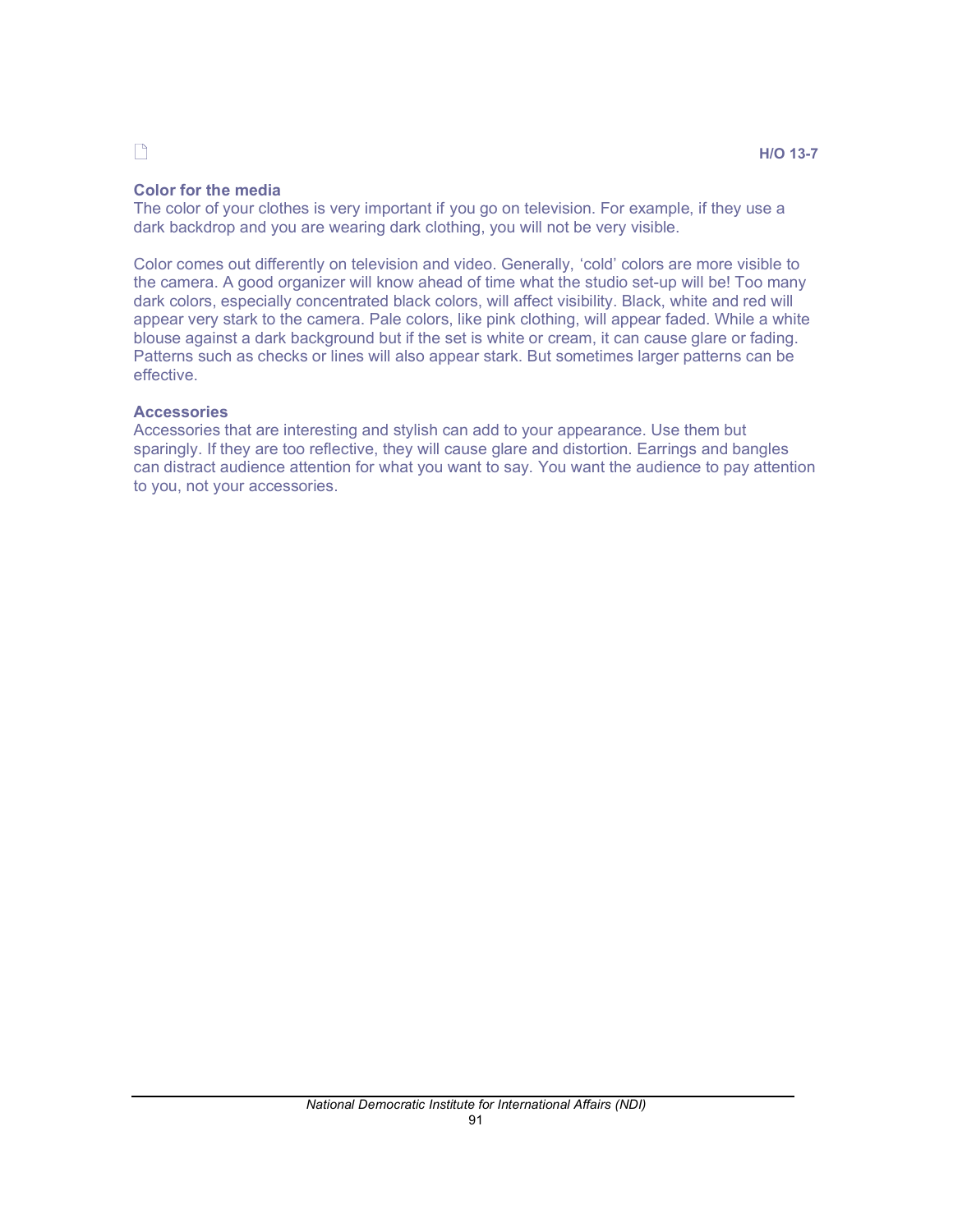H/O 13-7

### Color for the media

The color of your clothes is very important if you go on television. For example, if they use a dark backdrop and you are wearing dark clothing, you will not be very visible.

Color comes out differently on television and video. Generally, 'cold' colors are more visible to the camera. A good organizer will know ahead of time what the studio set-up will be! Too many dark colors, especially concentrated black colors, will affect visibility. Black, white and red will appear very stark to the camera. Pale colors, like pink clothing, will appear faded. While a white blouse against a dark background but if the set is white or cream, it can cause glare or fading. Patterns such as checks or lines will also appear stark. But sometimes larger patterns can be effective.

### Accessories

Accessories that are interesting and stylish can add to your appearance. Use them but sparingly. If they are too reflective, they will cause glare and distortion. Earrings and bangles can distract audience attention for what you want to say. You want the audience to pay attention to you, not your accessories.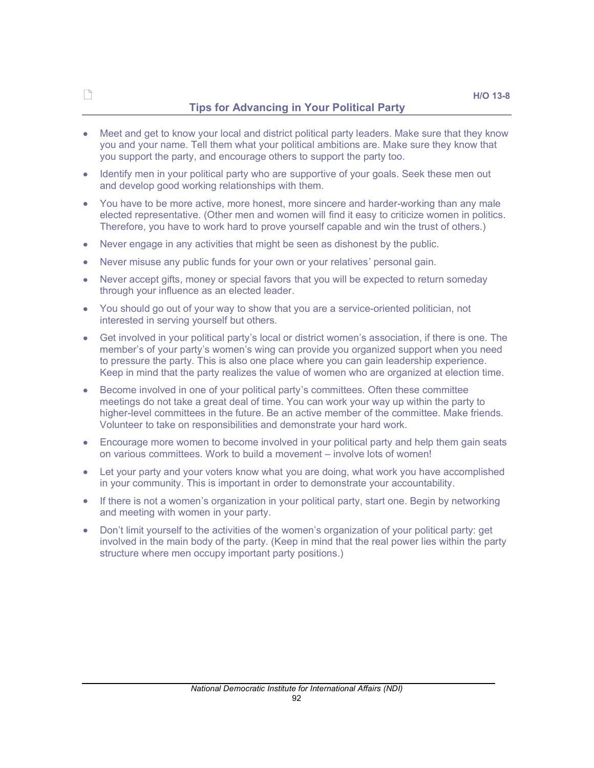H/O 13-8

## Tips for Advancing in Your Political Party

- Meet and get to know your local and district political party leaders. Make sure that they know you and your name. Tell them what your political ambitions are. Make sure they know that you support the party, and encourage others to support the party too.
- Identify men in your political party who are supportive of your goals. Seek these men out and develop good working relationships with them.
- You have to be more active, more honest, more sincere and harder-working than any male elected representative. (Other men and women will find it easy to criticize women in politics. Therefore, you have to work hard to prove yourself capable and win the trust of others.)
- Never engage in any activities that might be seen as dishonest by the public.
- Never misuse any public funds for your own or your relatives' personal gain.
- Never accept gifts, money or special favors that you will be expected to return someday through your influence as an elected leader.
- You should go out of your way to show that you are a service-oriented politician, not interested in serving yourself but others.
- Get involved in your political party's local or district women's association, if there is one. The member's of your party's women's wing can provide you organized support when you need to pressure the party. This is also one place where you can gain leadership experience. Keep in mind that the party realizes the value of women who are organized at election time.
- Become involved in one of your political party's committees. Often these committee meetings do not take a great deal of time. You can work your way up within the party to higher-level committees in the future. Be an active member of the committee. Make friends. Volunteer to take on responsibilities and demonstrate your hard work.
- Encourage more women to become involved in your political party and help them gain seats on various committees. Work to build a movement – involve lots of women!
- Let your party and your voters know what you are doing, what work you have accomplished in your community. This is important in order to demonstrate your accountability.
- If there is not a women's organization in your political party, start one. Begin by networking and meeting with women in your party.
- Don't limit yourself to the activities of the women's organization of your political party: get involved in the main body of the party. (Keep in mind that the real power lies within the party structure where men occupy important party positions.)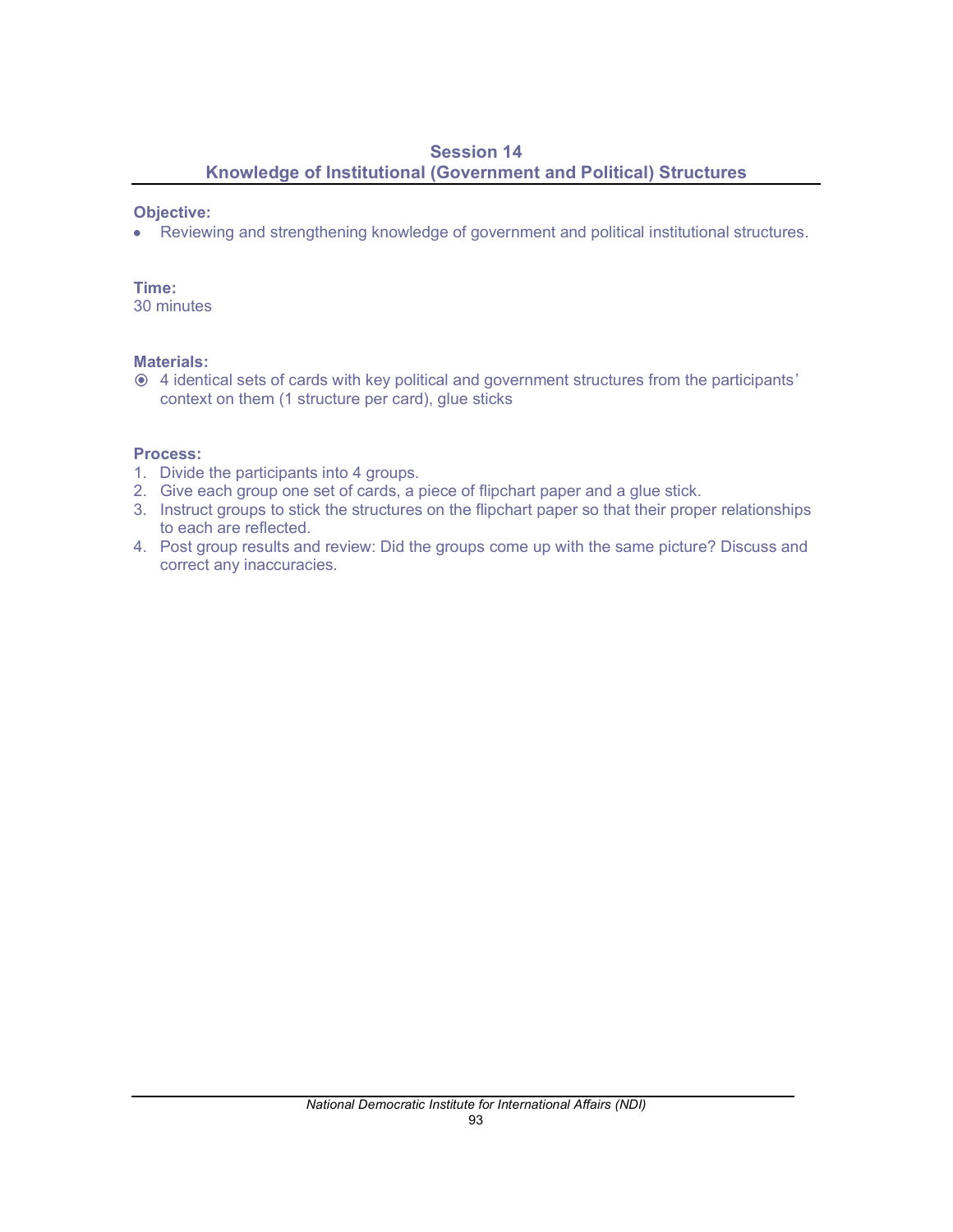## Session 14
## Knowledge of Institutional (Government and Political) Structures

**Objective:**

- Reviewing and strengthening knowledge of government and political institutional structures.

**Time:**
30 minutes

**Materials:**

- 4 identical sets of cards with key political and government structures from the participants' context on them (1 structure per card), glue sticks

**Process:**

1. Divide the participants into 4 groups.
2. Give each group one set of cards, a piece of flipchart paper and a glue stick.
3. Instruct groups to stick the structures on the flipchart paper so that their proper relationships to each are reflected.
4. Post group results and review: Did the groups come up with the same picture? Discuss and correct any inaccuracies.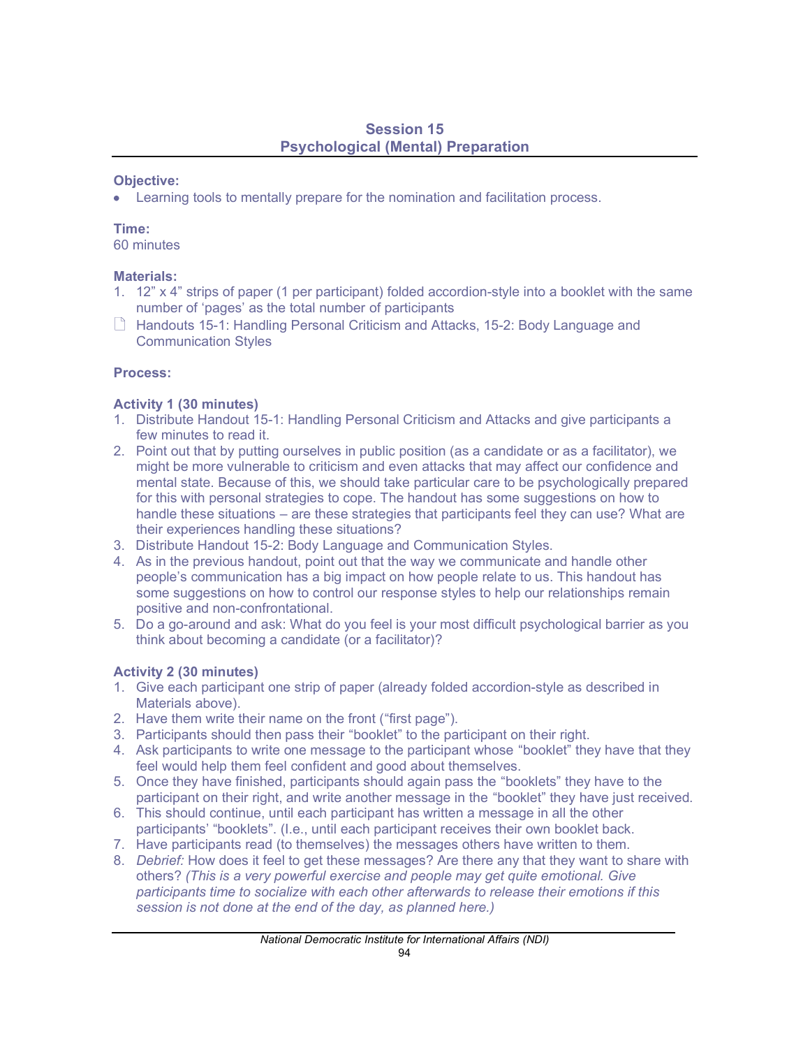## Session 15
## Psychological (Mental) Preparation

**Objective:**

- Learning tools to mentally prepare for the nomination and facilitation process.

**Time:**
60 minutes

**Materials:**

1. 12" x 4" strips of paper (1 per participant) folded accordion-style into a booklet with the same number of 'pages' as the total number of participants
- Handouts 15-1: Handling Personal Criticism and Attacks, 15-2: Body Language and Communication Styles

**Process:**

**Activity 1 (30 minutes)**

1. Distribute Handout 15-1: Handling Personal Criticism and Attacks and give participants a few minutes to read it.
2. Point out that by putting ourselves in public position (as a candidate or as a facilitator), we might be more vulnerable to criticism and even attacks that may affect our confidence and mental state. Because of this, we should take particular care to be psychologically prepared for this with personal strategies to cope. The handout has some suggestions on how to handle these situations – are these strategies that participants feel they can use? What are their experiences handling these situations?
3. Distribute Handout 15-2: Body Language and Communication Styles.
4. As in the previous handout, point out that the way we communicate and handle other people's communication has a big impact on how people relate to us. This handout has some suggestions on how to control our response styles to help our relationships remain positive and non-confrontational.
5. Do a go-around and ask: What do you feel is your most difficult psychological barrier as you think about becoming a candidate (or a facilitator)?

**Activity 2 (30 minutes)**

1. Give each participant one strip of paper (already folded accordion-style as described in Materials above).
2. Have them write their name on the front ("first page").
3. Participants should then pass their "booklet" to the participant on their right.
4. Ask participants to write one message to the participant whose "booklet" they have that they feel would help them feel confident and good about themselves.
5. Once they have finished, participants should again pass the "booklets" they have to the participant on their right, and write another message in the "booklet" they have just received.
6. This should continue, until each participant has written a message in all the other participants' "booklets". (I.e., until each participant receives their own booklet back.
7. Have participants read (to themselves) the messages others have written to them.
8. *Debrief:* How does it feel to get these messages? Are there any that they want to share with others? *(This is a very powerful exercise and people may get quite emotional. Give participants time to socialize with each other afterwards to release their emotions if this session is not done at the end of the day, as planned here.)*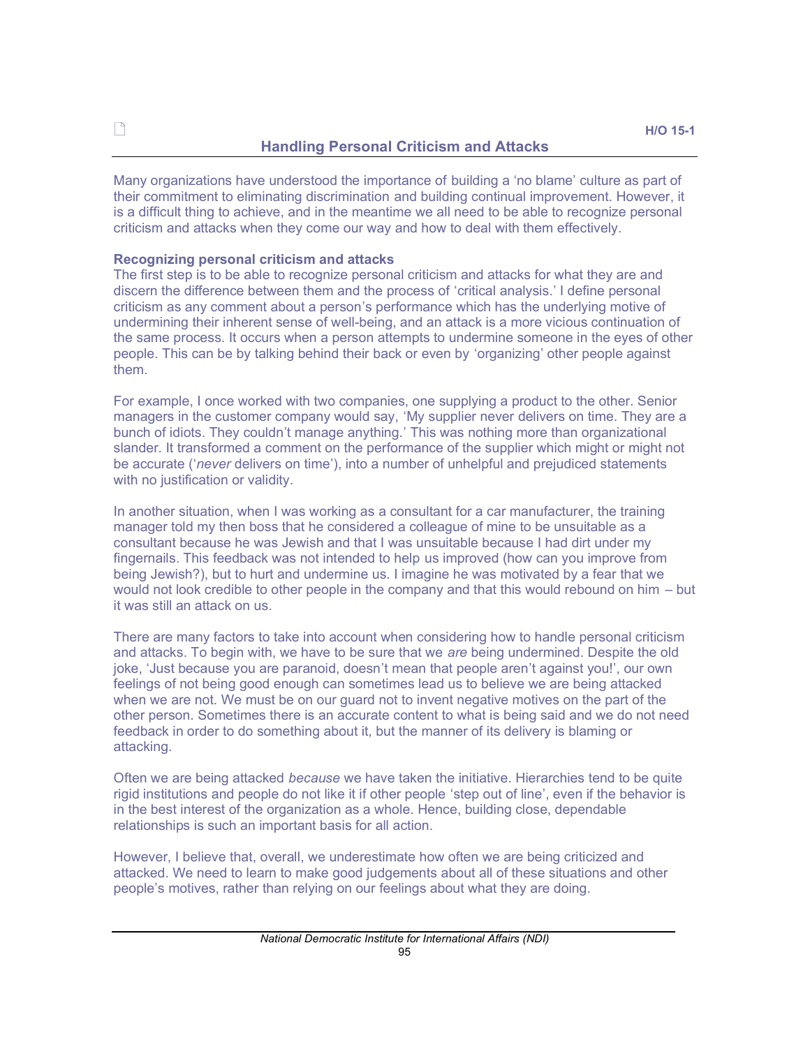H/O 15-1

## Handling Personal Criticism and Attacks

Many organizations have understood the importance of building a 'no blame' culture as part of their commitment to eliminating discrimination and building continual improvement. However, it is a difficult thing to achieve, and in the meantime we all need to be able to recognize personal criticism and attacks when they come our way and how to deal with them effectively.

**Recognizing personal criticism and attacks**

The first step is to be able to recognize personal criticism and attacks for what they are and discern the difference between them and the process of 'critical analysis.' I define personal criticism as any comment about a person's performance which has the underlying motive of undermining their inherent sense of well-being, and an attack is a more vicious continuation of the same process. It occurs when a person attempts to undermine someone in the eyes of other people. This can be by talking behind their back or even by 'organizing' other people against them.

For example, I once worked with two companies, one supplying a product to the other. Senior managers in the customer company would say, 'My supplier never delivers on time. They are a bunch of idiots. They couldn't manage anything.' This was nothing more than organizational slander. It transformed a comment on the performance of the supplier which might or might not be accurate ('*never* delivers on time'), into a number of unhelpful and prejudiced statements with no justification or validity.

In another situation, when I was working as a consultant for a car manufacturer, the training manager told my then boss that he considered a colleague of mine to be unsuitable as a consultant because he was Jewish and that I was unsuitable because I had dirt under my fingernails. This feedback was not intended to help us improved (how can you improve from being Jewish?), but to hurt and undermine us. I imagine he was motivated by a fear that we would not look credible to other people in the company and that this would rebound on him – but it was still an attack on us.

There are many factors to take into account when considering how to handle personal criticism and attacks. To begin with, we have to be sure that we *are* being undermined. Despite the old joke, 'Just because you are paranoid, doesn't mean that people aren't against you!', our own feelings of not being good enough can sometimes lead us to believe we are being attacked when we are not. We must be on our guard not to invent negative motives on the part of the other person. Sometimes there is an accurate content to what is being said and we do not need feedback in order to do something about it, but the manner of its delivery is blaming or attacking.

Often we are being attacked *because* we have taken the initiative. Hierarchies tend to be quite rigid institutions and people do not like it if other people 'step out of line', even if the behavior is in the best interest of the organization as a whole. Hence, building close, dependable relationships is such an important basis for all action.

However, I believe that, overall, we underestimate how often we are being criticized and attacked. We need to learn to make good judgements about all of these situations and other people's motives, rather than relying on our feelings about what they are doing.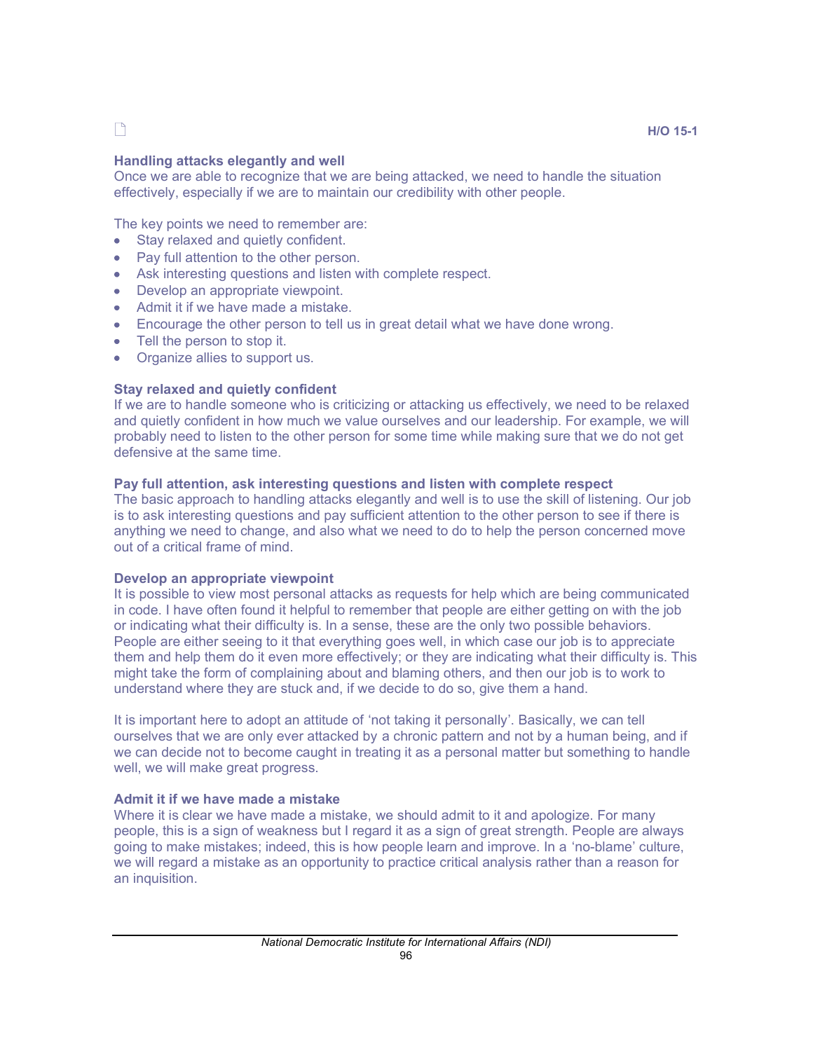H/O 15-1

### Handling attacks elegantly and well

Once we are able to recognize that we are being attacked, we need to handle the situation effectively, especially if we are to maintain our credibility with other people.

The key points we need to remember are:

- Stay relaxed and quietly confident.
- Pay full attention to the other person.
- Ask interesting questions and listen with complete respect.
- Develop an appropriate viewpoint.
- Admit it if we have made a mistake.
- Encourage the other person to tell us in great detail what we have done wrong.
- Tell the person to stop it.
- Organize allies to support us.

### Stay relaxed and quietly confident

If we are to handle someone who is criticizing or attacking us effectively, we need to be relaxed and quietly confident in how much we value ourselves and our leadership. For example, we will probably need to listen to the other person for some time while making sure that we do not get defensive at the same time.

### Pay full attention, ask interesting questions and listen with complete respect

The basic approach to handling attacks elegantly and well is to use the skill of listening. Our job is to ask interesting questions and pay sufficient attention to the other person to see if there is anything we need to change, and also what we need to do to help the person concerned move out of a critical frame of mind.

### Develop an appropriate viewpoint

It is possible to view most personal attacks as requests for help which are being communicated in code. I have often found it helpful to remember that people are either getting on with the job or indicating what their difficulty is. In a sense, these are the only two possible behaviors. People are either seeing to it that everything goes well, in which case our job is to appreciate them and help them do it even more effectively; or they are indicating what their difficulty is. This might take the form of complaining about and blaming others, and then our job is to work to understand where they are stuck and, if we decide to do so, give them a hand.

It is important here to adopt an attitude of 'not taking it personally'. Basically, we can tell ourselves that we are only ever attacked by a chronic pattern and not by a human being, and if we can decide not to become caught in treating it as a personal matter but something to handle well, we will make great progress.

### Admit it if we have made a mistake

Where it is clear we have made a mistake, we should admit to it and apologize. For many people, this is a sign of weakness but I regard it as a sign of great strength. People are always going to make mistakes; indeed, this is how people learn and improve. In a 'no-blame' culture, we will regard a mistake as an opportunity to practice critical analysis rather than a reason for an inquisition.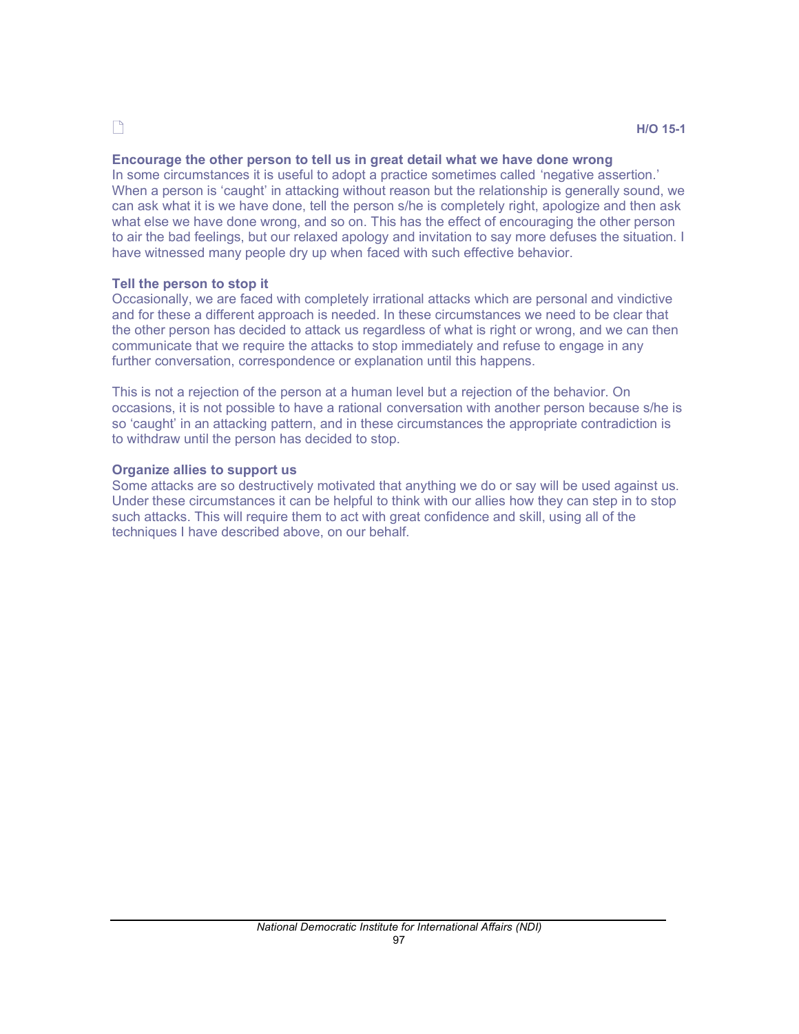H/O 15-1

**Encourage the other person to tell us in great detail what we have done wrong**
In some circumstances it is useful to adopt a practice sometimes called 'negative assertion.' When a person is 'caught' in attacking without reason but the relationship is generally sound, we can ask what it is we have done, tell the person s/he is completely right, apologize and then ask what else we have done wrong, and so on. This has the effect of encouraging the other person to air the bad feelings, but our relaxed apology and invitation to say more defuses the situation. I have witnessed many people dry up when faced with such effective behavior.

**Tell the person to stop it**
Occasionally, we are faced with completely irrational attacks which are personal and vindictive and for these a different approach is needed. In these circumstances we need to be clear that the other person has decided to attack us regardless of what is right or wrong, and we can then communicate that we require the attacks to stop immediately and refuse to engage in any further conversation, correspondence or explanation until this happens.

This is not a rejection of the person at a human level but a rejection of the behavior. On occasions, it is not possible to have a rational conversation with another person because s/he is so 'caught' in an attacking pattern, and in these circumstances the appropriate contradiction is to withdraw until the person has decided to stop.

**Organize allies to support us**
Some attacks are so destructively motivated that anything we do or say will be used against us. Under these circumstances it can be helpful to think with our allies how they can step in to stop such attacks. This will require them to act with great confidence and skill, using all of the techniques I have described above, on our behalf.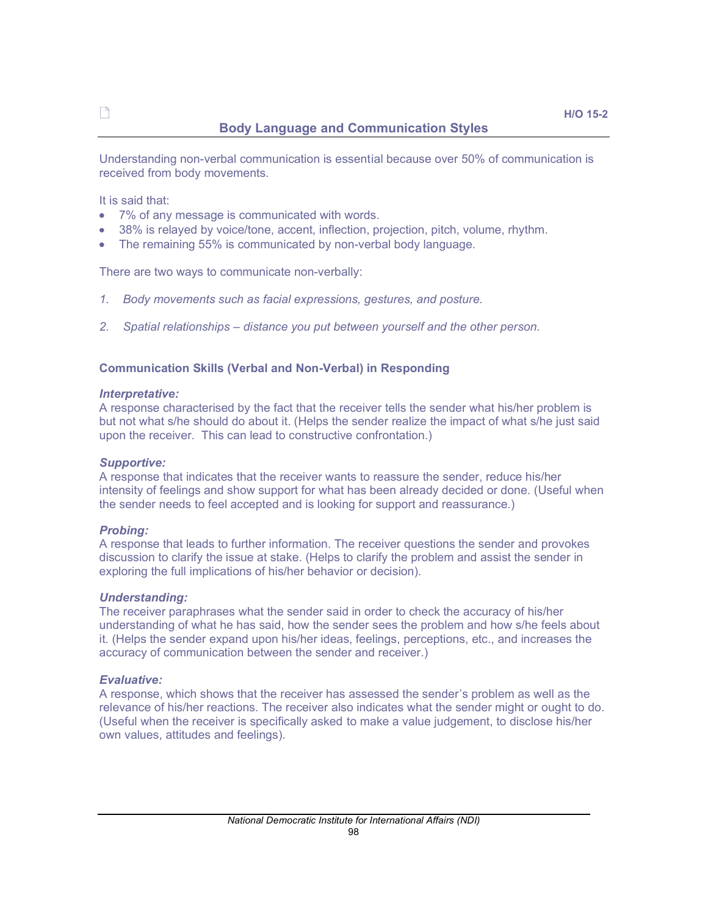H/O 15-2

## Body Language and Communication Styles

Understanding non-verbal communication is essential because over 50% of communication is received from body movements.

It is said that:

- 7% of any message is communicated with words.
- 38% is relayed by voice/tone, accent, inflection, projection, pitch, volume, rhythm.
- The remaining 55% is communicated by non-verbal body language.

There are two ways to communicate non-verbally:

1. *Body movements such as facial expressions, gestures, and posture.*

2. *Spatial relationships – distance you put between yourself and the other person.*

### Communication Skills (Verbal and Non-Verbal) in Responding

***Interpretative:***
A response characterised by the fact that the receiver tells the sender what his/her problem is but not what s/he should do about it. (Helps the sender realize the impact of what s/he just said upon the receiver. This can lead to constructive confrontation.)

***Supportive:***
A response that indicates that the receiver wants to reassure the sender, reduce his/her intensity of feelings and show support for what has been already decided or done. (Useful when the sender needs to feel accepted and is looking for support and reassurance.)

***Probing:***
A response that leads to further information. The receiver questions the sender and provokes discussion to clarify the issue at stake. (Helps to clarify the problem and assist the sender in exploring the full implications of his/her behavior or decision).

***Understanding:***
The receiver paraphrases what the sender said in order to check the accuracy of his/her understanding of what he has said, how the sender sees the problem and how s/he feels about it. (Helps the sender expand upon his/her ideas, feelings, perceptions, etc., and increases the accuracy of communication between the sender and receiver.)

***Evaluative:***
A response, which shows that the receiver has assessed the sender's problem as well as the relevance of his/her reactions. The receiver also indicates what the sender might or ought to do. (Useful when the receiver is specifically asked to make a value judgement, to disclose his/her own values, attitudes and feelings).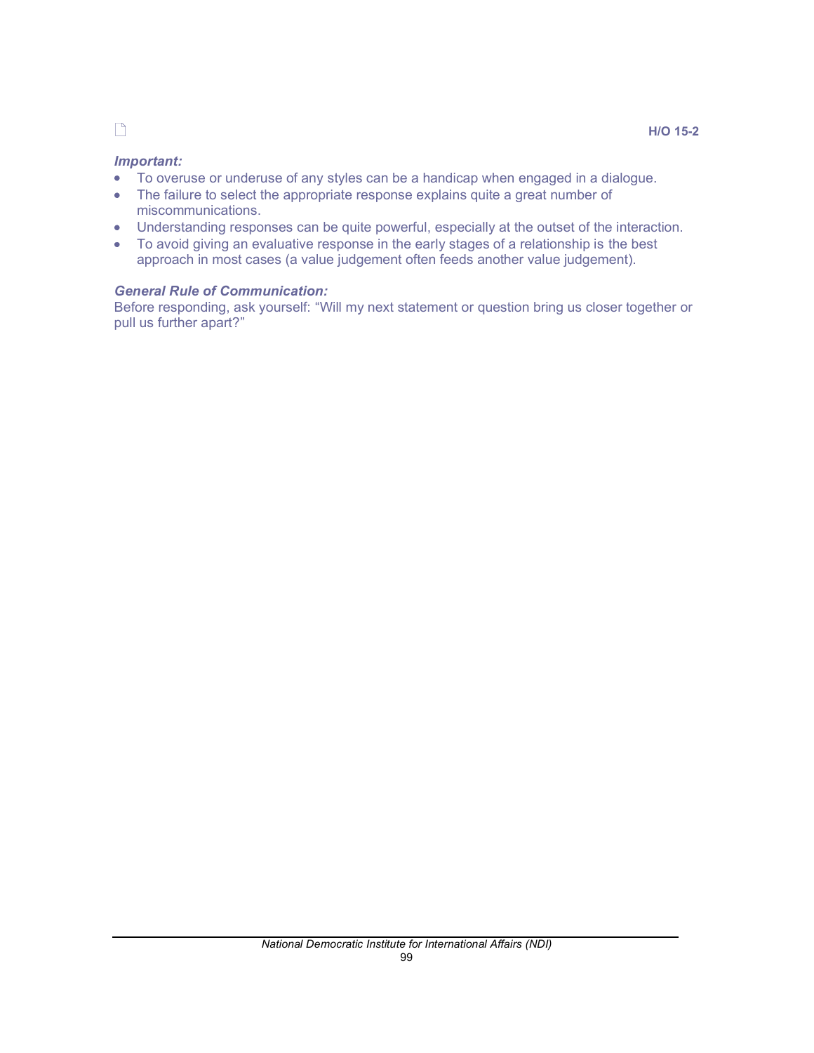H/O 15-2

***Important:***

- To overuse or underuse of any styles can be a handicap when engaged in a dialogue.
- The failure to select the appropriate response explains quite a great number of miscommunications.
- Understanding responses can be quite powerful, especially at the outset of the interaction.
- To avoid giving an evaluative response in the early stages of a relationship is the best approach in most cases (a value judgement often feeds another value judgement).

***General Rule of Communication:***

Before responding, ask yourself: "Will my next statement or question bring us closer together or pull us further apart?"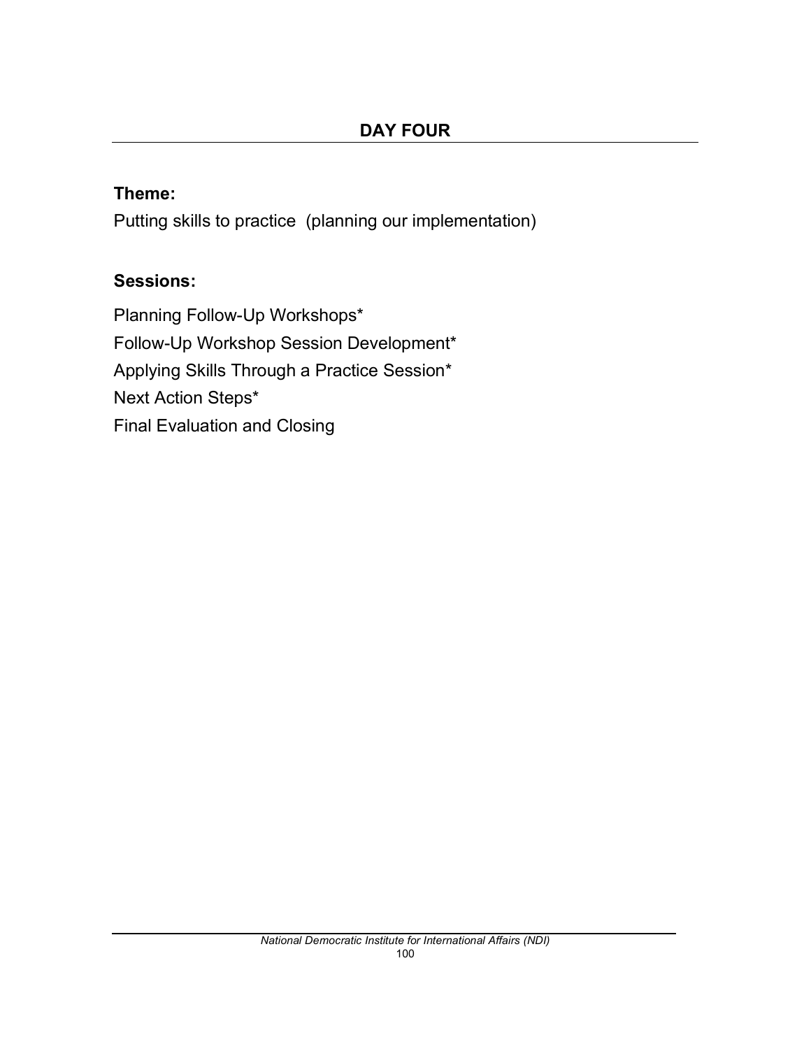# DAY FOUR

**Theme:**

Putting skills to practice (planning our implementation)

**Sessions:**

Planning Follow-Up Workshops*

Follow-Up Workshop Session Development*

Applying Skills Through a Practice Session*

Next Action Steps*

Final Evaluation and Closing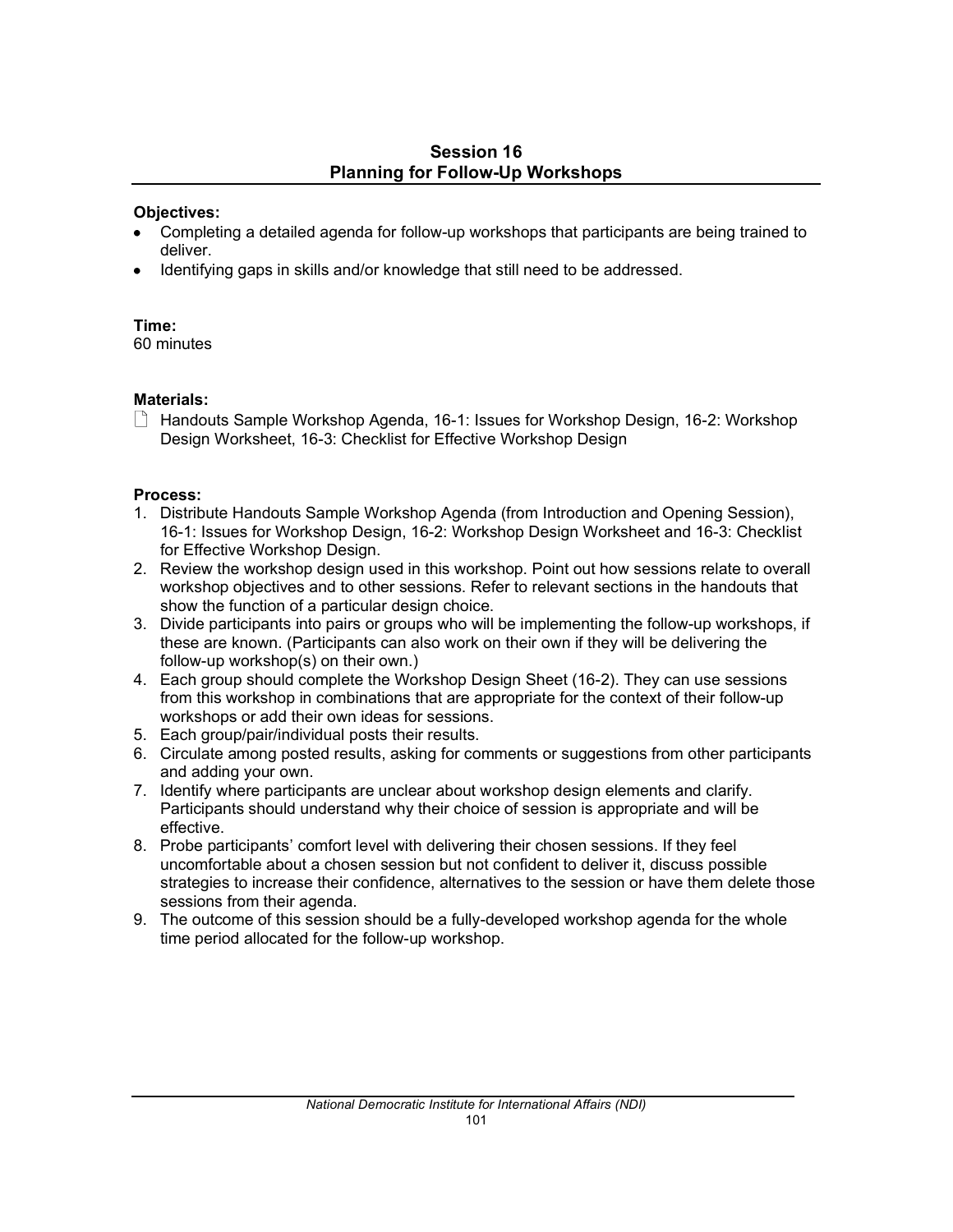## Session 16
## Planning for Follow-Up Workshops

**Objectives:**

- Completing a detailed agenda for follow-up workshops that participants are being trained to deliver.
- Identifying gaps in skills and/or knowledge that still need to be addressed.

**Time:**
60 minutes

**Materials:**

Handouts Sample Workshop Agenda, 16-1: Issues for Workshop Design, 16-2: Workshop Design Worksheet, 16-3: Checklist for Effective Workshop Design

**Process:**

1. Distribute Handouts Sample Workshop Agenda (from Introduction and Opening Session), 16-1: Issues for Workshop Design, 16-2: Workshop Design Worksheet and 16-3: Checklist for Effective Workshop Design.
2. Review the workshop design used in this workshop. Point out how sessions relate to overall workshop objectives and to other sessions. Refer to relevant sections in the handouts that show the function of a particular design choice.
3. Divide participants into pairs or groups who will be implementing the follow-up workshops, if these are known. (Participants can also work on their own if they will be delivering the follow-up workshop(s) on their own.)
4. Each group should complete the Workshop Design Sheet (16-2). They can use sessions from this workshop in combinations that are appropriate for the context of their follow-up workshops or add their own ideas for sessions.
5. Each group/pair/individual posts their results.
6. Circulate among posted results, asking for comments or suggestions from other participants and adding your own.
7. Identify where participants are unclear about workshop design elements and clarify. Participants should understand why their choice of session is appropriate and will be effective.
8. Probe participants' comfort level with delivering their chosen sessions. If they feel uncomfortable about a chosen session but not confident to deliver it, discuss possible strategies to increase their confidence, alternatives to the session or have them delete those sessions from their agenda.
9. The outcome of this session should be a fully-developed workshop agenda for the whole time period allocated for the follow-up workshop.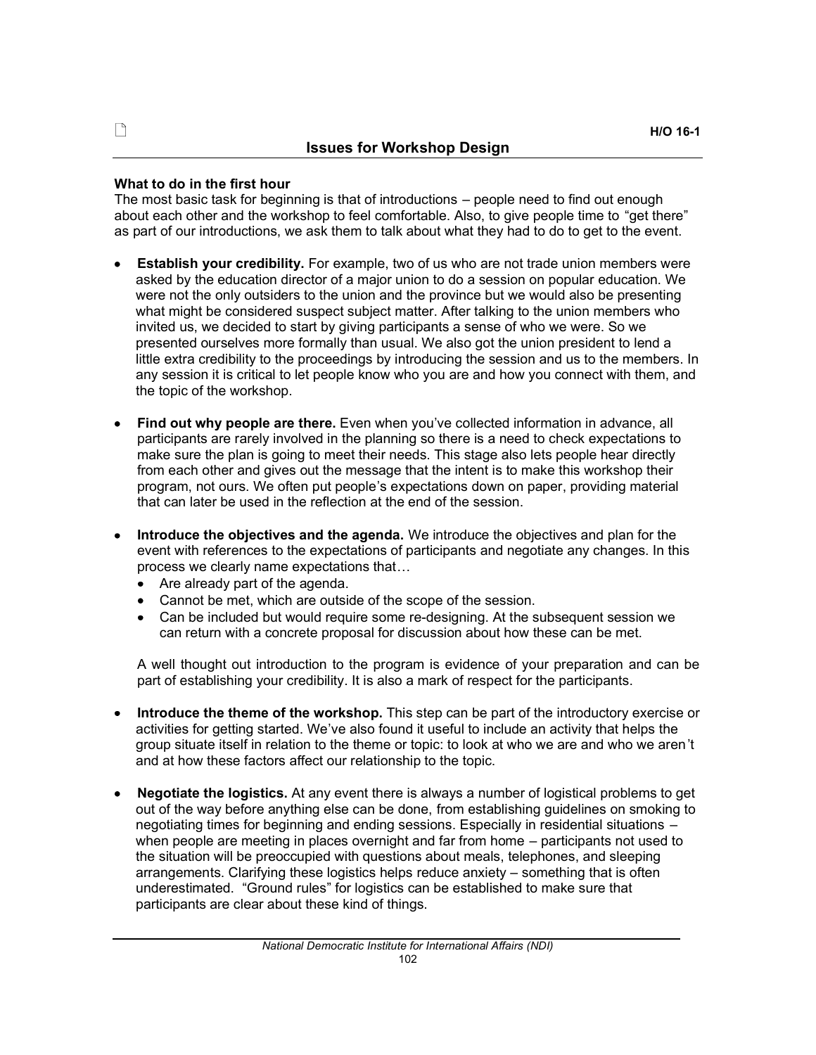H/O 16-1

## Issues for Workshop Design

**What to do in the first hour**
The most basic task for beginning is that of introductions – people need to find out enough about each other and the workshop to feel comfortable. Also, to give people time to "get there" as part of our introductions, we ask them to talk about what they had to do to get to the event.

- **Establish your credibility.** For example, two of us who are not trade union members were asked by the education director of a major union to do a session on popular education. We were not the only outsiders to the union and the province but we would also be presenting what might be considered suspect subject matter. After talking to the union members who invited us, we decided to start by giving participants a sense of who we were. So we presented ourselves more formally than usual. We also got the union president to lend a little extra credibility to the proceedings by introducing the session and us to the members. In any session it is critical to let people know who you are and how you connect with them, and the topic of the workshop.

- **Find out why people are there.** Even when you've collected information in advance, all participants are rarely involved in the planning so there is a need to check expectations to make sure the plan is going to meet their needs. This stage also lets people hear directly from each other and gives out the message that the intent is to make this workshop their program, not ours. We often put people's expectations down on paper, providing material that can later be used in the reflection at the end of the session.

- **Introduce the objectives and the agenda.** We introduce the objectives and plan for the event with references to the expectations of participants and negotiate any changes. In this process we clearly name expectations that…
  - Are already part of the agenda.
  - Cannot be met, which are outside of the scope of the session.
  - Can be included but would require some re-designing. At the subsequent session we can return with a concrete proposal for discussion about how these can be met.

  A well thought out introduction to the program is evidence of your preparation and can be part of establishing your credibility. It is also a mark of respect for the participants.

- **Introduce the theme of the workshop.** This step can be part of the introductory exercise or activities for getting started. We've also found it useful to include an activity that helps the group situate itself in relation to the theme or topic: to look at who we are and who we aren't and at how these factors affect our relationship to the topic.

- **Negotiate the logistics.** At any event there is always a number of logistical problems to get out of the way before anything else can be done, from establishing guidelines on smoking to negotiating times for beginning and ending sessions. Especially in residential situations – when people are meeting in places overnight and far from home – participants not used to the situation will be preoccupied with questions about meals, telephones, and sleeping arrangements. Clarifying these logistics helps reduce anxiety – something that is often underestimated. "Ground rules" for logistics can be established to make sure that participants are clear about these kind of things.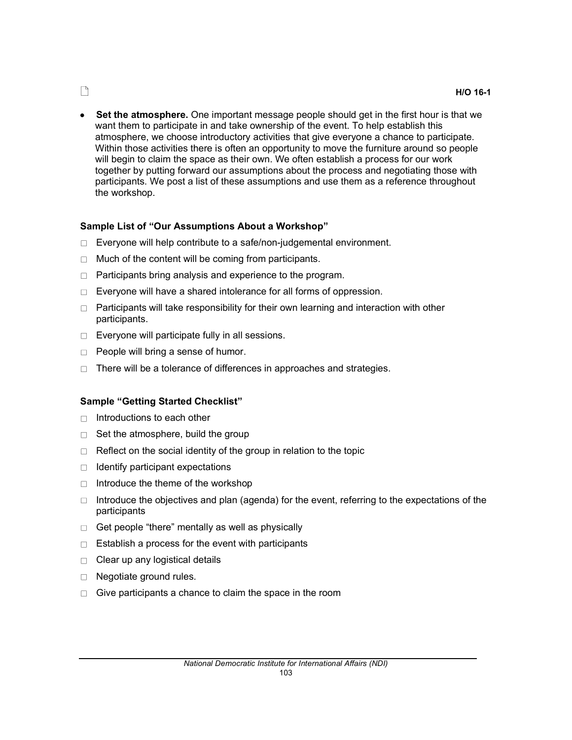- **Set the atmosphere.** One important message people should get in the first hour is that we want them to participate in and take ownership of the event. To help establish this atmosphere, we choose introductory activities that give everyone a chance to participate. Within those activities there is often an opportunity to move the furniture around so people will begin to claim the space as their own. We often establish a process for our work together by putting forward our assumptions about the process and negotiating those with participants. We post a list of these assumptions and use them as a reference throughout the workshop.

**Sample List of "Our Assumptions About a Workshop"**

- Everyone will help contribute to a safe/non-judgemental environment.
- Much of the content will be coming from participants.
- Participants bring analysis and experience to the program.
- Everyone will have a shared intolerance for all forms of oppression.
- Participants will take responsibility for their own learning and interaction with other participants.
- Everyone will participate fully in all sessions.
- People will bring a sense of humor.
- There will be a tolerance of differences in approaches and strategies.

**Sample "Getting Started Checklist"**

- Introductions to each other
- Set the atmosphere, build the group
- Reflect on the social identity of the group in relation to the topic
- Identify participant expectations
- Introduce the theme of the workshop
- Introduce the objectives and plan (agenda) for the event, referring to the expectations of the participants
- Get people "there" mentally as well as physically
- Establish a process for the event with participants
- Clear up any logistical details
- Negotiate ground rules.
- Give participants a chance to claim the space in the room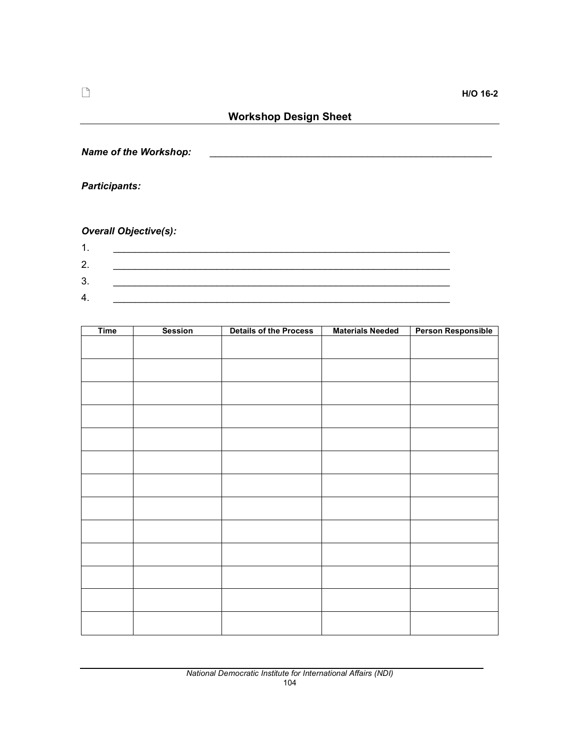H/O 16-2

## Workshop Design Sheet

***Name of the Workshop:*** \_\_\_\_\_\_\_\_\_\_\_\_\_\_\_\_\_\_\_\_\_\_\_\_\_\_\_\_\_\_\_\_\_\_\_\_\_\_\_\_\_\_\_\_\_\_\_\_\_\_\_\_

***Participants:***

***Overall Objective(s):***

1. \_\_\_\_\_\_\_\_\_\_\_\_\_\_\_\_\_\_\_\_\_\_\_\_\_\_\_\_\_\_\_\_\_\_\_\_\_\_\_\_\_\_\_\_\_\_\_\_\_\_\_\_\_\_\_\_\_\_\_\_\_\_
2. \_\_\_\_\_\_\_\_\_\_\_\_\_\_\_\_\_\_\_\_\_\_\_\_\_\_\_\_\_\_\_\_\_\_\_\_\_\_\_\_\_\_\_\_\_\_\_\_\_\_\_\_\_\_\_\_\_\_\_\_\_\_
3. \_\_\_\_\_\_\_\_\_\_\_\_\_\_\_\_\_\_\_\_\_\_\_\_\_\_\_\_\_\_\_\_\_\_\_\_\_\_\_\_\_\_\_\_\_\_\_\_\_\_\_\_\_\_\_\_\_\_\_\_\_\_
4. \_\_\_\_\_\_\_\_\_\_\_\_\_\_\_\_\_\_\_\_\_\_\_\_\_\_\_\_\_\_\_\_\_\_\_\_\_\_\_\_\_\_\_\_\_\_\_\_\_\_\_\_\_\_\_\_\_\_\_\_\_\_

| Time | Session | Details of the Process | Materials Needed | Person Responsible |
|---|---|---|---|---|
| | | | | |
| | | | | |
| | | | | |
| | | | | |
| | | | | |
| | | | | |
| | | | | |
| | | | | |
| | | | | |
| | | | | |
| | | | | |
| | | | | |
| | | | | |

*National Democratic Institute for International Affairs (NDI)*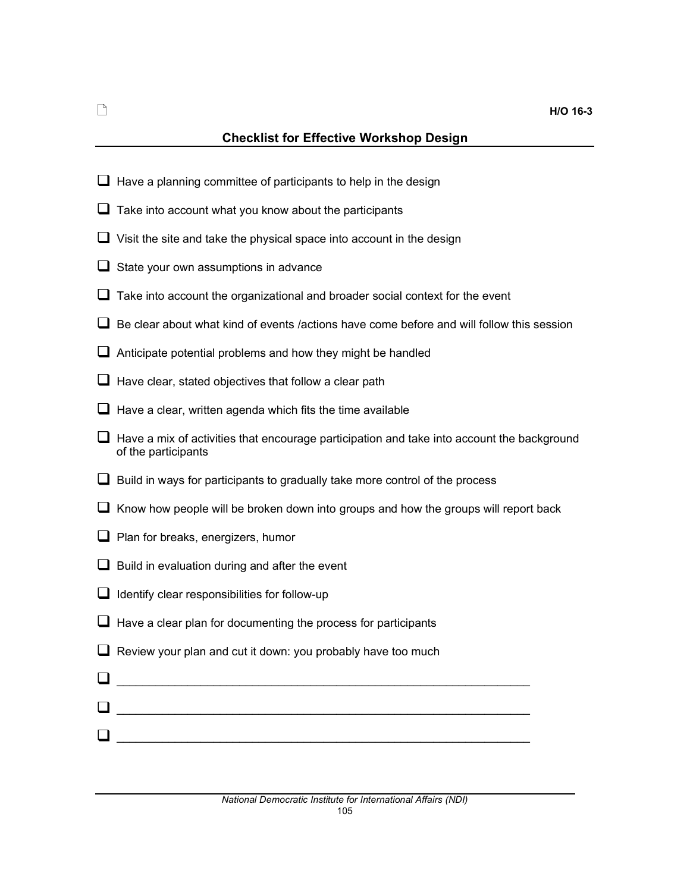H/O 16-3

## Checklist for Effective Workshop Design

- ☐ Have a planning committee of participants to help in the design
- ☐ Take into account what you know about the participants
- ☐ Visit the site and take the physical space into account in the design
- ☐ State your own assumptions in advance
- ☐ Take into account the organizational and broader social context for the event
- ☐ Be clear about what kind of events /actions have come before and will follow this session
- ☐ Anticipate potential problems and how they might be handled
- ☐ Have clear, stated objectives that follow a clear path
- ☐ Have a clear, written agenda which fits the time available
- ☐ Have a mix of activities that encourage participation and take into account the background of the participants
- ☐ Build in ways for participants to gradually take more control of the process
- ☐ Know how people will be broken down into groups and how the groups will report back
- ☐ Plan for breaks, energizers, humor
- ☐ Build in evaluation during and after the event
- ☐ Identify clear responsibilities for follow-up
- ☐ Have a clear plan for documenting the process for participants
- ☐ Review your plan and cut it down: you probably have too much
- ☐ ____________________________________________________________
- ☐ ____________________________________________________________
- ☐ ____________________________________________________________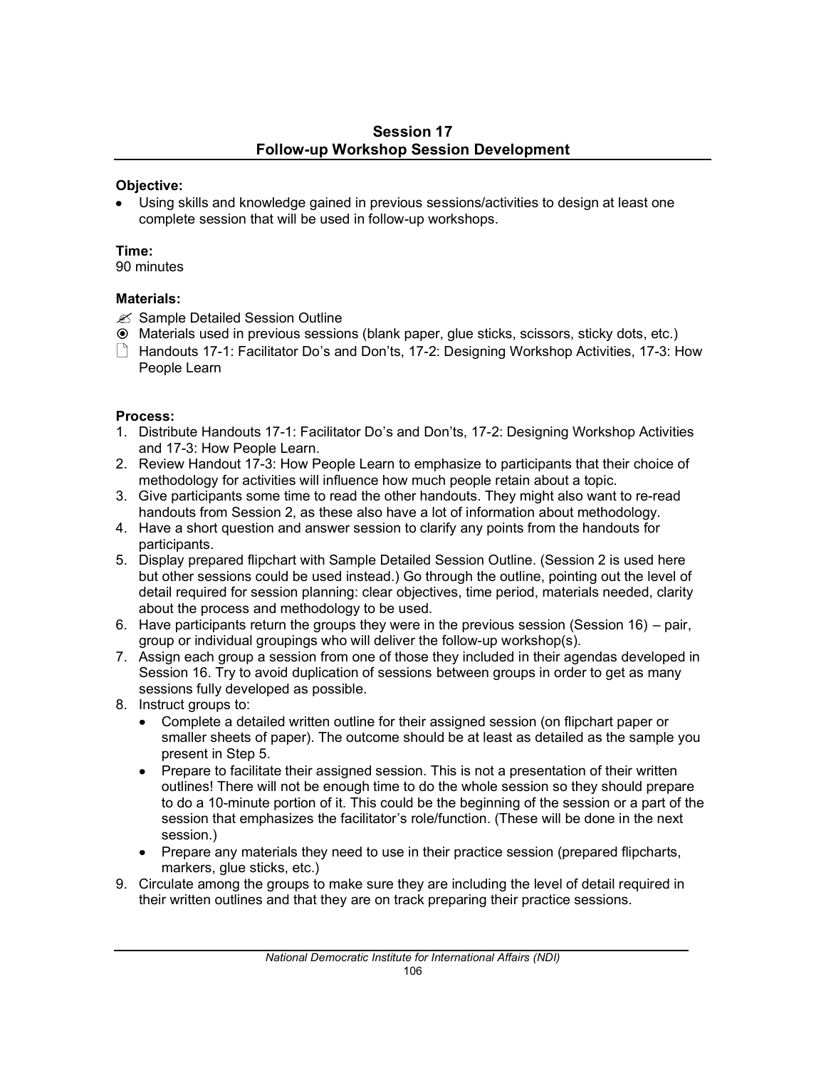## Session 17
## Follow-up Workshop Session Development

**Objective:**

- Using skills and knowledge gained in previous sessions/activities to design at least one complete session that will be used in follow-up workshops.

**Time:**
90 minutes

**Materials:**

✍ Sample Detailed Session Outline
⦿ Materials used in previous sessions (blank paper, glue sticks, scissors, sticky dots, etc.)
🗋 Handouts 17-1: Facilitator Do's and Don'ts, 17-2: Designing Workshop Activities, 17-3: How People Learn

**Process:**

1. Distribute Handouts 17-1: Facilitator Do's and Don'ts, 17-2: Designing Workshop Activities and 17-3: How People Learn.
2. Review Handout 17-3: How People Learn to emphasize to participants that their choice of methodology for activities will influence how much people retain about a topic.
3. Give participants some time to read the other handouts. They might also want to re-read handouts from Session 2, as these also have a lot of information about methodology.
4. Have a short question and answer session to clarify any points from the handouts for participants.
5. Display prepared flipchart with Sample Detailed Session Outline. (Session 2 is used here but other sessions could be used instead.) Go through the outline, pointing out the level of detail required for session planning: clear objectives, time period, materials needed, clarity about the process and methodology to be used.
6. Have participants return the groups they were in the previous session (Session 16) – pair, group or individual groupings who will deliver the follow-up workshop(s).
7. Assign each group a session from one of those they included in their agendas developed in Session 16. Try to avoid duplication of sessions between groups in order to get as many sessions fully developed as possible.
8. Instruct groups to:
   - Complete a detailed written outline for their assigned session (on flipchart paper or smaller sheets of paper). The outcome should be at least as detailed as the sample you present in Step 5.
   - Prepare to facilitate their assigned session. This is not a presentation of their written outlines! There will not be enough time to do the whole session so they should prepare to do a 10-minute portion of it. This could be the beginning of the session or a part of the session that emphasizes the facilitator's role/function. (These will be done in the next session.)
   - Prepare any materials they need to use in their practice session (prepared flipcharts, markers, glue sticks, etc.)
9. Circulate among the groups to make sure they are including the level of detail required in their written outlines and that they are on track preparing their practice sessions.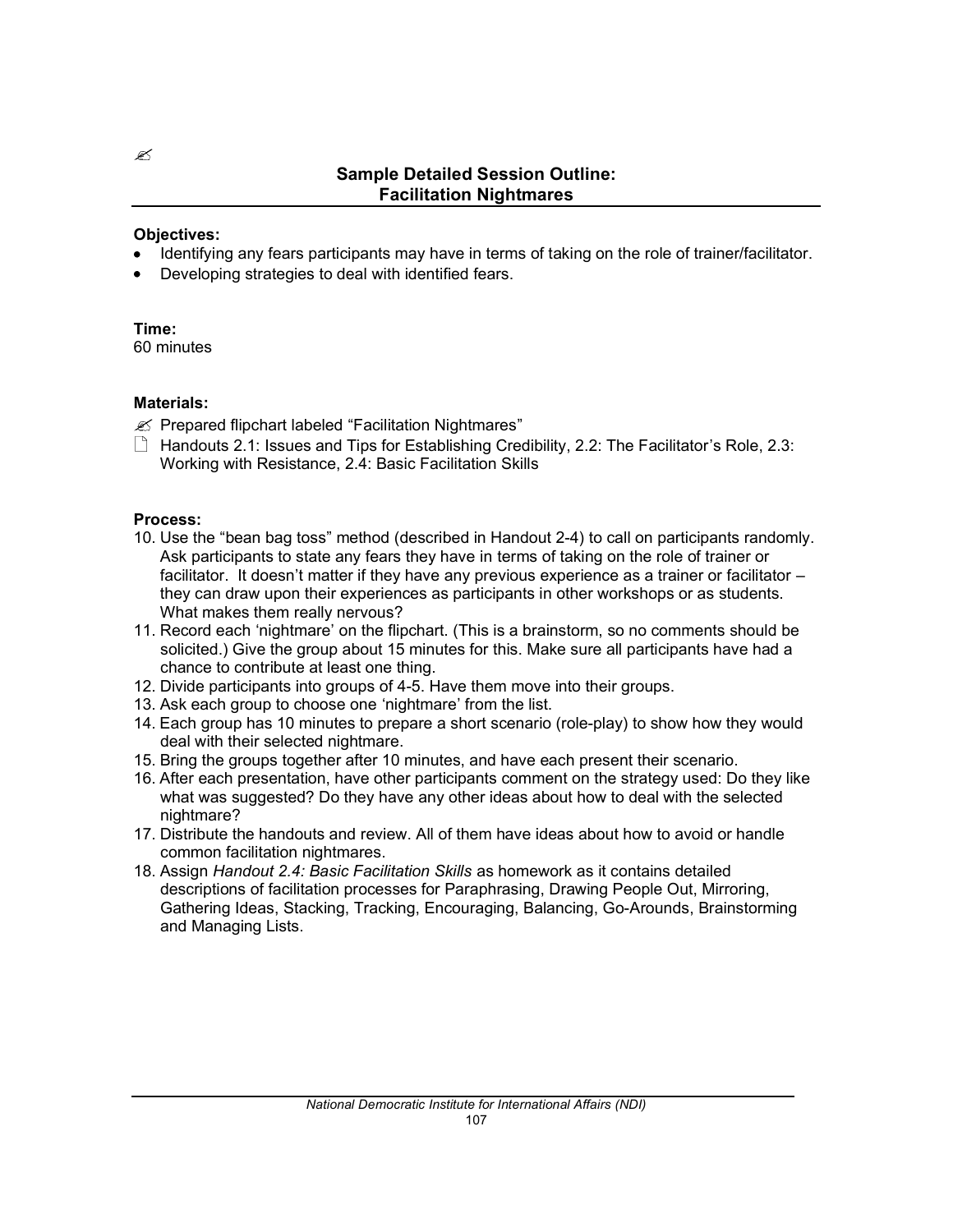✍

## Sample Detailed Session Outline: Facilitation Nightmares

**Objectives:**

- Identifying any fears participants may have in terms of taking on the role of trainer/facilitator.
- Developing strategies to deal with identified fears.

**Time:**
60 minutes

**Materials:**

✍ Prepared flipchart labeled "Facilitation Nightmares"
🗋 Handouts 2.1: Issues and Tips for Establishing Credibility, 2.2: The Facilitator's Role, 2.3: Working with Resistance, 2.4: Basic Facilitation Skills

**Process:**

10. Use the "bean bag toss" method (described in Handout 2-4) to call on participants randomly. Ask participants to state any fears they have in terms of taking on the role of trainer or facilitator. It doesn't matter if they have any previous experience as a trainer or facilitator – they can draw upon their experiences as participants in other workshops or as students. What makes them really nervous?
11. Record each 'nightmare' on the flipchart. (This is a brainstorm, so no comments should be solicited.) Give the group about 15 minutes for this. Make sure all participants have had a chance to contribute at least one thing.
12. Divide participants into groups of 4-5. Have them move into their groups.
13. Ask each group to choose one 'nightmare' from the list.
14. Each group has 10 minutes to prepare a short scenario (role-play) to show how they would deal with their selected nightmare.
15. Bring the groups together after 10 minutes, and have each present their scenario.
16. After each presentation, have other participants comment on the strategy used: Do they like what was suggested? Do they have any other ideas about how to deal with the selected nightmare?
17. Distribute the handouts and review. All of them have ideas about how to avoid or handle common facilitation nightmares.
18. Assign *Handout 2.4: Basic Facilitation Skills* as homework as it contains detailed descriptions of facilitation processes for Paraphrasing, Drawing People Out, Mirroring, Gathering Ideas, Stacking, Tracking, Encouraging, Balancing, Go-Arounds, Brainstorming and Managing Lists.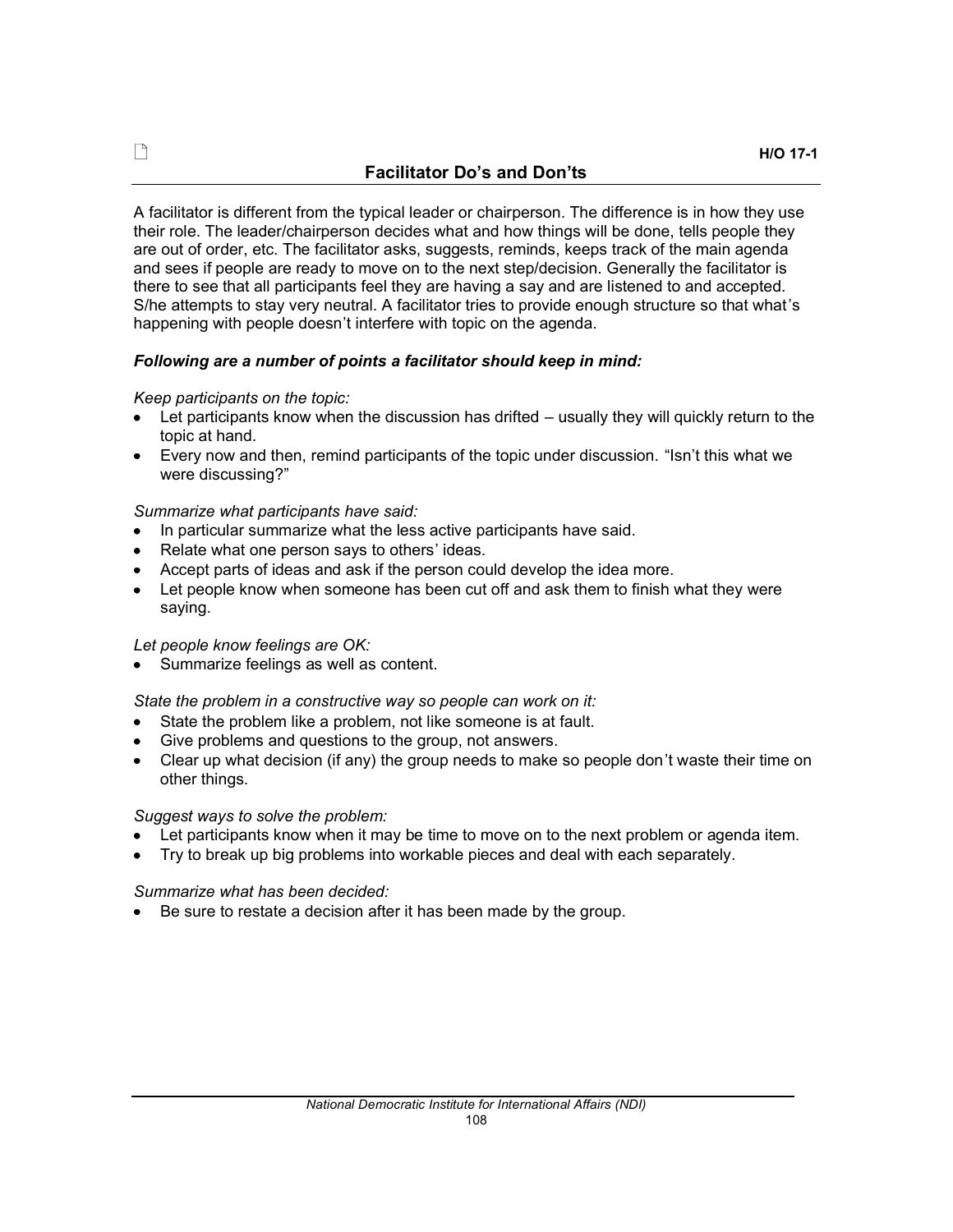H/O 17-1

## Facilitator Do's and Don'ts

A facilitator is different from the typical leader or chairperson. The difference is in how they use their role. The leader/chairperson decides what and how things will be done, tells people they are out of order, etc. The facilitator asks, suggests, reminds, keeps track of the main agenda and sees if people are ready to move on to the next step/decision. Generally the facilitator is there to see that all participants feel they are having a say and are listened to and accepted. S/he attempts to stay very neutral. A facilitator tries to provide enough structure so that what's happening with people doesn't interfere with topic on the agenda.

***Following are a number of points a facilitator should keep in mind:***

*Keep participants on the topic:*

- Let participants know when the discussion has drifted – usually they will quickly return to the topic at hand.
- Every now and then, remind participants of the topic under discussion. "Isn't this what we were discussing?"

*Summarize what participants have said:*

- In particular summarize what the less active participants have said.
- Relate what one person says to others' ideas.
- Accept parts of ideas and ask if the person could develop the idea more.
- Let people know when someone has been cut off and ask them to finish what they were saying.

*Let people know feelings are OK:*

- Summarize feelings as well as content.

*State the problem in a constructive way so people can work on it:*

- State the problem like a problem, not like someone is at fault.
- Give problems and questions to the group, not answers.
- Clear up what decision (if any) the group needs to make so people don't waste their time on other things.

*Suggest ways to solve the problem:*

- Let participants know when it may be time to move on to the next problem or agenda item.
- Try to break up big problems into workable pieces and deal with each separately.

*Summarize what has been decided:*

- Be sure to restate a decision after it has been made by the group.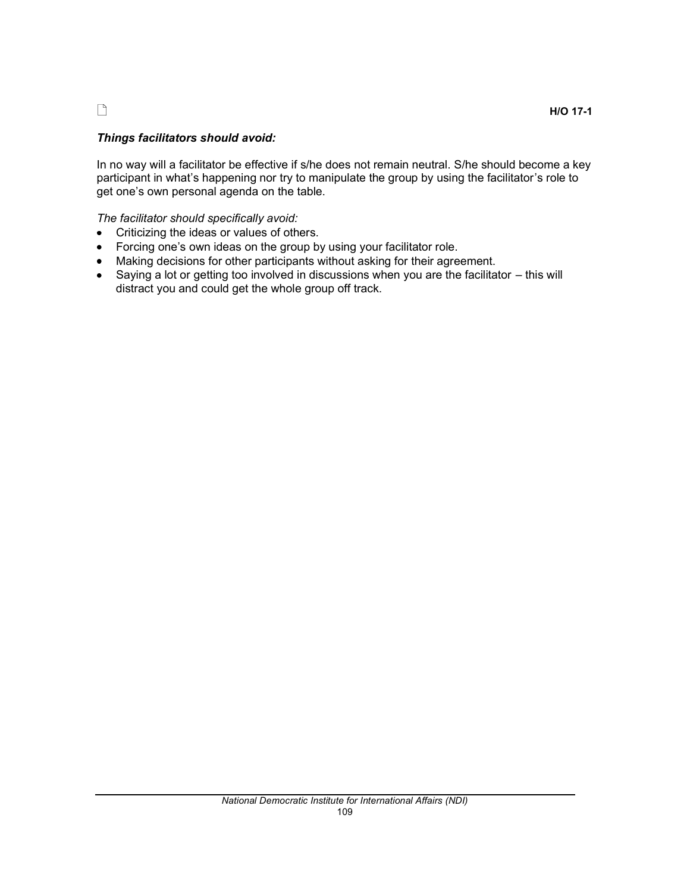H/O 17-1

***Things facilitators should avoid:***

In no way will a facilitator be effective if s/he does not remain neutral. S/he should become a key participant in what's happening nor try to manipulate the group by using the facilitator's role to get one's own personal agenda on the table.

*The facilitator should specifically avoid:*

- Criticizing the ideas or values of others.
- Forcing one's own ideas on the group by using your facilitator role.
- Making decisions for other participants without asking for their agreement.
- Saying a lot or getting too involved in discussions when you are the facilitator – this will distract you and could get the whole group off track.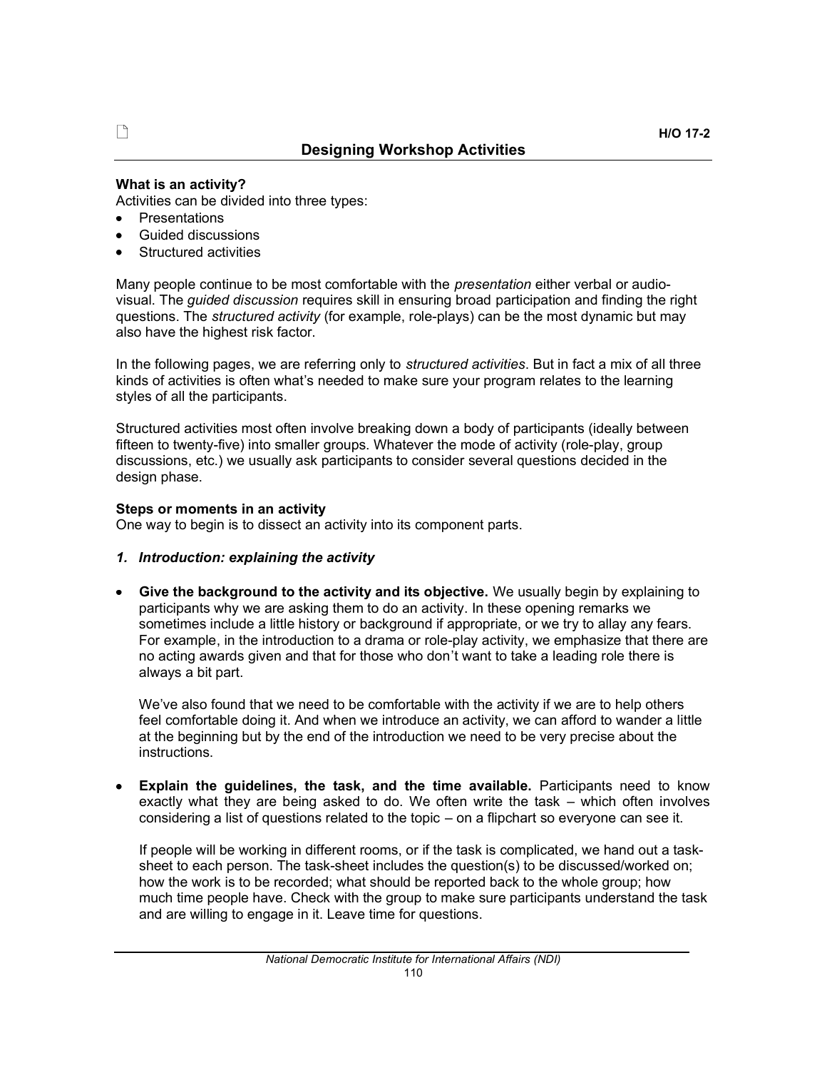H/O 17-2

## Designing Workshop Activities

**What is an activity?**
Activities can be divided into three types:

- Presentations
- Guided discussions
- Structured activities

Many people continue to be most comfortable with the *presentation* either verbal or audio-visual. The *guided discussion* requires skill in ensuring broad participation and finding the right questions. The *structured activity* (for example, role-plays) can be the most dynamic but may also have the highest risk factor.

In the following pages, we are referring only to *structured activities*. But in fact a mix of all three kinds of activities is often what's needed to make sure your program relates to the learning styles of all the participants.

Structured activities most often involve breaking down a body of participants (ideally between fifteen to twenty-five) into smaller groups. Whatever the mode of activity (role-play, group discussions, etc.) we usually ask participants to consider several questions decided in the design phase.

**Steps or moments in an activity**
One way to begin is to dissect an activity into its component parts.

### *1. Introduction: explaining the activity*

- **Give the background to the activity and its objective.** We usually begin by explaining to participants why we are asking them to do an activity. In these opening remarks we sometimes include a little history or background if appropriate, or we try to allay any fears. For example, in the introduction to a drama or role-play activity, we emphasize that there are no acting awards given and that for those who don't want to take a leading role there is always a bit part.

  We've also found that we need to be comfortable with the activity if we are to help others feel comfortable doing it. And when we introduce an activity, we can afford to wander a little at the beginning but by the end of the introduction we need to be very precise about the instructions.

- **Explain the guidelines, the task, and the time available.** Participants need to know exactly what they are being asked to do. We often write the task – which often involves considering a list of questions related to the topic – on a flipchart so everyone can see it.

  If people will be working in different rooms, or if the task is complicated, we hand out a task-sheet to each person. The task-sheet includes the question(s) to be discussed/worked on; how the work is to be recorded; what should be reported back to the whole group; how much time people have. Check with the group to make sure participants understand the task and are willing to engage in it. Leave time for questions.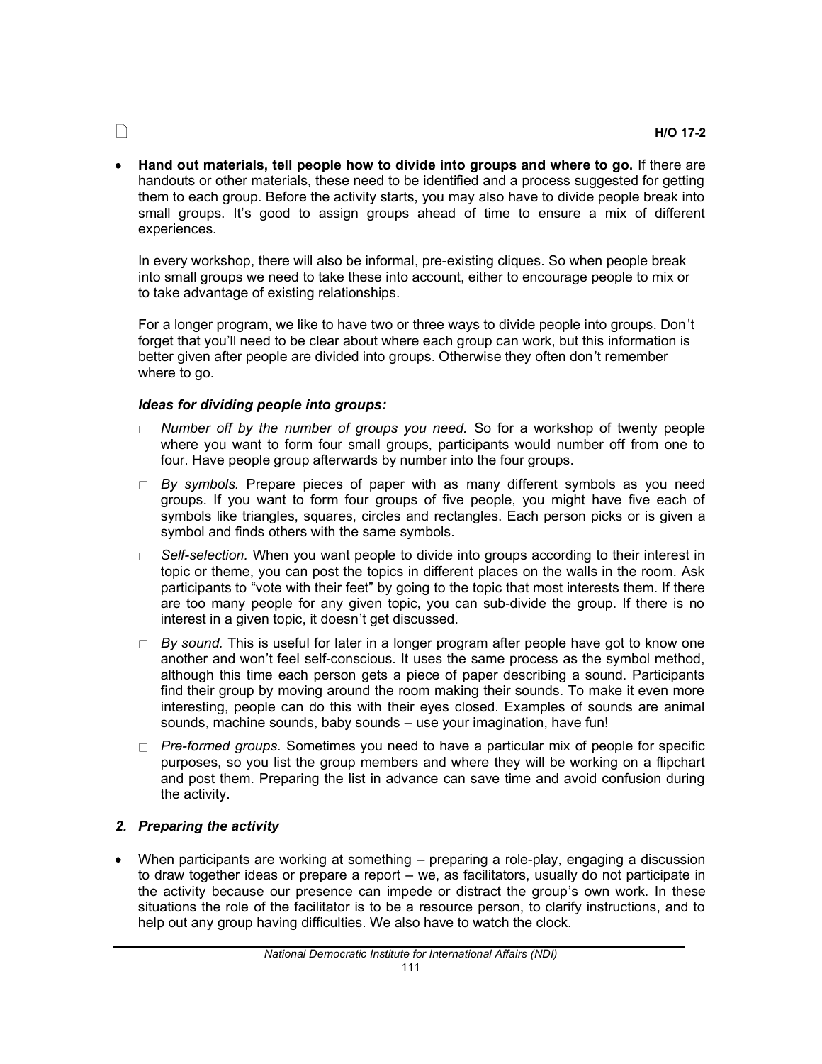H/O 17-2

- **Hand out materials, tell people how to divide into groups and where to go.** If there are handouts or other materials, these need to be identified and a process suggested for getting them to each group. Before the activity starts, you may also have to divide people break into small groups. It's good to assign groups ahead of time to ensure a mix of different experiences.

  In every workshop, there will also be informal, pre-existing cliques. So when people break into small groups we need to take these into account, either to encourage people to mix or to take advantage of existing relationships.

  For a longer program, we like to have two or three ways to divide people into groups. Don't forget that you'll need to be clear about where each group can work, but this information is better given after people are divided into groups. Otherwise they often don't remember where to go.

  ***Ideas for dividing people into groups:***

  - *Number off by the number of groups you need.* So for a workshop of twenty people where you want to form four small groups, participants would number off from one to four. Have people group afterwards by number into the four groups.
  - *By symbols.* Prepare pieces of paper with as many different symbols as you need groups. If you want to form four groups of five people, you might have five each of symbols like triangles, squares, circles and rectangles. Each person picks or is given a symbol and finds others with the same symbols.
  - *Self-selection.* When you want people to divide into groups according to their interest in topic or theme, you can post the topics in different places on the walls in the room. Ask participants to "vote with their feet" by going to the topic that most interests them. If there are too many people for any given topic, you can sub-divide the group. If there is no interest in a given topic, it doesn't get discussed.
  - *By sound.* This is useful for later in a longer program after people have got to know one another and won't feel self-conscious. It uses the same process as the symbol method, although this time each person gets a piece of paper describing a sound. Participants find their group by moving around the room making their sounds. To make it even more interesting, people can do this with their eyes closed. Examples of sounds are animal sounds, machine sounds, baby sounds – use your imagination, have fun!
  - *Pre-formed groups.* Sometimes you need to have a particular mix of people for specific purposes, so you list the group members and where they will be working on a flipchart and post them. Preparing the list in advance can save time and avoid confusion during the activity.

### *2. Preparing the activity*

- When participants are working at something – preparing a role-play, engaging a discussion to draw together ideas or prepare a report – we, as facilitators, usually do not participate in the activity because our presence can impede or distract the group's own work. In these situations the role of the facilitator is to be a resource person, to clarify instructions, and to help out any group having difficulties. We also have to watch the clock.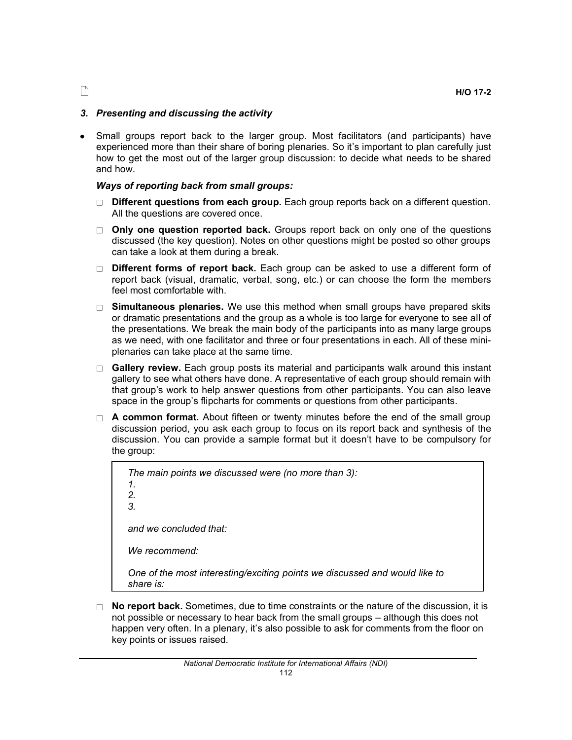H/O 17-2

### *3. Presenting and discussing the activity*

- Small groups report back to the larger group. Most facilitators (and participants) have experienced more than their share of boring plenaries. So it's important to plan carefully just how to get the most out of the larger group discussion: to decide what needs to be shared and how.

  ***Ways of reporting back from small groups:***

  - **Different questions from each group.** Each group reports back on a different question. All the questions are covered once.
  - **Only one question reported back.** Groups report back on only one of the questions discussed (the key question). Notes on other questions might be posted so other groups can take a look at them during a break.
  - **Different forms of report back.** Each group can be asked to use a different form of report back (visual, dramatic, verbal, song, etc.) or can choose the form the members feel most comfortable with.
  - **Simultaneous plenaries.** We use this method when small groups have prepared skits or dramatic presentations and the group as a whole is too large for everyone to see all of the presentations. We break the main body of the participants into as many large groups as we need, with one facilitator and three or four presentations in each. All of these mini-plenaries can take place at the same time.
  - **Gallery review.** Each group posts its material and participants walk around this instant gallery to see what others have done. A representative of each group should remain with that group's work to help answer questions from other participants. You can also leave space in the group's flipcharts for comments or questions from other participants.
  - **A common format.** About fifteen or twenty minutes before the end of the small group discussion period, you ask each group to focus on its report back and synthesis of the discussion. You can provide a sample format but it doesn't have to be compulsory for the group:

    > *The main points we discussed were (no more than 3):*
    > *1.*
    > *2.*
    > *3.*
    >
    > *and we concluded that:*
    >
    > *We recommend:*
    >
    > *One of the most interesting/exciting points we discussed and would like to share is:*

  - **No report back.** Sometimes, due to time constraints or the nature of the discussion, it is not possible or necessary to hear back from the small groups – although this does not happen very often. In a plenary, it's also possible to ask for comments from the floor on key points or issues raised.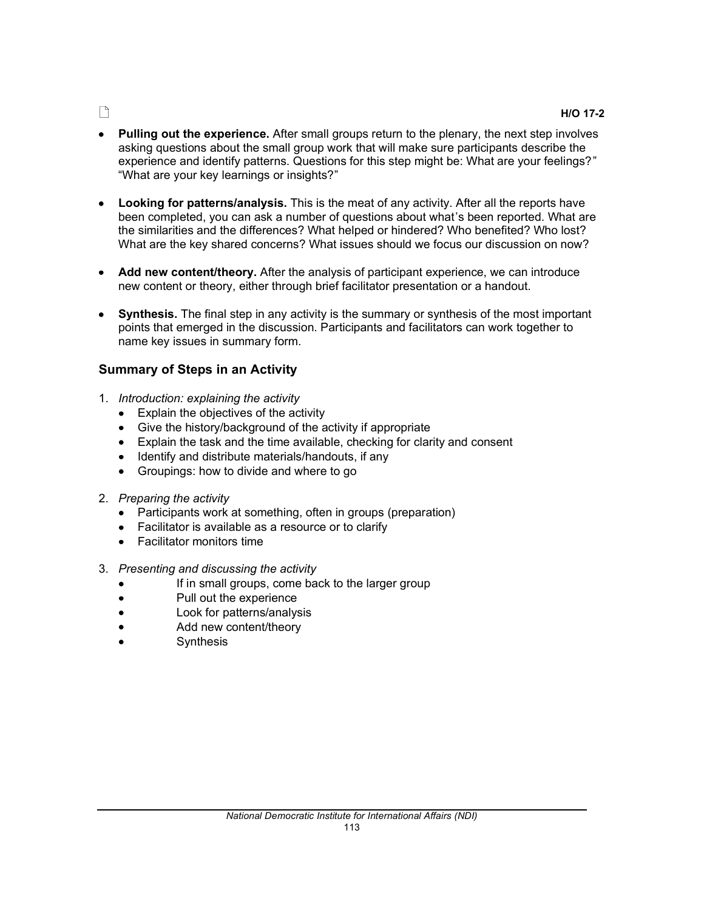H/O 17-2

- **Pulling out the experience.** After small groups return to the plenary, the next step involves asking questions about the small group work that will make sure participants describe the experience and identify patterns. Questions for this step might be: What are your feelings?" "What are your key learnings or insights?"

- **Looking for patterns/analysis.** This is the meat of any activity. After all the reports have been completed, you can ask a number of questions about what's been reported. What are the similarities and the differences? What helped or hindered? Who benefited? Who lost? What are the key shared concerns? What issues should we focus our discussion on now?

- **Add new content/theory.** After the analysis of participant experience, we can introduce new content or theory, either through brief facilitator presentation or a handout.

- **Synthesis.** The final step in any activity is the summary or synthesis of the most important points that emerged in the discussion. Participants and facilitators can work together to name key issues in summary form.

## Summary of Steps in an Activity

1. *Introduction: explaining the activity*
   - Explain the objectives of the activity
   - Give the history/background of the activity if appropriate
   - Explain the task and the time available, checking for clarity and consent
   - Identify and distribute materials/handouts, if any
   - Groupings: how to divide and where to go

2. *Preparing the activity*
   - Participants work at something, often in groups (preparation)
   - Facilitator is available as a resource or to clarify
   - Facilitator monitors time

3. *Presenting and discussing the activity*
   - If in small groups, come back to the larger group
   - Pull out the experience
   - Look for patterns/analysis
   - Add new content/theory
   - Synthesis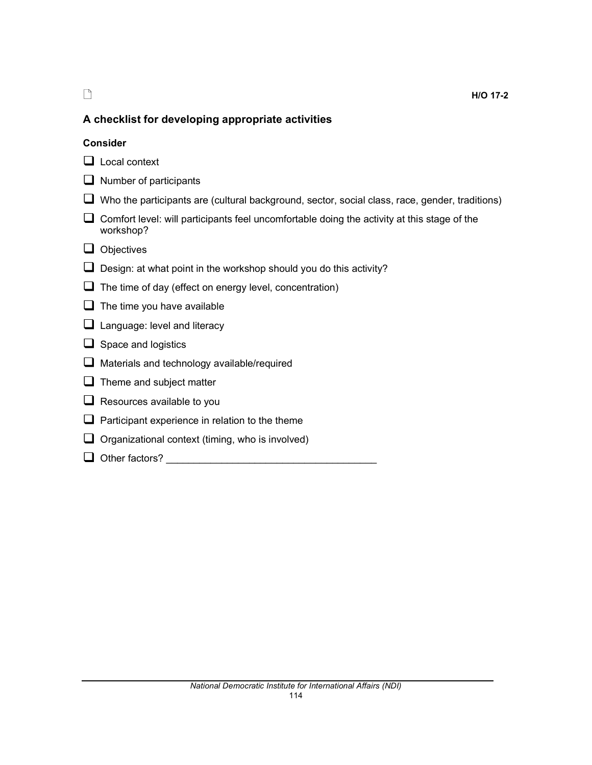H/O 17-2

## A checklist for developing appropriate activities

**Consider**

- ☐ Local context
- ☐ Number of participants
- ☐ Who the participants are (cultural background, sector, social class, race, gender, traditions)
- ☐ Comfort level: will participants feel uncomfortable doing the activity at this stage of the workshop?
- ☐ Objectives
- ☐ Design: at what point in the workshop should you do this activity?
- ☐ The time of day (effect on energy level, concentration)
- ☐ The time you have available
- ☐ Language: level and literacy
- ☐ Space and logistics
- ☐ Materials and technology available/required
- ☐ Theme and subject matter
- ☐ Resources available to you
- ☐ Participant experience in relation to the theme
- ☐ Organizational context (timing, who is involved)
- ☐ Other factors? _____________________________________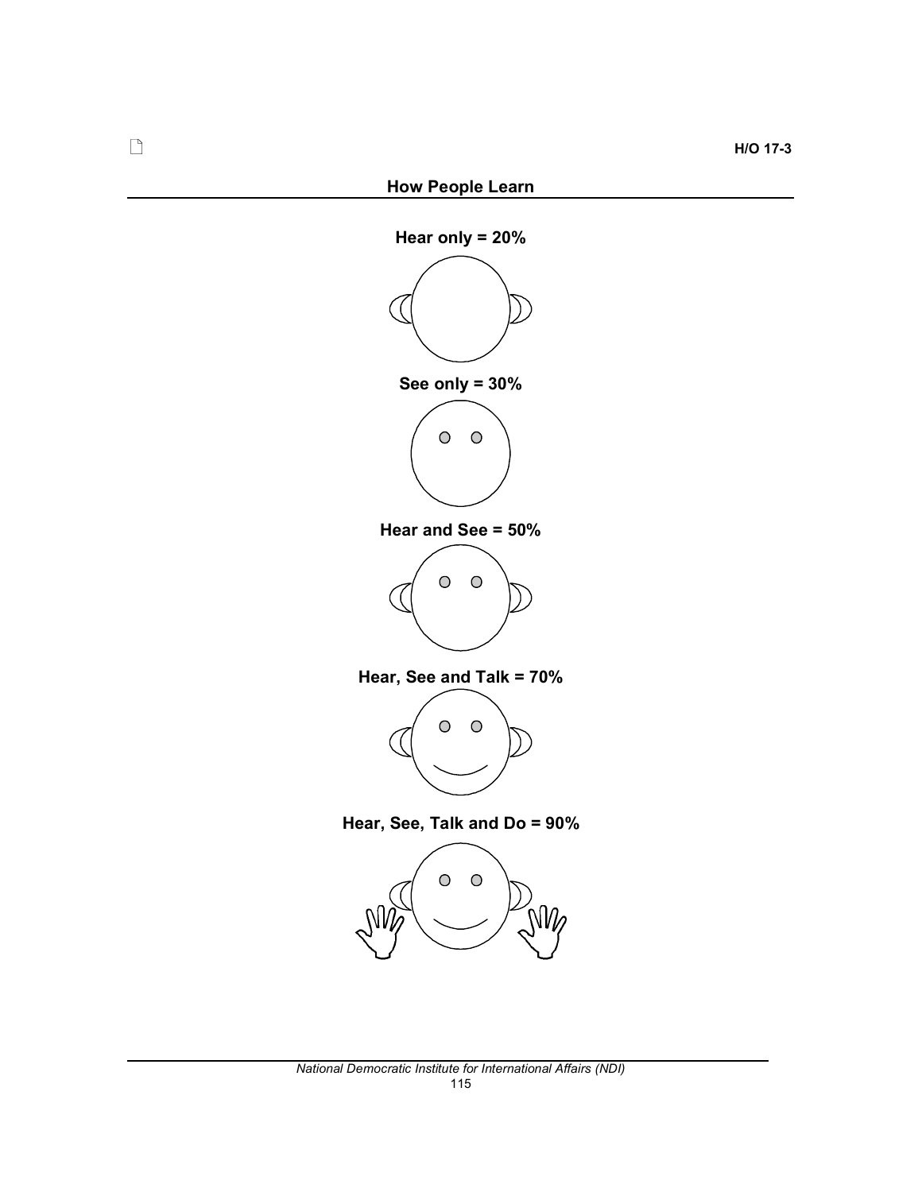H/O 17-3

## How People Learn

**Hear only = 20%**

**See only = 30%**

**Hear and See = 50%**

**Hear, See and Talk = 70%**

**Hear, See, Talk and Do = 90%**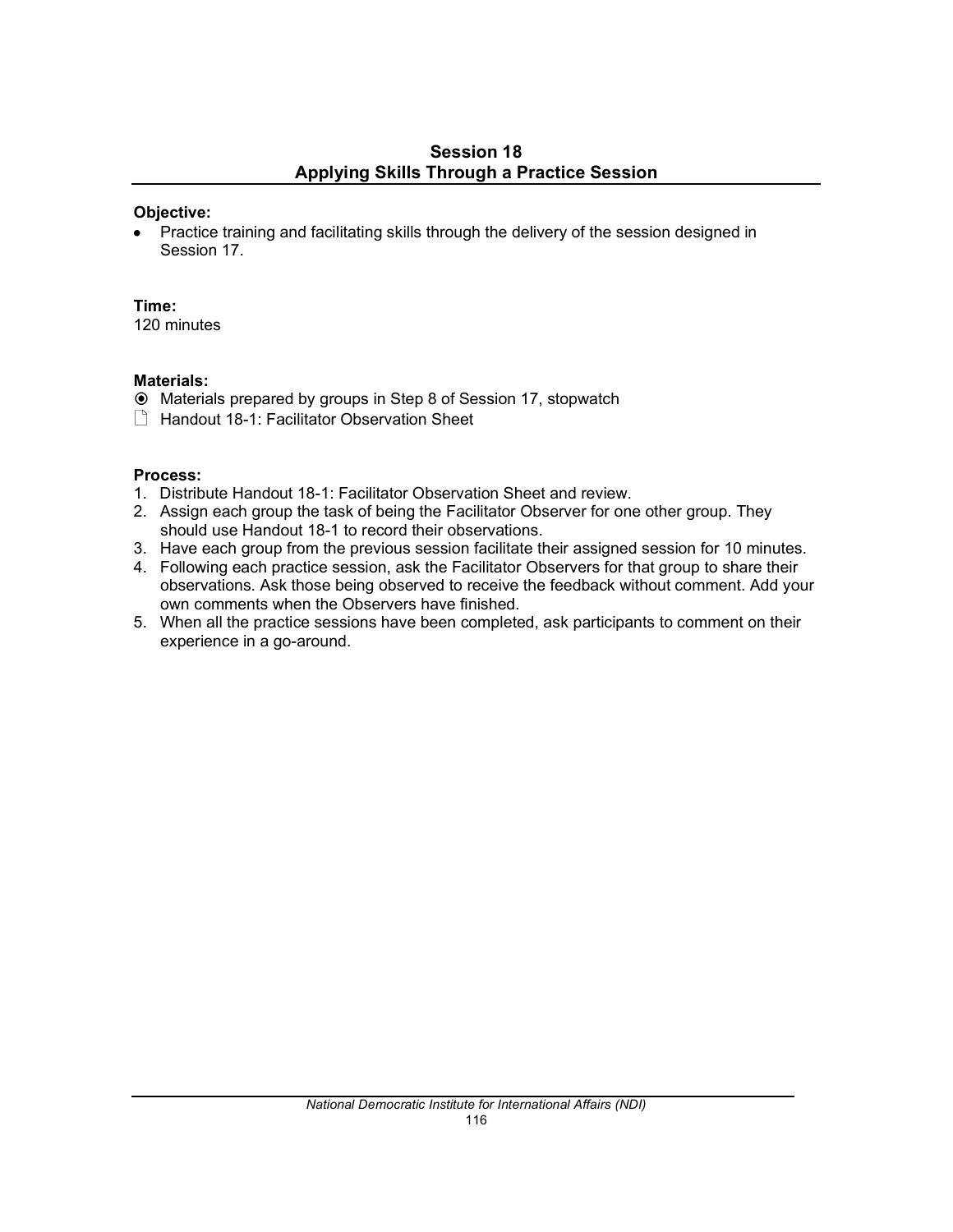## Session 18
## Applying Skills Through a Practice Session

**Objective:**
- Practice training and facilitating skills through the delivery of the session designed in Session 17.

**Time:**
120 minutes

**Materials:**
- Materials prepared by groups in Step 8 of Session 17, stopwatch
- Handout 18-1: Facilitator Observation Sheet

**Process:**
1. Distribute Handout 18-1: Facilitator Observation Sheet and review.
2. Assign each group the task of being the Facilitator Observer for one other group. They should use Handout 18-1 to record their observations.
3. Have each group from the previous session facilitate their assigned session for 10 minutes.
4. Following each practice session, ask the Facilitator Observers for that group to share their observations. Ask those being observed to receive the feedback without comment. Add your own comments when the Observers have finished.
5. When all the practice sessions have been completed, ask participants to comment on their experience in a go-around.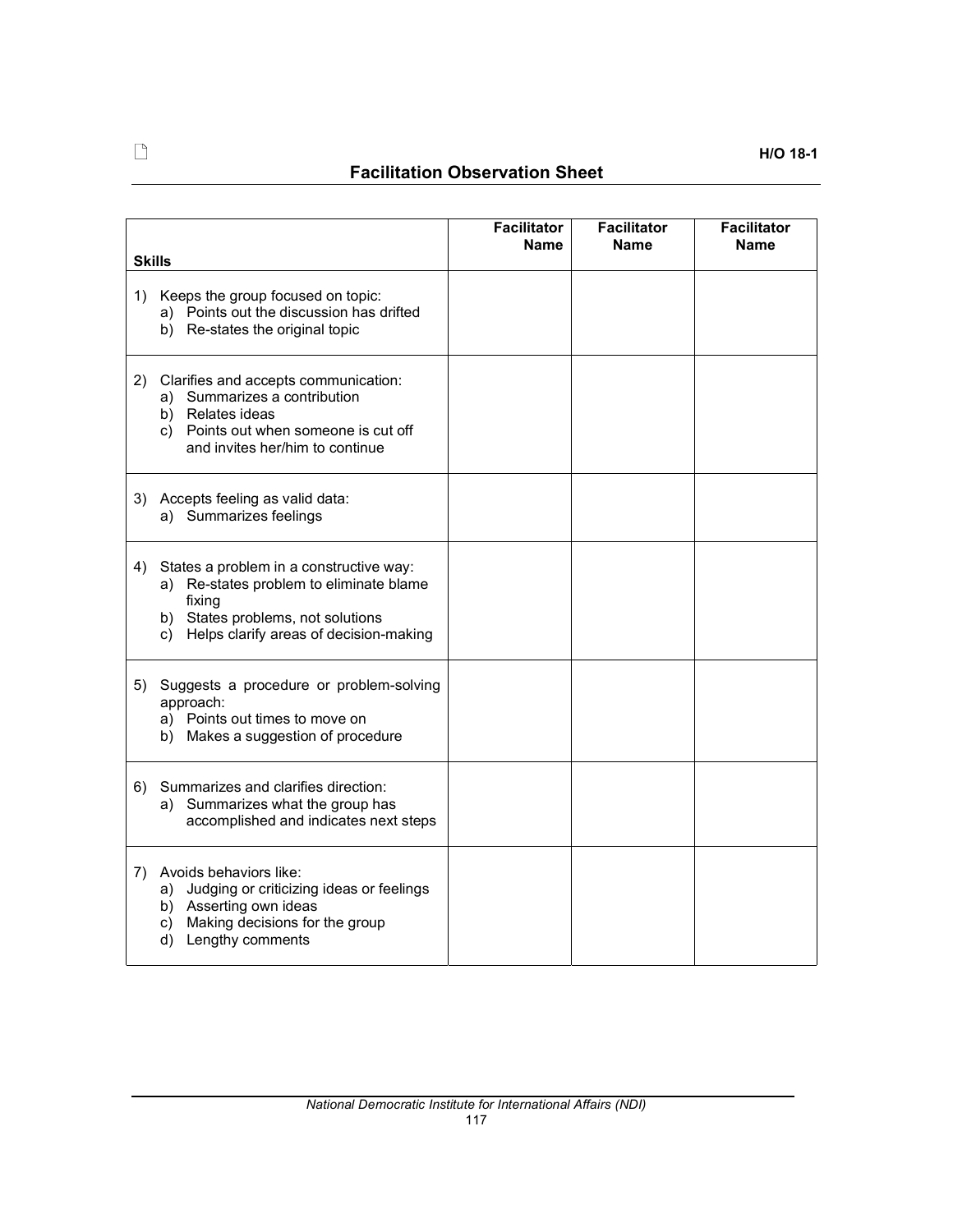H/O 18-1

## Facilitation Observation Sheet

| Skills | Facilitator Name | Facilitator Name | Facilitator Name |
|---|---|---|---|
| 1) Keeps the group focused on topic:<br>a) Points out the discussion has drifted<br>b) Re-states the original topic | | | |
| 2) Clarifies and accepts communication:<br>a) Summarizes a contribution<br>b) Relates ideas<br>c) Points out when someone is cut off and invites her/him to continue | | | |
| 3) Accepts feeling as valid data:<br>a) Summarizes feelings | | | |
| 4) States a problem in a constructive way:<br>a) Re-states problem to eliminate blame fixing<br>b) States problems, not solutions<br>c) Helps clarify areas of decision-making | | | |
| 5) Suggests a procedure or problem-solving approach:<br>a) Points out times to move on<br>b) Makes a suggestion of procedure | | | |
| 6) Summarizes and clarifies direction:<br>a) Summarizes what the group has accomplished and indicates next steps | | | |
| 7) Avoids behaviors like:<br>a) Judging or criticizing ideas or feelings<br>b) Asserting own ideas<br>c) Making decisions for the group<br>d) Lengthy comments | | | |

*National Democratic Institute for International Affairs (NDI)*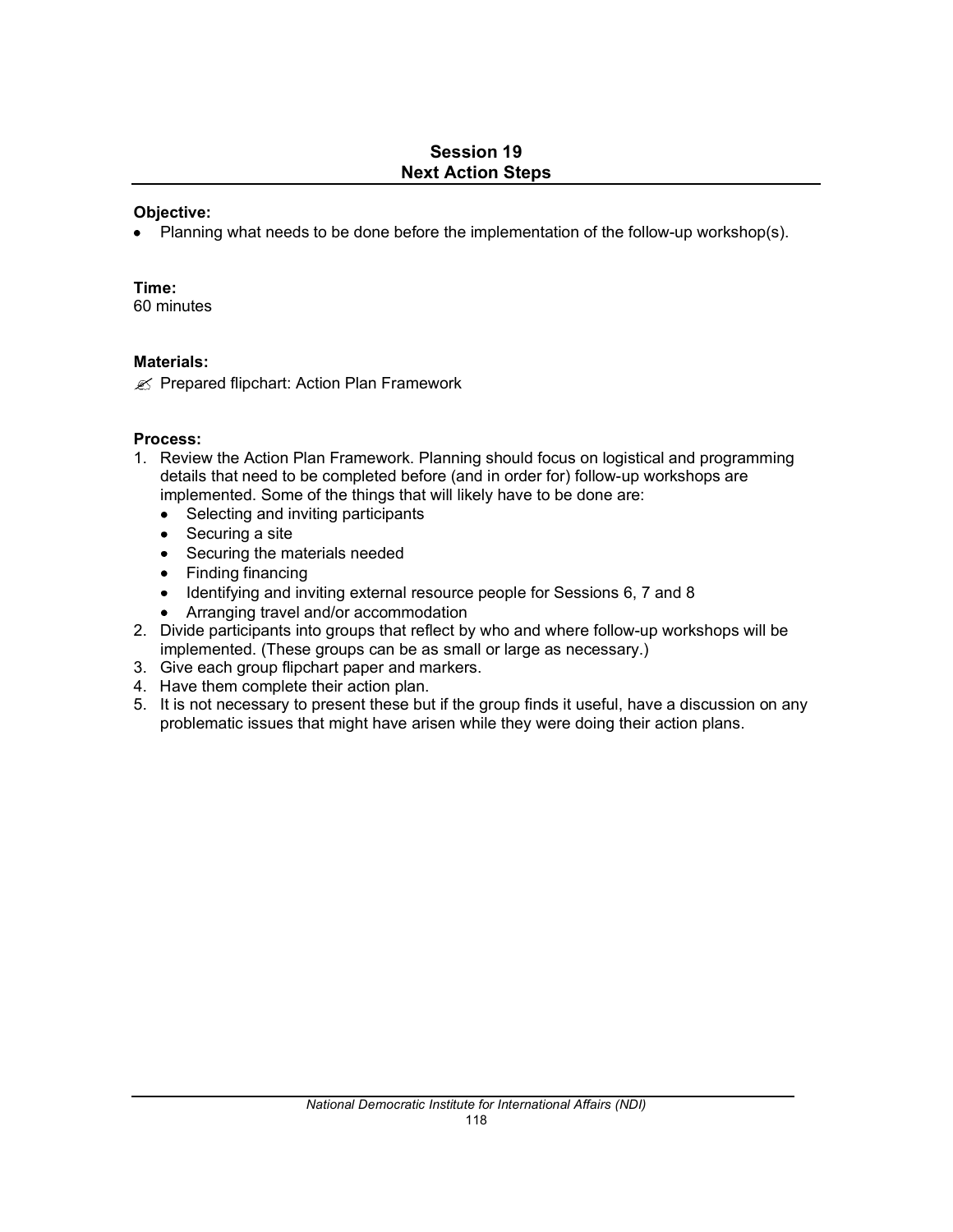## Session 19
## Next Action Steps

**Objective:**

- Planning what needs to be done before the implementation of the follow-up workshop(s).

**Time:**
60 minutes

**Materials:**

✍ Prepared flipchart: Action Plan Framework

**Process:**

1. Review the Action Plan Framework. Planning should focus on logistical and programming details that need to be completed before (and in order for) follow-up workshops are implemented. Some of the things that will likely have to be done are:
   - Selecting and inviting participants
   - Securing a site
   - Securing the materials needed
   - Finding financing
   - Identifying and inviting external resource people for Sessions 6, 7 and 8
   - Arranging travel and/or accommodation
2. Divide participants into groups that reflect by who and where follow-up workshops will be implemented. (These groups can be as small or large as necessary.)
3. Give each group flipchart paper and markers.
4. Have them complete their action plan.
5. It is not necessary to present these but if the group finds it useful, have a discussion on any problematic issues that might have arisen while they were doing their action plans.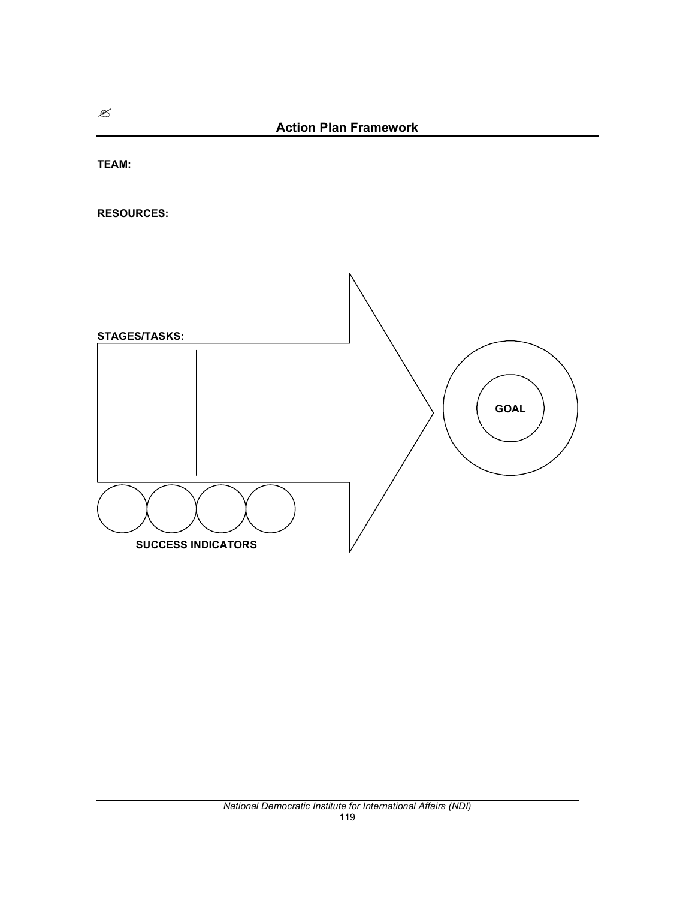## Action Plan Framework

**TEAM:**

**RESOURCES:**

**STAGES/TASKS:**

**GOAL**

**SUCCESS INDICATORS**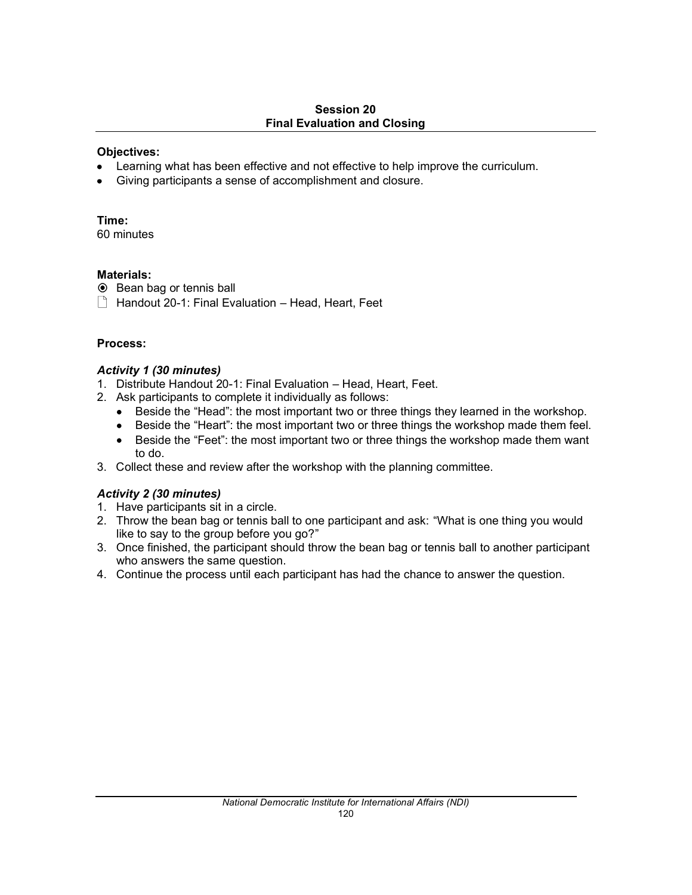## Session 20
## Final Evaluation and Closing

**Objectives:**

- Learning what has been effective and not effective to help improve the curriculum.
- Giving participants a sense of accomplishment and closure.

**Time:**
60 minutes

**Materials:**

- ⦿ Bean bag or tennis ball
- 🗋 Handout 20-1: Final Evaluation – Head, Heart, Feet

**Process:**

***Activity 1 (30 minutes)***

1. Distribute Handout 20-1: Final Evaluation – Head, Heart, Feet.
2. Ask participants to complete it individually as follows:
   - Beside the "Head": the most important two or three things they learned in the workshop.
   - Beside the "Heart": the most important two or three things the workshop made them feel.
   - Beside the "Feet": the most important two or three things the workshop made them want to do.
3. Collect these and review after the workshop with the planning committee.

***Activity 2 (30 minutes)***

1. Have participants sit in a circle.
2. Throw the bean bag or tennis ball to one participant and ask: "What is one thing you would like to say to the group before you go?"
3. Once finished, the participant should throw the bean bag or tennis ball to another participant who answers the same question.
4. Continue the process until each participant has had the chance to answer the question.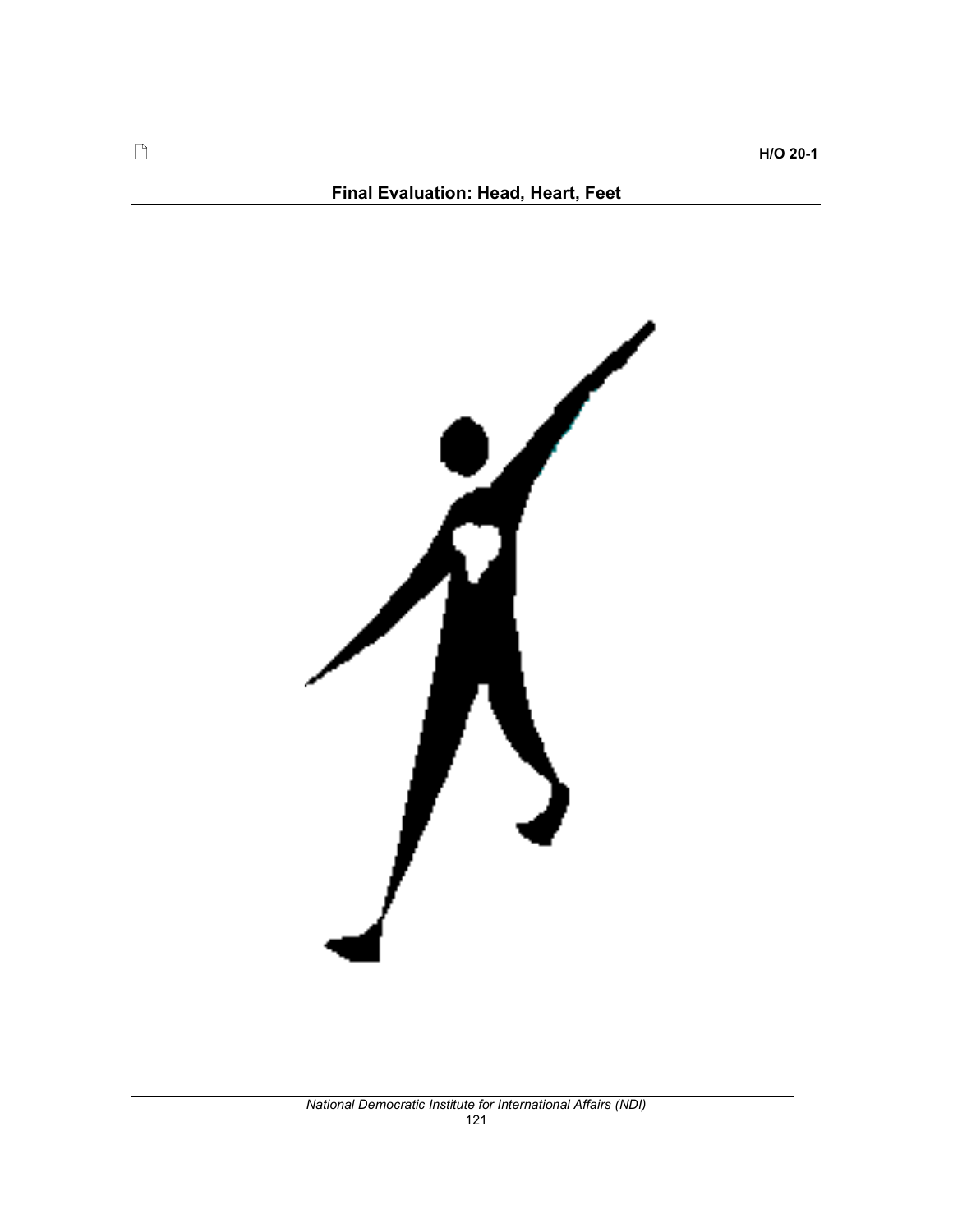H/O 20-1

## Final Evaluation: Head, Heart, Feet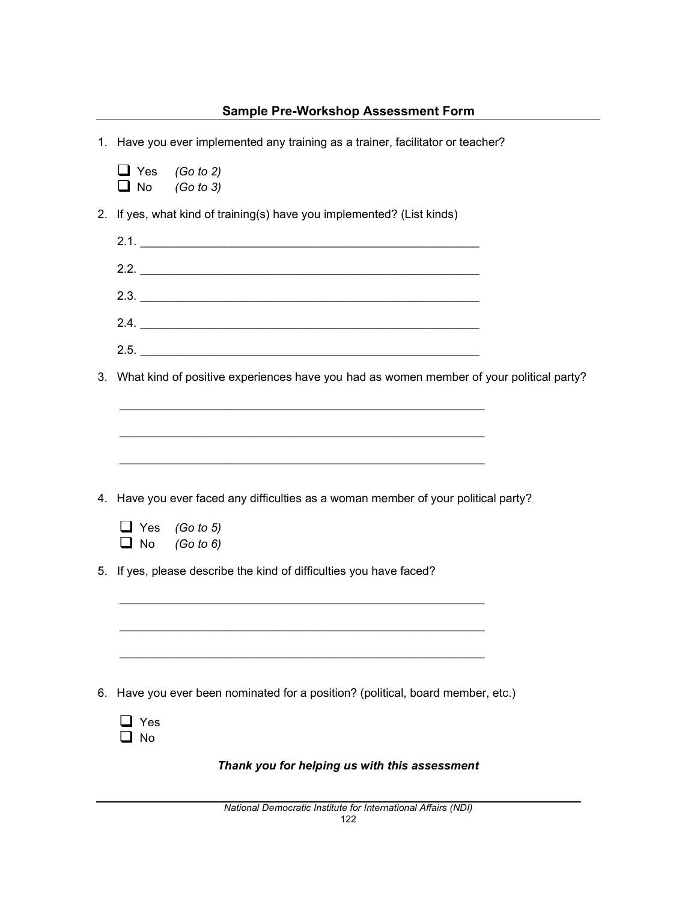## Sample Pre-Workshop Assessment Form

1. Have you ever implemented any training as a trainer, facilitator or teacher?

   - ❑ Yes *(Go to 2)*
   - ❑ No *(Go to 3)*

2. If yes, what kind of training(s) have you implemented? (List kinds)

   2.1. ______________________________________________________

   2.2. ______________________________________________________

   2.3. ______________________________________________________

   2.4. ______________________________________________________

   2.5. ______________________________________________________

3. What kind of positive experiences have you had as women member of your political party?

   ___________________________________________________________

   ___________________________________________________________

   ___________________________________________________________

4. Have you ever faced any difficulties as a woman member of your political party?

   - ❑ Yes *(Go to 5)*
   - ❑ No *(Go to 6)*

5. If yes, please describe the kind of difficulties you have faced?

   ___________________________________________________________

   ___________________________________________________________

   ___________________________________________________________

6. Have you ever been nominated for a position? (political, board member, etc.)

   - ❑ Yes
   - ❑ No

***Thank you for helping us with this assessment***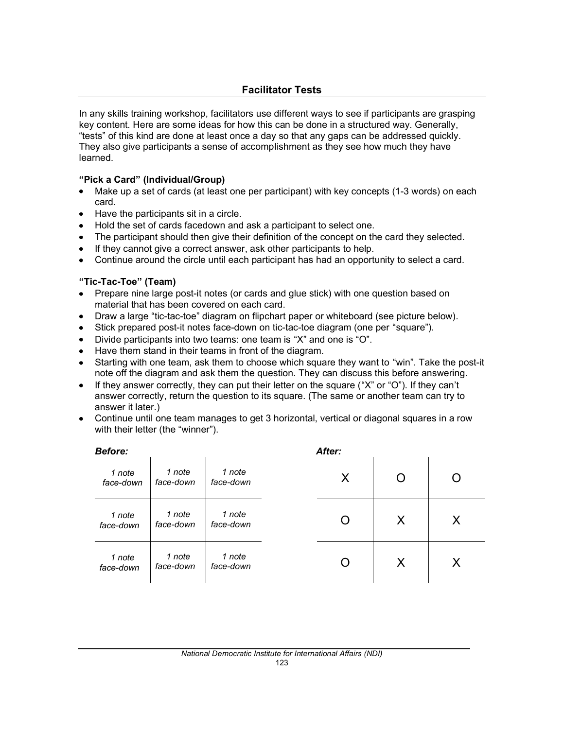## Facilitator Tests

In any skills training workshop, facilitators use different ways to see if participants are grasping key content. Here are some ideas for how this can be done in a structured way. Generally, "tests" of this kind are done at least once a day so that any gaps can be addressed quickly. They also give participants a sense of accomplishment as they see how much they have learned.

**"Pick a Card" (Individual/Group)**

- Make up a set of cards (at least one per participant) with key concepts (1-3 words) on each card.
- Have the participants sit in a circle.
- Hold the set of cards facedown and ask a participant to select one.
- The participant should then give their definition of the concept on the card they selected.
- If they cannot give a correct answer, ask other participants to help.
- Continue around the circle until each participant has had an opportunity to select a card.

**"Tic-Tac-Toe" (Team)**

- Prepare nine large post-it notes (or cards and glue stick) with one question based on material that has been covered on each card.
- Draw a large "tic-tac-toe" diagram on flipchart paper or whiteboard (see picture below).
- Stick prepared post-it notes face-down on tic-tac-toe diagram (one per "square").
- Divide participants into two teams: one team is "X" and one is "O".
- Have them stand in their teams in front of the diagram.
- Starting with one team, ask them to choose which square they want to "win". Take the post-it note off the diagram and ask them the question. They can discuss this before answering.
- If they answer correctly, they can put their letter on the square ("X" or "O"). If they can't answer correctly, return the question to its square. (The same or another team can try to answer it later.)
- Continue until one team manages to get 3 horizontal, vertical or diagonal squares in a row with their letter (the "winner").

***Before:***

| | | |
|---|---|---|
| *1 note face-down* | *1 note face-down* | *1 note face-down* |
| *1 note face-down* | *1 note face-down* | *1 note face-down* |
| *1 note face-down* | *1 note face-down* | *1 note face-down* |

***After:***

| | | |
|---|---|---|
| X | O | O |
| O | X | X |
| O | X | X |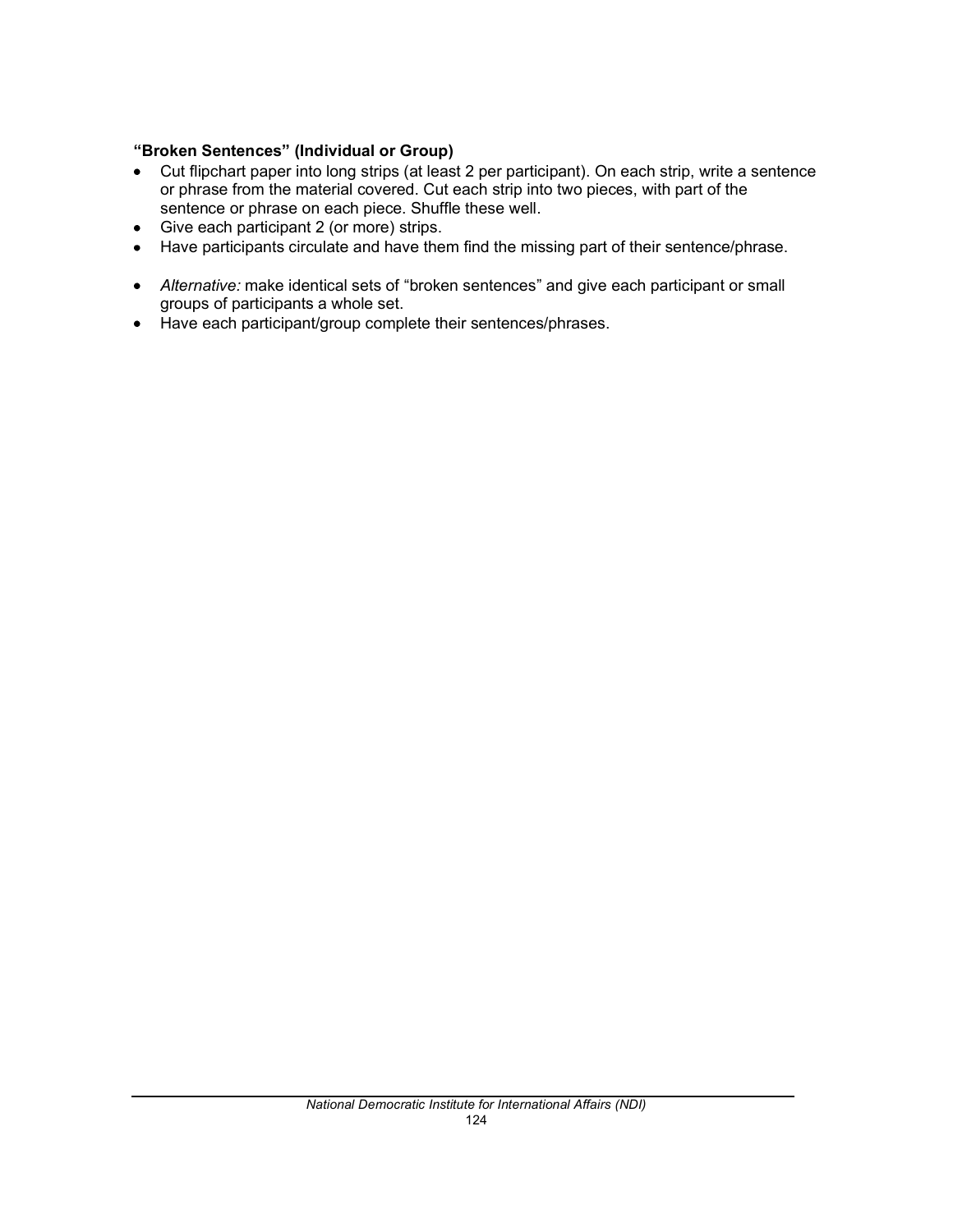**“Broken Sentences” (Individual or Group)**

- Cut flipchart paper into long strips (at least 2 per participant). On each strip, write a sentence or phrase from the material covered. Cut each strip into two pieces, with part of the sentence or phrase on each piece. Shuffle these well.
- Give each participant 2 (or more) strips.
- Have participants circulate and have them find the missing part of their sentence/phrase.

- *Alternative:* make identical sets of “broken sentences” and give each participant or small groups of participants a whole set.
- Have each participant/group complete their sentences/phrases.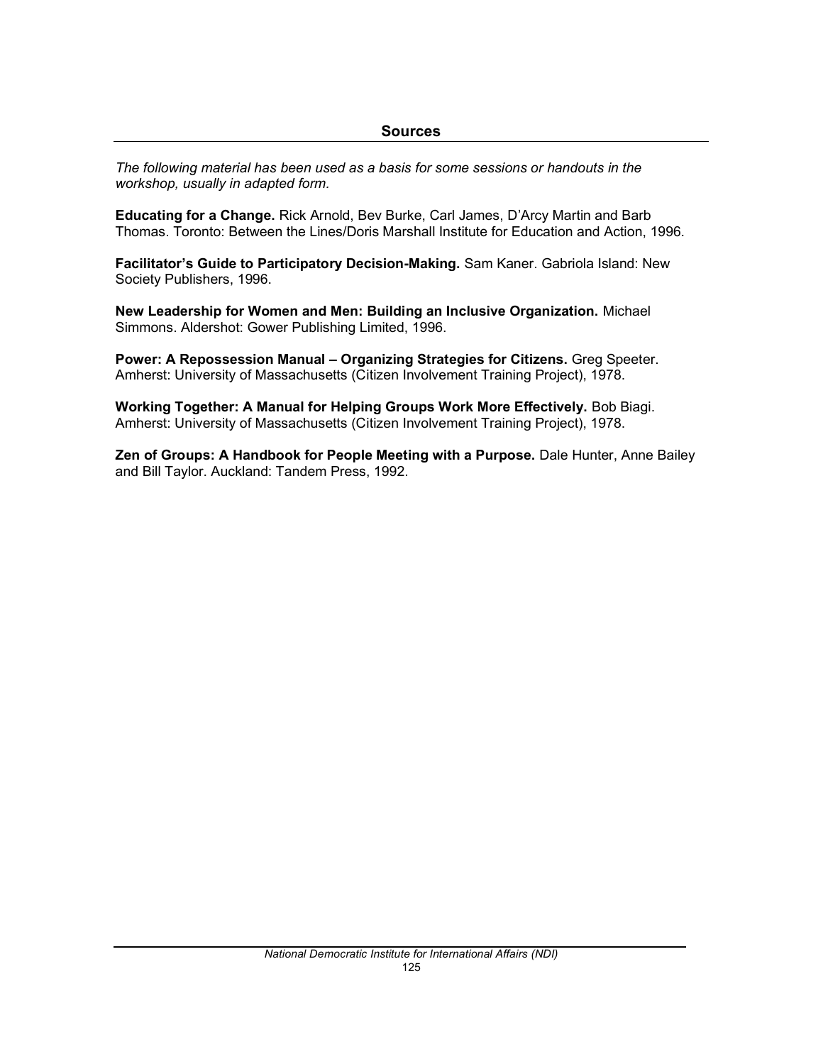## Sources

*The following material has been used as a basis for some sessions or handouts in the workshop, usually in adapted form.*

**Educating for a Change.** Rick Arnold, Bev Burke, Carl James, D'Arcy Martin and Barb Thomas. Toronto: Between the Lines/Doris Marshall Institute for Education and Action, 1996.

**Facilitator's Guide to Participatory Decision-Making.** Sam Kaner. Gabriola Island: New Society Publishers, 1996.

**New Leadership for Women and Men: Building an Inclusive Organization.** Michael Simmons. Aldershot: Gower Publishing Limited, 1996.

**Power: A Repossession Manual – Organizing Strategies for Citizens.** Greg Speeter. Amherst: University of Massachusetts (Citizen Involvement Training Project), 1978.

**Working Together: A Manual for Helping Groups Work More Effectively.** Bob Biagi. Amherst: University of Massachusetts (Citizen Involvement Training Project), 1978.

**Zen of Groups: A Handbook for People Meeting with a Purpose.** Dale Hunter, Anne Bailey and Bill Taylor. Auckland: Tandem Press, 1992.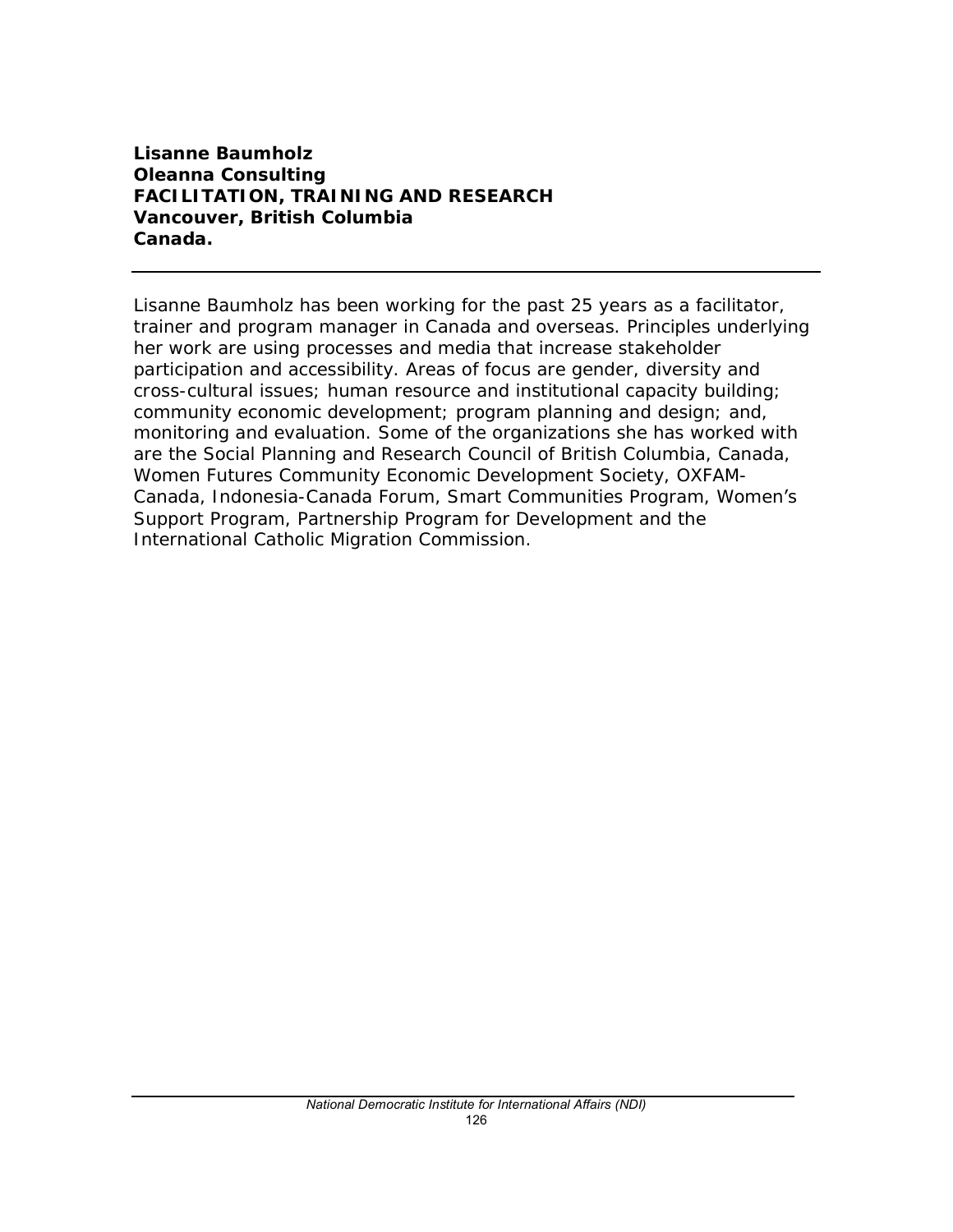**Lisanne Baumholz**
**Oleanna Consulting**
**FACILITATION, TRAINING AND RESEARCH**
**Vancouver, British Columbia**
**Canada.**

---

Lisanne Baumholz has been working for the past 25 years as a facilitator, trainer and program manager in Canada and overseas. Principles underlying her work are using processes and media that increase stakeholder participation and accessibility. Areas of focus are gender, diversity and cross-cultural issues; human resource and institutional capacity building; community economic development; program planning and design; and, monitoring and evaluation. Some of the organizations she has worked with are the Social Planning and Research Council of British Columbia, Canada, Women Futures Community Economic Development Society, OXFAM-Canada, Indonesia-Canada Forum, Smart Communities Program, Women's Support Program, Partnership Program for Development and the International Catholic Migration Commission.